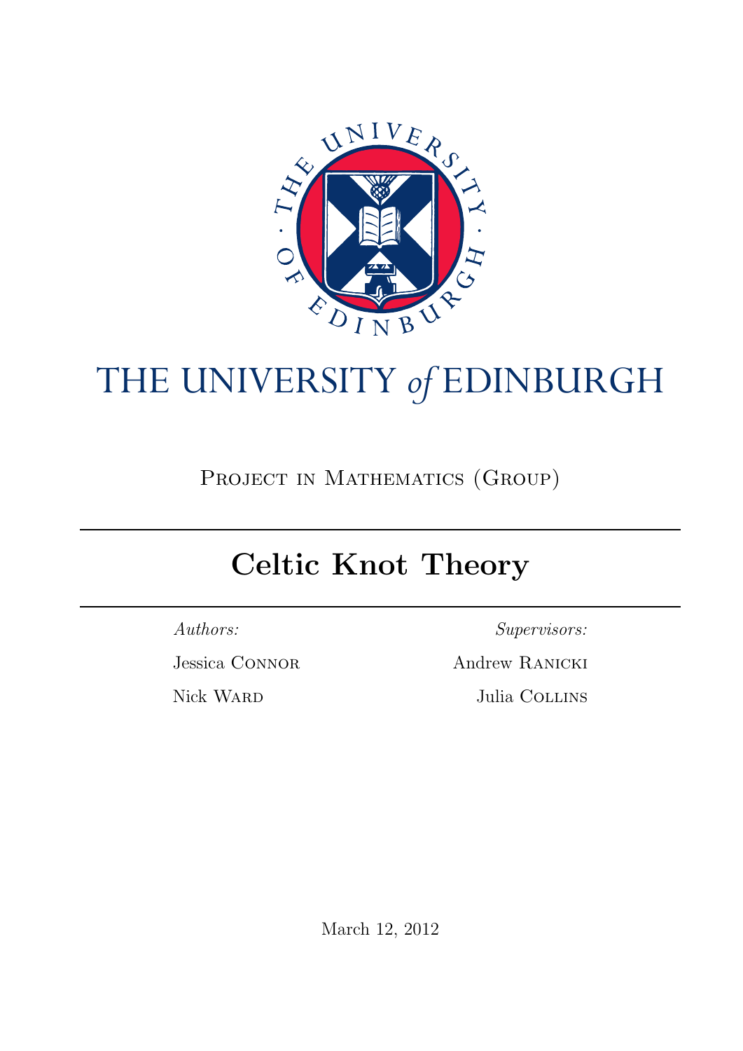THE UNIVERSITY *of* EDINBURGH

Project in Mathematics (Group)

---

# Celtic Knot Theory

---

*Authors:*

Jessica Connor

Nick Ward

*Supervisors:*

Andrew Ranicki

Julia Collins

March 12, 2012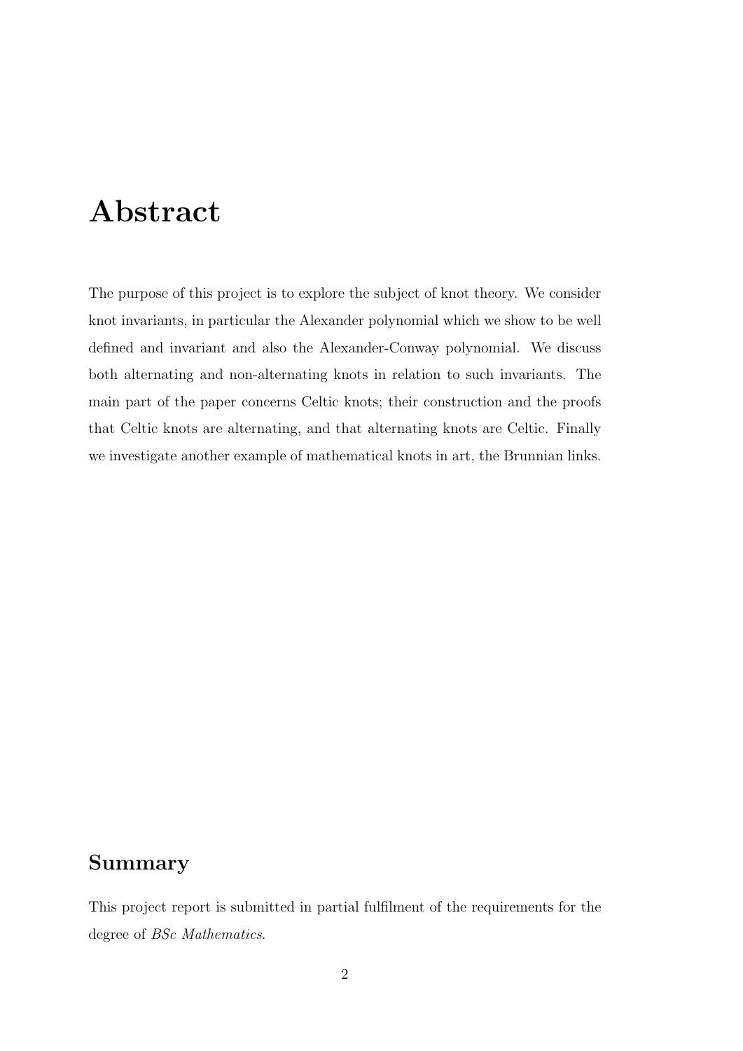# Abstract

The purpose of this project is to explore the subject of knot theory. We consider knot invariants, in particular the Alexander polynomial which we show to be well defined and invariant and also the Alexander-Conway polynomial. We discuss both alternating and non-alternating knots in relation to such invariants. The main part of the paper concerns Celtic knots; their construction and the proofs that Celtic knots are alternating, and that alternating knots are Celtic. Finally we investigate another example of mathematical knots in art, the Brunnian links.

## Summary

This project report is submitted in partial fulfilment of the requirements for the degree of *BSc Mathematics*.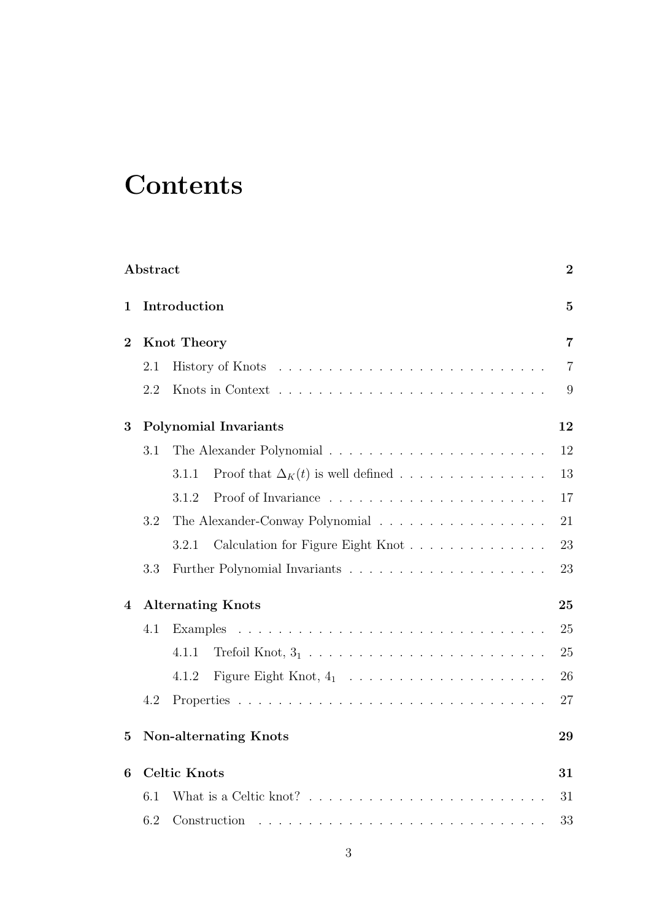# Contents

**Abstract** **2**

**1 Introduction** **5**

**2 Knot Theory** **7**

- 2.1 History of Knots . . . . . . . . . . . . . . . . . . . . . . . . . . . 7
- 2.2 Knots in Context . . . . . . . . . . . . . . . . . . . . . . . . . . . 9

**3 Polynomial Invariants** **12**

- 3.1 The Alexander Polynomial . . . . . . . . . . . . . . . . . . . . . . 12
  - 3.1.1 Proof that $\Delta_K(t)$ is well defined . . . . . . . . . . . . . . . 13
  - 3.1.2 Proof of Invariance . . . . . . . . . . . . . . . . . . . . . . 17
- 3.2 The Alexander-Conway Polynomial . . . . . . . . . . . . . . . . . 21
  - 3.2.1 Calculation for Figure Eight Knot . . . . . . . . . . . . . . 23
- 3.3 Further Polynomial Invariants . . . . . . . . . . . . . . . . . . . . 23

**4 Alternating Knots** **25**

- 4.1 Examples . . . . . . . . . . . . . . . . . . . . . . . . . . . . . . . 25
  - 4.1.1 Trefoil Knot, $3_1$ . . . . . . . . . . . . . . . . . . . . . . . . 25
  - 4.1.2 Figure Eight Knot, $4_1$ . . . . . . . . . . . . . . . . . . . . 26
- 4.2 Properties . . . . . . . . . . . . . . . . . . . . . . . . . . . . . . . 27

**5 Non-alternating Knots** **29**

**6 Celtic Knots** **31**

- 6.1 What is a Celtic knot? . . . . . . . . . . . . . . . . . . . . . . . . 31
- 6.2 Construction . . . . . . . . . . . . . . . . . . . . . . . . . . . . . 33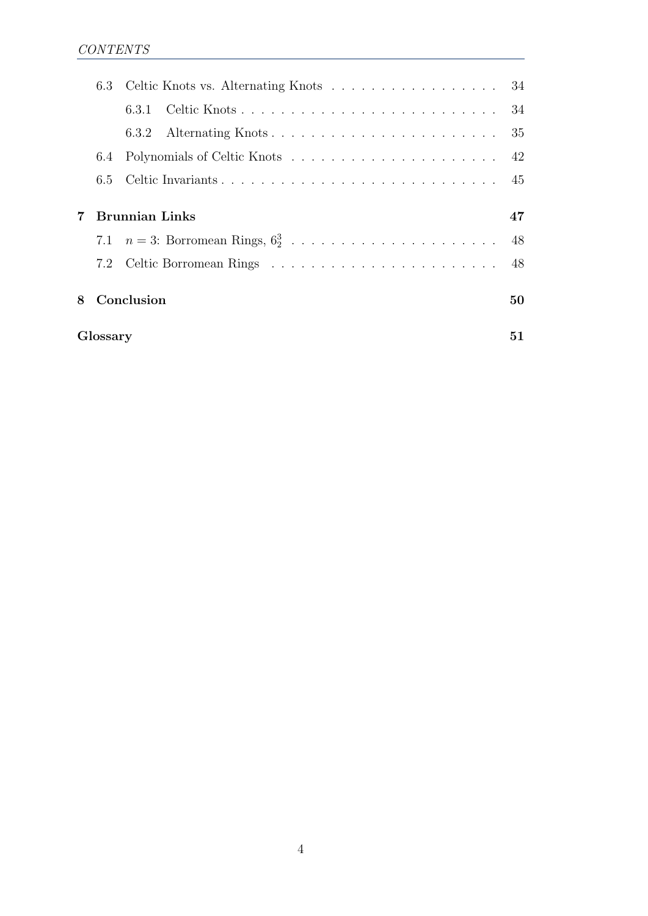- 6.3 Celtic Knots vs. Alternating Knots . . . . . . . . . . . . . . . . . 34
  - 6.3.1 Celtic Knots . . . . . . . . . . . . . . . . . . . . . . . . . 34
  - 6.3.2 Alternating Knots . . . . . . . . . . . . . . . . . . . . . . . 35
- 6.4 Polynomials of Celtic Knots . . . . . . . . . . . . . . . . . . . . . 42
- 6.5 Celtic Invariants . . . . . . . . . . . . . . . . . . . . . . . . . . . 45

**7 Brunnian Links** **47**

- 7.1 $n = 3$: Borromean Rings, $6^3_2$ . . . . . . . . . . . . . . . . . . . . . 48
- 7.2 Celtic Borromean Rings . . . . . . . . . . . . . . . . . . . . . . . 48

**8 Conclusion** **50**

**Glossary** **51**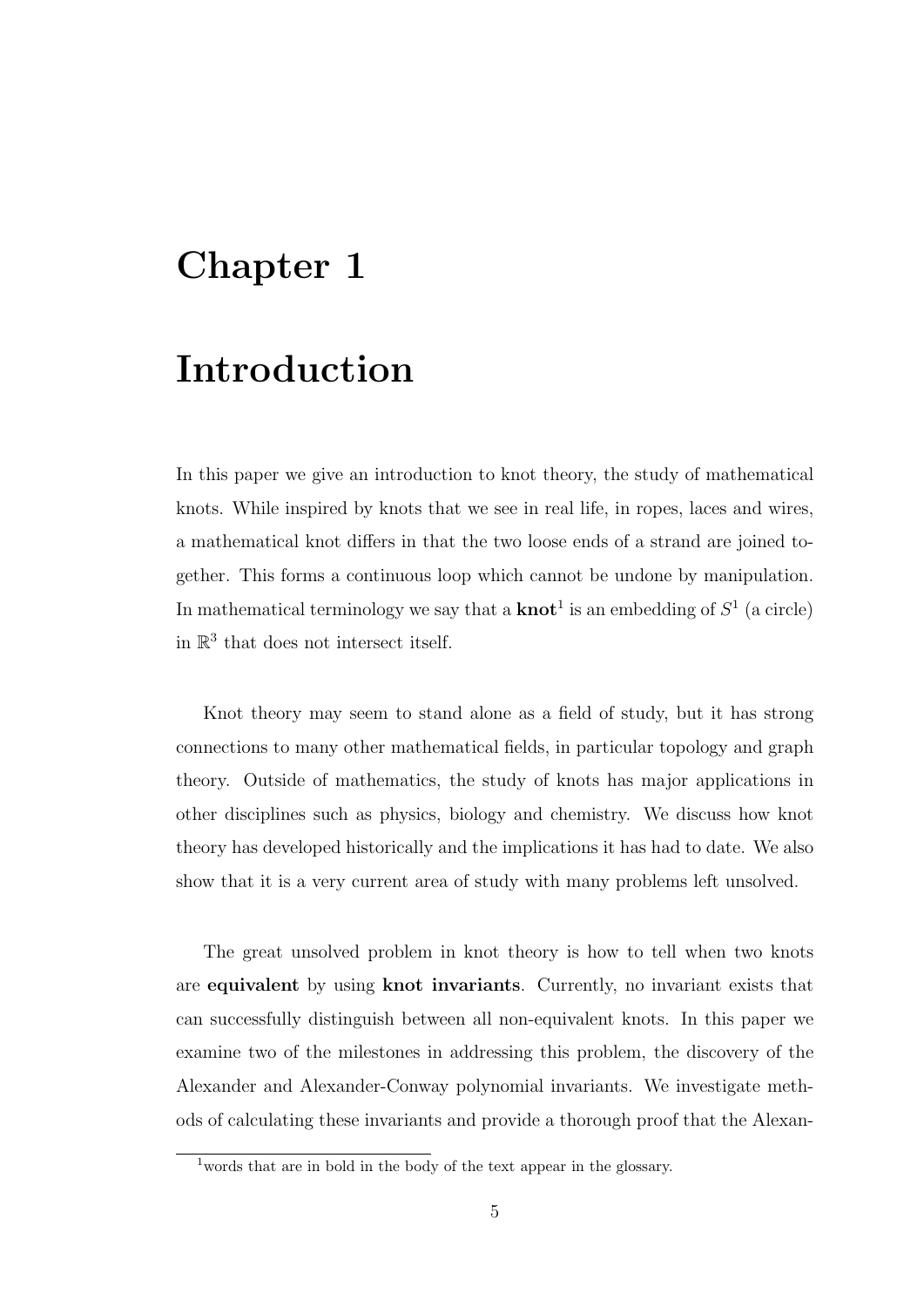# Chapter 1

# Introduction

In this paper we give an introduction to knot theory, the study of mathematical knots. While inspired by knots that we see in real life, in ropes, laces and wires, a mathematical knot differs in that the two loose ends of a strand are joined together. This forms a continuous loop which cannot be undone by manipulation. In mathematical terminology we say that a **knot**[1] is an embedding of $S^1$ (a circle) in $\mathbb{R}^3$ that does not intersect itself.

Knot theory may seem to stand alone as a field of study, but it has strong connections to many other mathematical fields, in particular topology and graph theory. Outside of mathematics, the study of knots has major applications in other disciplines such as physics, biology and chemistry. We discuss how knot theory has developed historically and the implications it has had to date. We also show that it is a very current area of study with many problems left unsolved.

The great unsolved problem in knot theory is how to tell when two knots are **equivalent** by using **knot invariants**. Currently, no invariant exists that can successfully distinguish between all non-equivalent knots. In this paper we examine two of the milestones in addressing this problem, the discovery of the Alexander and Alexander-Conway polynomial invariants. We investigate methods of calculating these invariants and provide a thorough proof that the Alexan-

[1] words that are in bold in the body of the text appear in the glossary.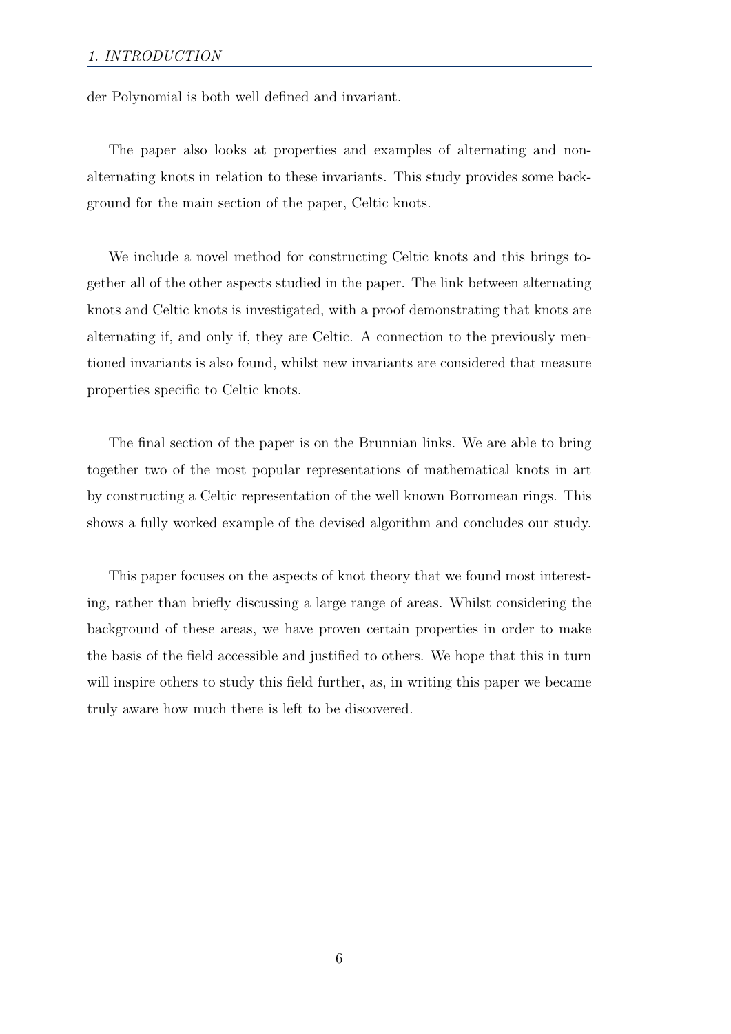der Polynomial is both well defined and invariant.

The paper also looks at properties and examples of alternating and non-alternating knots in relation to these invariants. This study provides some background for the main section of the paper, Celtic knots.

We include a novel method for constructing Celtic knots and this brings together all of the other aspects studied in the paper. The link between alternating knots and Celtic knots is investigated, with a proof demonstrating that knots are alternating if, and only if, they are Celtic. A connection to the previously mentioned invariants is also found, whilst new invariants are considered that measure properties specific to Celtic knots.

The final section of the paper is on the Brunnian links. We are able to bring together two of the most popular representations of mathematical knots in art by constructing a Celtic representation of the well known Borromean rings. This shows a fully worked example of the devised algorithm and concludes our study.

This paper focuses on the aspects of knot theory that we found most interesting, rather than briefly discussing a large range of areas. Whilst considering the background of these areas, we have proven certain properties in order to make the basis of the field accessible and justified to others. We hope that this in turn will inspire others to study this field further, as, in writing this paper we became truly aware how much there is left to be discovered.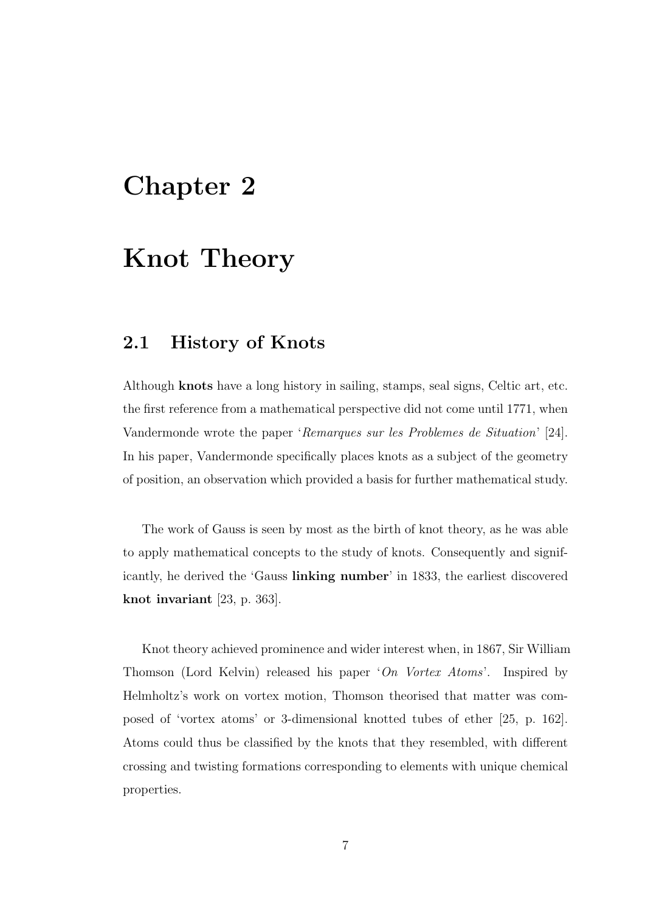# Chapter 2

# Knot Theory

## 2.1 History of Knots

Although **knots** have a long history in sailing, stamps, seal signs, Celtic art, etc. the first reference from a mathematical perspective did not come until 1771, when Vandermonde wrote the paper '*Remarques sur les Problemes de Situation*' [24]. In his paper, Vandermonde specifically places knots as a subject of the geometry of position, an observation which provided a basis for further mathematical study.

The work of Gauss is seen by most as the birth of knot theory, as he was able to apply mathematical concepts to the study of knots. Consequently and significantly, he derived the 'Gauss **linking number**' in 1833, the earliest discovered **knot invariant** [23, p. 363].

Knot theory achieved prominence and wider interest when, in 1867, Sir William Thomson (Lord Kelvin) released his paper '*On Vortex Atoms*'. Inspired by Helmholtz's work on vortex motion, Thomson theorised that matter was composed of 'vortex atoms' or 3-dimensional knotted tubes of ether [25, p. 162]. Atoms could thus be classified by the knots that they resembled, with different crossing and twisting formations corresponding to elements with unique chemical properties.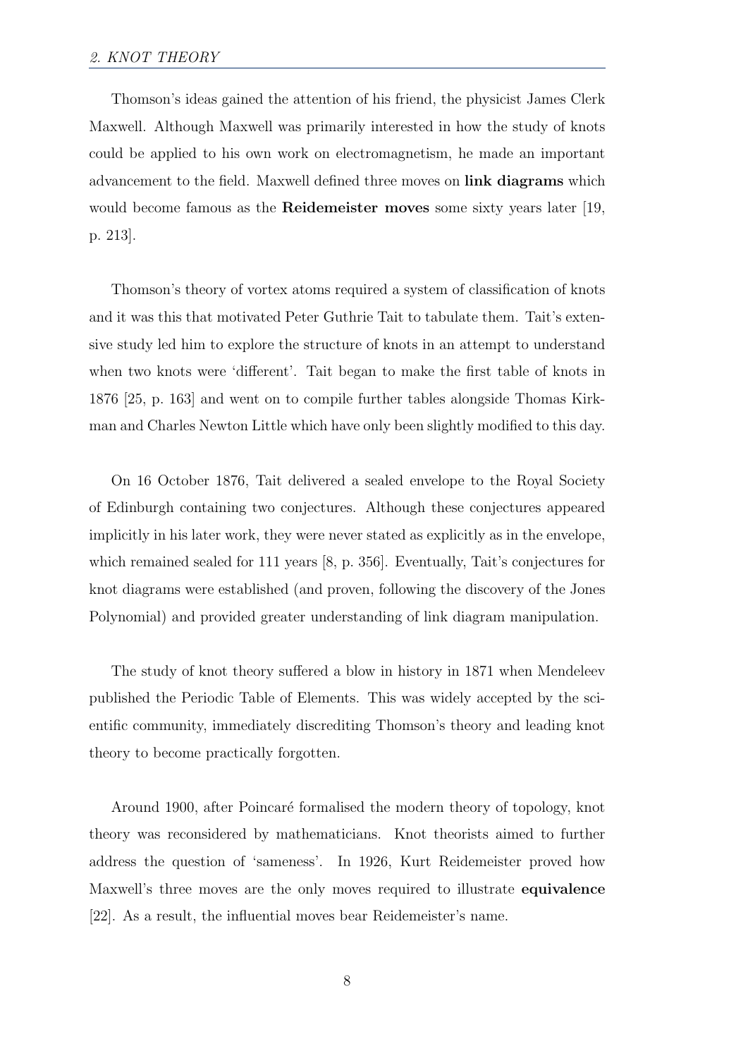Thomson's ideas gained the attention of his friend, the physicist James Clerk Maxwell. Although Maxwell was primarily interested in how the study of knots could be applied to his own work on electromagnetism, he made an important advancement to the field. Maxwell defined three moves on **link diagrams** which would become famous as the **Reidemeister moves** some sixty years later [19, p. 213].

Thomson's theory of vortex atoms required a system of classification of knots and it was this that motivated Peter Guthrie Tait to tabulate them. Tait's extensive study led him to explore the structure of knots in an attempt to understand when two knots were 'different'. Tait began to make the first table of knots in 1876 [25, p. 163] and went on to compile further tables alongside Thomas Kirkman and Charles Newton Little which have only been slightly modified to this day.

On 16 October 1876, Tait delivered a sealed envelope to the Royal Society of Edinburgh containing two conjectures. Although these conjectures appeared implicitly in his later work, they were never stated as explicitly as in the envelope, which remained sealed for 111 years [8, p. 356]. Eventually, Tait's conjectures for knot diagrams were established (and proven, following the discovery of the Jones Polynomial) and provided greater understanding of link diagram manipulation.

The study of knot theory suffered a blow in history in 1871 when Mendeleev published the Periodic Table of Elements. This was widely accepted by the scientific community, immediately discrediting Thomson's theory and leading knot theory to become practically forgotten.

Around 1900, after Poincaré formalised the modern theory of topology, knot theory was reconsidered by mathematicians. Knot theorists aimed to further address the question of 'sameness'. In 1926, Kurt Reidemeister proved how Maxwell's three moves are the only moves required to illustrate **equivalence** [22]. As a result, the influential moves bear Reidemeister's name.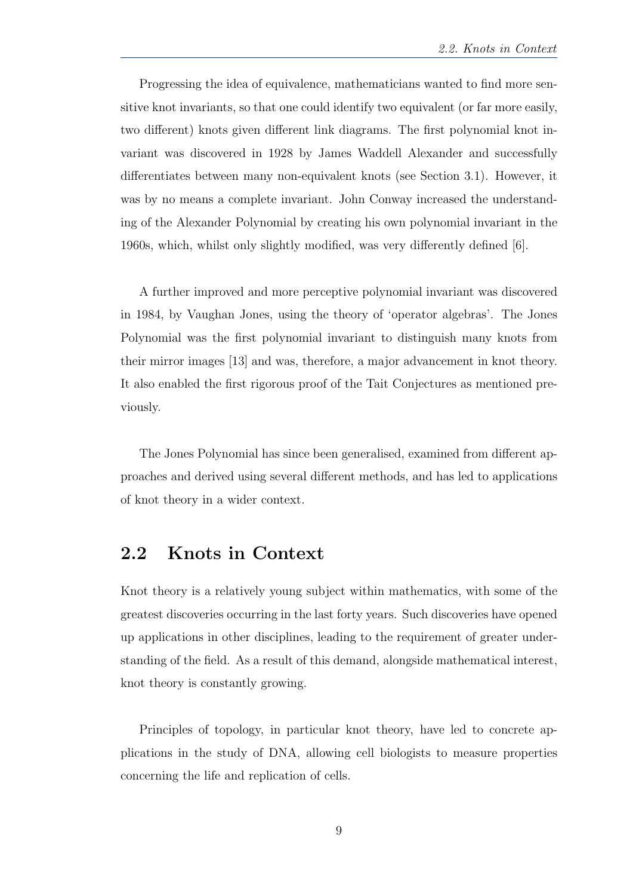Progressing the idea of equivalence, mathematicians wanted to find more sensitive knot invariants, so that one could identify two equivalent (or far more easily, two different) knots given different link diagrams. The first polynomial knot invariant was discovered in 1928 by James Waddell Alexander and successfully differentiates between many non-equivalent knots (see Section 3.1). However, it was by no means a complete invariant. John Conway increased the understanding of the Alexander Polynomial by creating his own polynomial invariant in the 1960s, which, whilst only slightly modified, was very differently defined [6].

A further improved and more perceptive polynomial invariant was discovered in 1984, by Vaughan Jones, using the theory of 'operator algebras'. The Jones Polynomial was the first polynomial invariant to distinguish many knots from their mirror images [13] and was, therefore, a major advancement in knot theory. It also enabled the first rigorous proof of the Tait Conjectures as mentioned previously.

The Jones Polynomial has since been generalised, examined from different approaches and derived using several different methods, and has led to applications of knot theory in a wider context.

## 2.2 Knots in Context

Knot theory is a relatively young subject within mathematics, with some of the greatest discoveries occurring in the last forty years. Such discoveries have opened up applications in other disciplines, leading to the requirement of greater understanding of the field. As a result of this demand, alongside mathematical interest, knot theory is constantly growing.

Principles of topology, in particular knot theory, have led to concrete applications in the study of DNA, allowing cell biologists to measure properties concerning the life and replication of cells.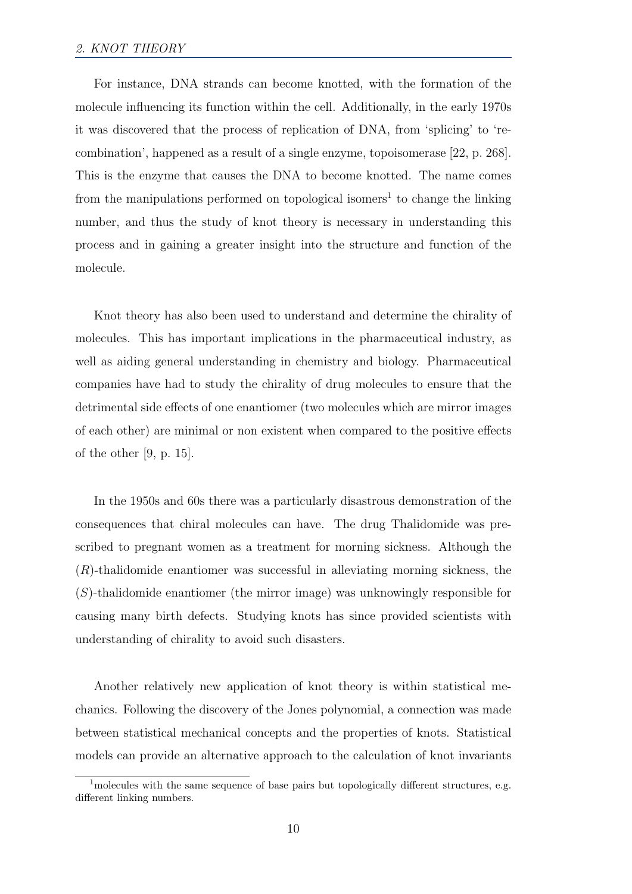For instance, DNA strands can become knotted, with the formation of the molecule influencing its function within the cell. Additionally, in the early 1970s it was discovered that the process of replication of DNA, from 'splicing' to 'recombination', happened as a result of a single enzyme, topoisomerase [22, p. 268]. This is the enzyme that causes the DNA to become knotted. The name comes from the manipulations performed on topological isomers[1] to change the linking number, and thus the study of knot theory is necessary in understanding this process and in gaining a greater insight into the structure and function of the molecule.

Knot theory has also been used to understand and determine the chirality of molecules. This has important implications in the pharmaceutical industry, as well as aiding general understanding in chemistry and biology. Pharmaceutical companies have had to study the chirality of drug molecules to ensure that the detrimental side effects of one enantiomer (two molecules which are mirror images of each other) are minimal or non existent when compared to the positive effects of the other [9, p. 15].

In the 1950s and 60s there was a particularly disastrous demonstration of the consequences that chiral molecules can have. The drug Thalidomide was prescribed to pregnant women as a treatment for morning sickness. Although the ($R$)-thalidomide enantiomer was successful in alleviating morning sickness, the ($S$)-thalidomide enantiomer (the mirror image) was unknowingly responsible for causing many birth defects. Studying knots has since provided scientists with understanding of chirality to avoid such disasters.

Another relatively new application of knot theory is within statistical mechanics. Following the discovery of the Jones polynomial, a connection was made between statistical mechanical concepts and the properties of knots. Statistical models can provide an alternative approach to the calculation of knot invariants

[1] molecules with the same sequence of base pairs but topologically different structures, e.g. different linking numbers.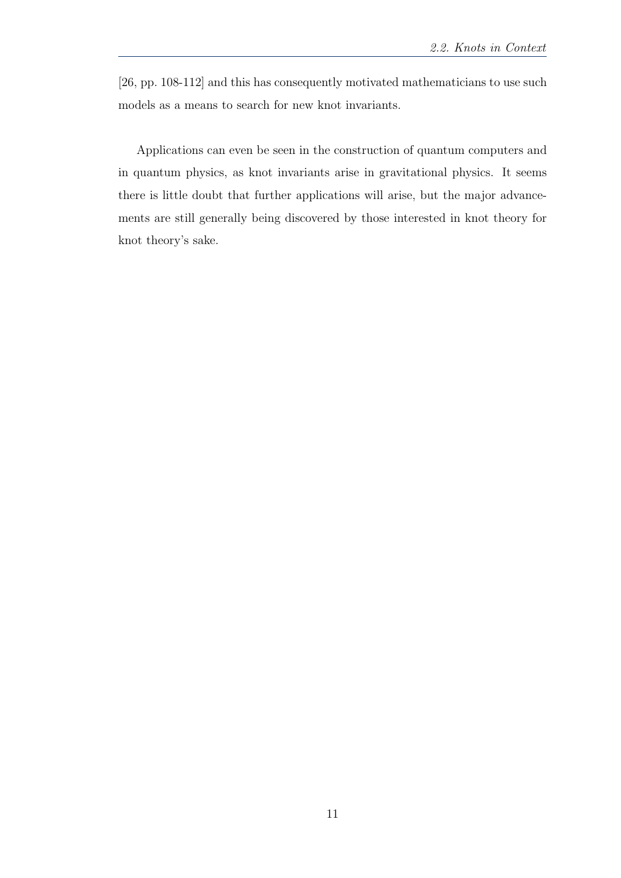[26, pp. 108-112] and this has consequently motivated mathematicians to use such models as a means to search for new knot invariants.

Applications can even be seen in the construction of quantum computers and in quantum physics, as knot invariants arise in gravitational physics. It seems there is little doubt that further applications will arise, but the major advancements are still generally being discovered by those interested in knot theory for knot theory's sake.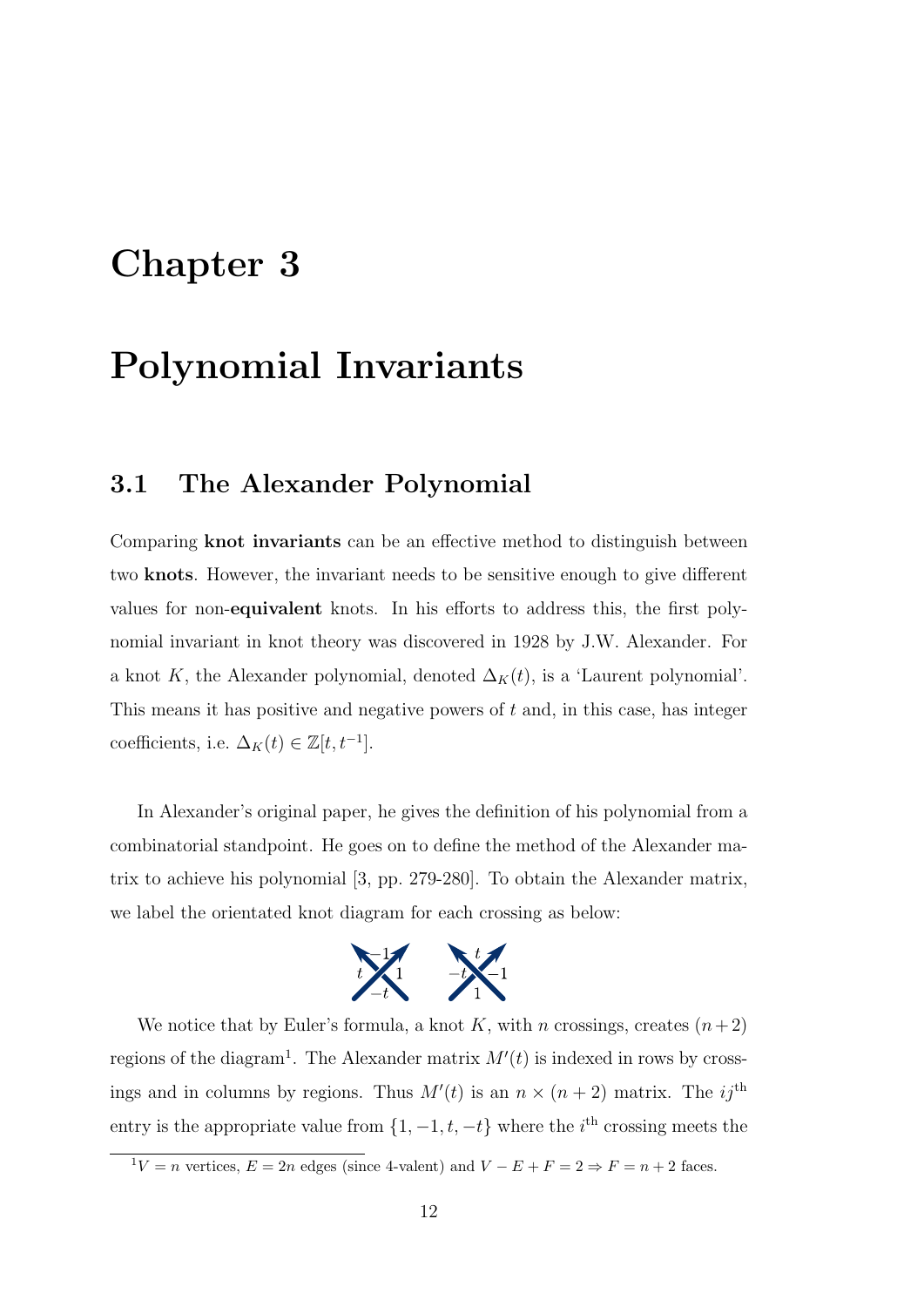# Chapter 3

# Polynomial Invariants

## 3.1 The Alexander Polynomial

Comparing **knot invariants** can be an effective method to distinguish between two **knots**. However, the invariant needs to be sensitive enough to give different values for non-**equivalent** knots. In his efforts to address this, the first polynomial invariant in knot theory was discovered in 1928 by J.W. Alexander. For a knot $K$, the Alexander polynomial, denoted $\Delta_K(t)$, is a 'Laurent polynomial'. This means it has positive and negative powers of $t$ and, in this case, has integer coefficients, i.e. $\Delta_K(t) \in \mathbb{Z}[t, t^{-1}]$.

In Alexander's original paper, he gives the definition of his polynomial from a combinatorial standpoint. He goes on to define the method of the Alexander matrix to achieve his polynomial [3, pp. 279-280]. To obtain the Alexander matrix, we label the orientated knot diagram for each crossing as below:

We notice that by Euler's formula, a knot $K$, with $n$ crossings, creates $(n+2)$ regions of the diagram[1]. The Alexander matrix $M'(t)$ is indexed in rows by crossings and in columns by regions. Thus $M'(t)$ is an $n \times (n+2)$ matrix. The $ij^{\text{th}}$ entry is the appropriate value from $\{1, -1, t, -t\}$ where the $i^{\text{th}}$ crossing meets the

[1] $V = n$ vertices, $E = 2n$ edges (since 4-valent) and $V - E + F = 2 \Rightarrow F = n + 2$ faces.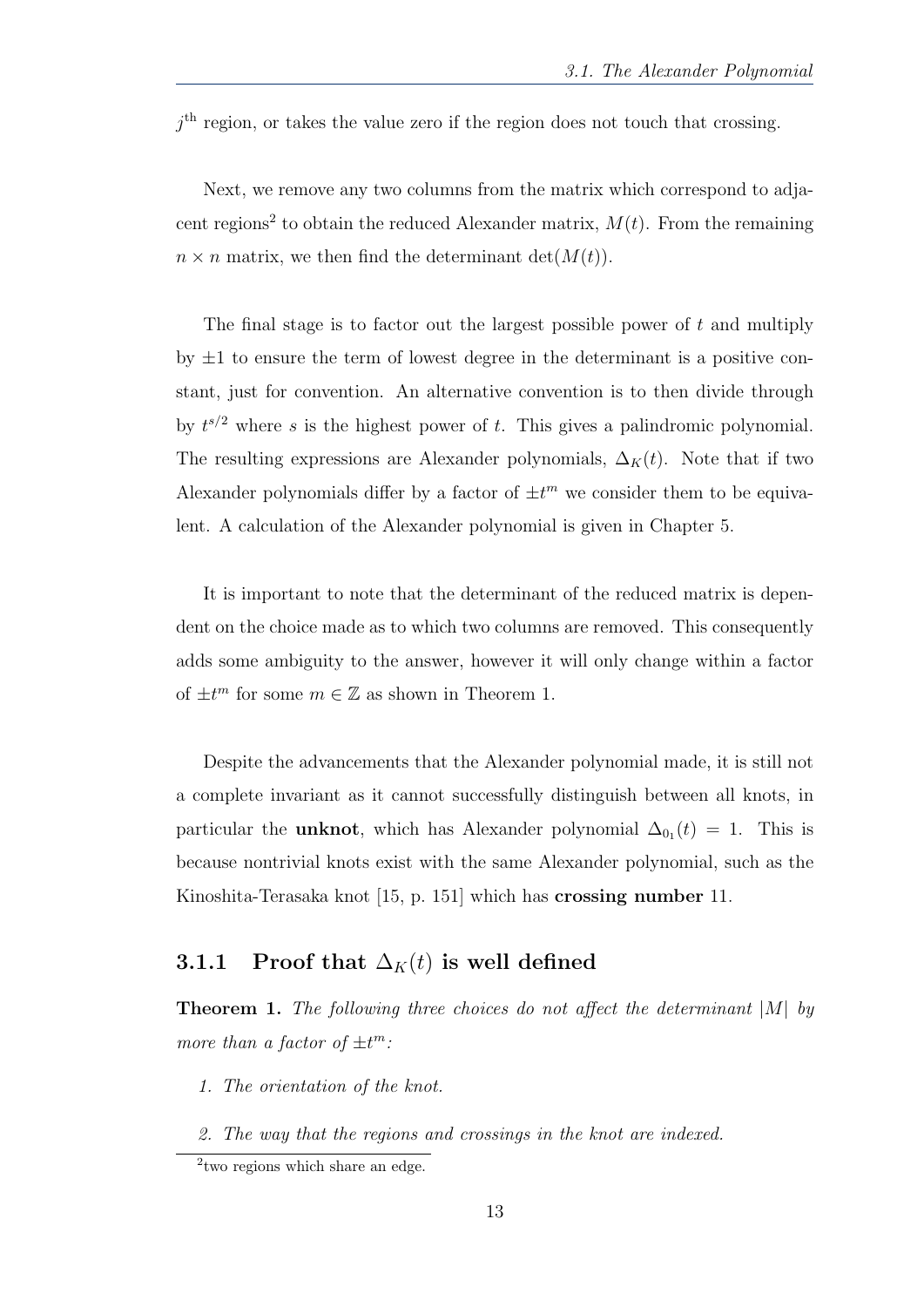$j^{\text{th}}$ region, or takes the value zero if the region does not touch that crossing.

Next, we remove any two columns from the matrix which correspond to adjacent regions[2] to obtain the reduced Alexander matrix, $M(t)$. From the remaining $n \times n$ matrix, we then find the determinant $\det(M(t))$.

The final stage is to factor out the largest possible power of $t$ and multiply by $\pm 1$ to ensure the term of lowest degree in the determinant is a positive constant, just for convention. An alternative convention is to then divide through by $t^{s/2}$ where $s$ is the highest power of $t$. This gives a palindromic polynomial. The resulting expressions are Alexander polynomials, $\Delta_K(t)$. Note that if two Alexander polynomials differ by a factor of $\pm t^m$ we consider them to be equivalent. A calculation of the Alexander polynomial is given in Chapter 5.

It is important to note that the determinant of the reduced matrix is dependent on the choice made as to which two columns are removed. This consequently adds some ambiguity to the answer, however it will only change within a factor of $\pm t^m$ for some $m \in \mathbb{Z}$ as shown in Theorem 1.

Despite the advancements that the Alexander polynomial made, it is still not a complete invariant as it cannot successfully distinguish between all knots, in particular the **unknot**, which has Alexander polynomial $\Delta_{0_1}(t) = 1$. This is because nontrivial knots exist with the same Alexander polynomial, such as the Kinoshita-Terasaka knot [15, p. 151] which has **crossing number** 11.

### 3.1.1 Proof that $\Delta_K(t)$ is well defined

**Theorem 1.** *The following three choices do not affect the determinant $|M|$ by more than a factor of $\pm t^m$:*

1. *The orientation of the knot.*
2. *The way that the regions and crossings in the knot are indexed.*

[2] two regions which share an edge.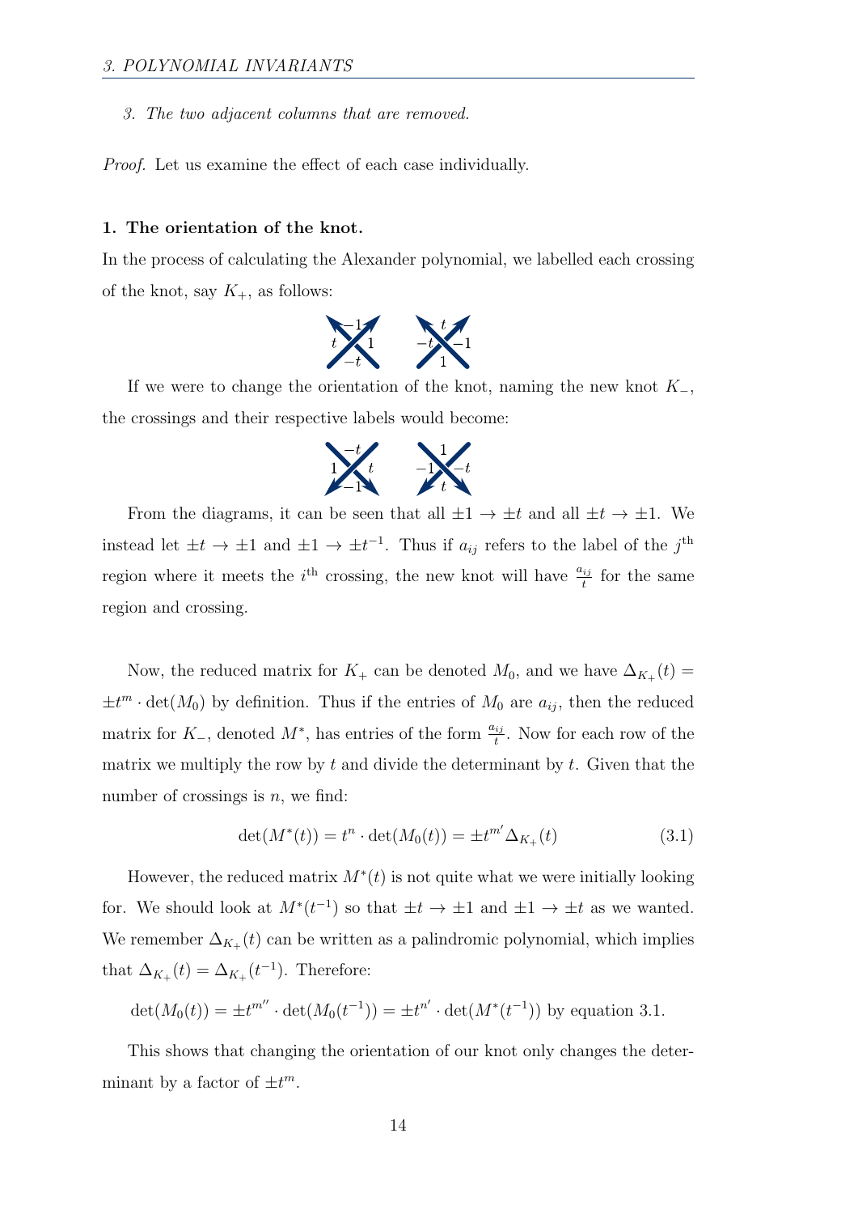*3. The two adjacent columns that are removed.*

*Proof.* Let us examine the effect of each case individually.

**1. The orientation of the knot.**

In the process of calculating the Alexander polynomial, we labelled each crossing of the knot, say $K_+$, as follows:

If we were to change the orientation of the knot, naming the new knot $K_-$, the crossings and their respective labels would become:

From the diagrams, it can be seen that all $\pm 1 \to \pm t$ and all $\pm t \to \pm 1$. We instead let $\pm t \to \pm 1$ and $\pm 1 \to \pm t^{-1}$. Thus if $a_{ij}$ refers to the label of the $j^{\text{th}}$ region where it meets the $i^{\text{th}}$ crossing, the new knot will have $\frac{a_{ij}}{t}$ for the same region and crossing.

Now, the reduced matrix for $K_+$ can be denoted $M_0$, and we have $\Delta_{K_+}(t) = \pm t^m \cdot \det(M_0)$ by definition. Thus if the entries of $M_0$ are $a_{ij}$, then the reduced matrix for $K_-$, denoted $M^*$, has entries of the form $\frac{a_{ij}}{t}$. Now for each row of the matrix we multiply the row by $t$ and divide the determinant by $t$. Given that the number of crossings is $n$, we find:

$$\det(M^*(t)) = t^n \cdot \det(M_0(t)) = \pm t^{m'} \Delta_{K_+}(t) \tag{3.1}$$

However, the reduced matrix $M^*(t)$ is not quite what we were initially looking for. We should look at $M^*(t^{-1})$ so that $\pm t \to \pm 1$ and $\pm 1 \to \pm t$ as we wanted. We remember $\Delta_{K_+}(t)$ can be written as a palindromic polynomial, which implies that $\Delta_{K_+}(t) = \Delta_{K_+}(t^{-1})$. Therefore:

$$\det(M_0(t)) = \pm t^{m''} \cdot \det(M_0(t^{-1})) = \pm t^{n'} \cdot \det(M^*(t^{-1})) \text{ by equation 3.1.}$$

This shows that changing the orientation of our knot only changes the determinant by a factor of $\pm t^m$.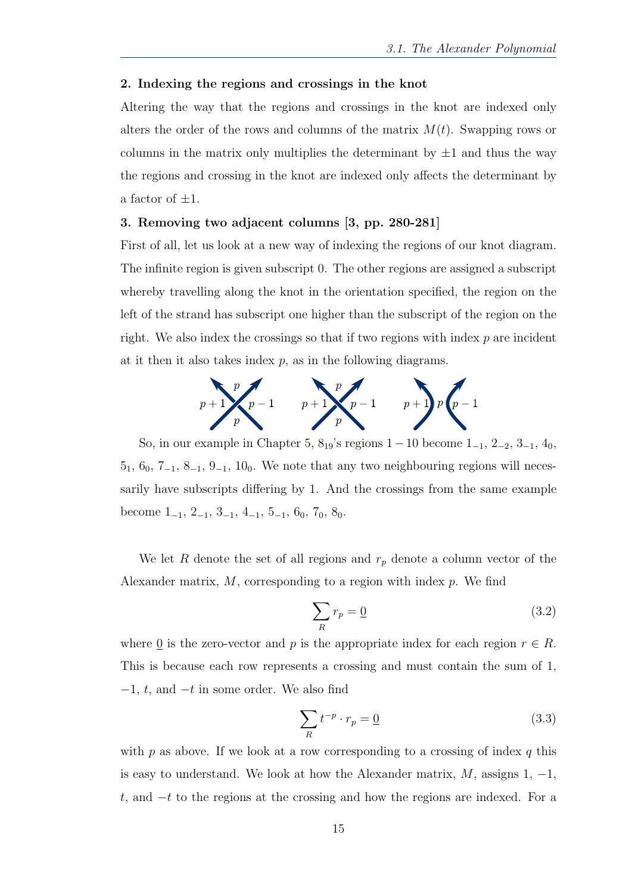**2. Indexing the regions and crossings in the knot**

Altering the way that the regions and crossings in the knot are indexed only alters the order of the rows and columns of the matrix $M(t)$. Swapping rows or columns in the matrix only multiplies the determinant by $\pm 1$ and thus the way the regions and crossing in the knot are indexed only affects the determinant by a factor of $\pm 1$.

**3. Removing two adjacent columns [3, pp. 280-281]**

First of all, let us look at a new way of indexing the regions of our knot diagram. The infinite region is given subscript 0. The other regions are assigned a subscript whereby travelling along the knot in the orientation specified, the region on the left of the strand has subscript one higher than the subscript of the region on the right. We also index the crossings so that if two regions with index $p$ are incident at it then it also takes index $p$, as in the following diagrams.

So, in our example in Chapter 5, $8_{19}$'s regions $1-10$ become $1_{-1}$, $2_{-2}$, $3_{-1}$, $4_0$, $5_1$, $6_0$, $7_{-1}$, $8_{-1}$, $9_{-1}$, $10_0$. We note that any two neighbouring regions will necessarily have subscripts differing by 1. And the crossings from the same example become $1_{-1}$, $2_{-1}$, $3_{-1}$, $4_{-1}$, $5_{-1}$, $6_0$, $7_0$, $8_0$.

We let $R$ denote the set of all regions and $r_p$ denote a column vector of the Alexander matrix, $M$, corresponding to a region with index $p$. We find

$$\sum_R r_p = \underline{0} \tag{3.2}$$

where $\underline{0}$ is the zero-vector and $p$ is the appropriate index for each region $r \in R$. This is because each row represents a crossing and must contain the sum of 1, $-1$, $t$, and $-t$ in some order. We also find

$$\sum_R t^{-p} \cdot r_p = \underline{0} \tag{3.3}$$

with $p$ as above. If we look at a row corresponding to a crossing of index $q$ this is easy to understand. We look at how the Alexander matrix, $M$, assigns 1, $-1$, $t$, and $-t$ to the regions at the crossing and how the regions are indexed. For a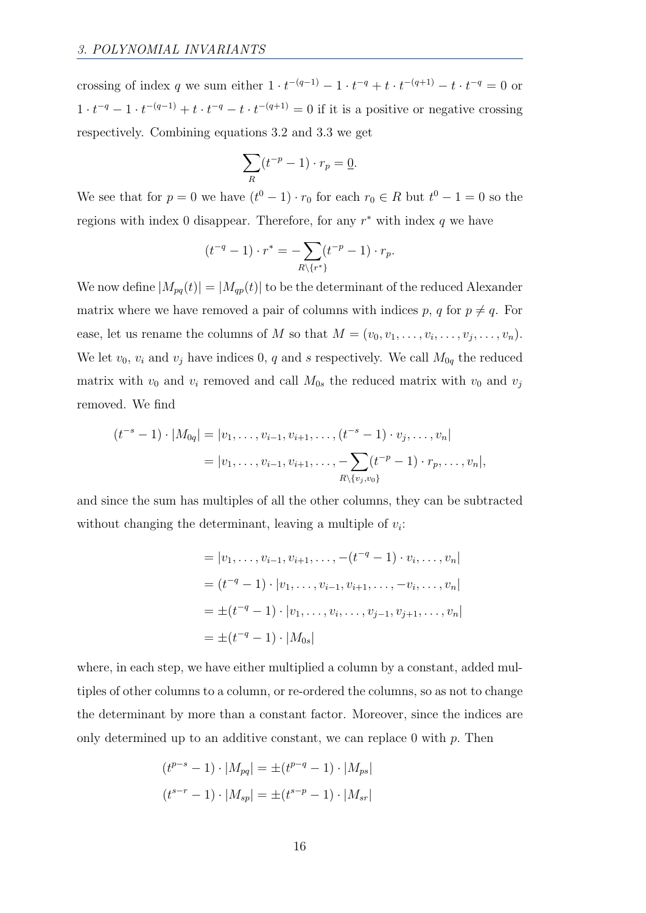crossing of index $q$ we sum either $1 \cdot t^{-(q-1)} - 1 \cdot t^{-q} + t \cdot t^{-(q+1)} - t \cdot t^{-q} = 0$ or $1 \cdot t^{-q} - 1 \cdot t^{-(q-1)} + t \cdot t^{-q} - t \cdot t^{-(q+1)} = 0$ if it is a positive or negative crossing respectively. Combining equations 3.2 and 3.3 we get

$$\sum_R (t^{-p} - 1) \cdot r_p = \underline{0}.$$

We see that for $p = 0$ we have $(t^0 - 1) \cdot r_0$ for each $r_0 \in R$ but $t^0 - 1 = 0$ so the regions with index 0 disappear. Therefore, for any $r^*$ with index $q$ we have

$$(t^{-q} - 1) \cdot r^* = -\sum_{R \setminus \{r^*\}} (t^{-p} - 1) \cdot r_p.$$

We now define $|M_{pq}(t)| = |M_{qp}(t)|$ to be the determinant of the reduced Alexander matrix where we have removed a pair of columns with indices $p$, $q$ for $p \neq q$. For ease, let us rename the columns of $M$ so that $M = (v_0, v_1, \ldots, v_i, \ldots, v_j, \ldots, v_n)$. We let $v_0$, $v_i$ and $v_j$ have indices 0, $q$ and $s$ respectively. We call $M_{0q}$ the reduced matrix with $v_0$ and $v_i$ removed and call $M_{0s}$ the reduced matrix with $v_0$ and $v_j$ removed. We find

$$\begin{aligned}
(t^{-s} - 1) \cdot |M_{0q}| &= |v_1, \ldots, v_{i-1}, v_{i+1}, \ldots, (t^{-s} - 1) \cdot v_j, \ldots, v_n| \\
&= |v_1, \ldots, v_{i-1}, v_{i+1}, \ldots, -\sum_{R \setminus \{v_j, v_0\}} (t^{-p} - 1) \cdot r_p, \ldots, v_n|,
\end{aligned}$$

and since the sum has multiples of all the other columns, they can be subtracted without changing the determinant, leaving a multiple of $v_i$:

$$\begin{aligned}
&= |v_1, \ldots, v_{i-1}, v_{i+1}, \ldots, -(t^{-q} - 1) \cdot v_i, \ldots, v_n| \\
&= (t^{-q} - 1) \cdot |v_1, \ldots, v_{i-1}, v_{i+1}, \ldots, -v_i, \ldots, v_n| \\
&= \pm (t^{-q} - 1) \cdot |v_1, \ldots, v_i, \ldots, v_{j-1}, v_{j+1}, \ldots, v_n| \\
&= \pm (t^{-q} - 1) \cdot |M_{0s}|
\end{aligned}$$

where, in each step, we have either multiplied a column by a constant, added multiples of other columns to a column, or re-ordered the columns, so as not to change the determinant by more than a constant factor. Moreover, since the indices are only determined up to an additive constant, we can replace 0 with $p$. Then

$$\begin{aligned}
(t^{p-s} - 1) \cdot |M_{pq}| &= \pm (t^{p-q} - 1) \cdot |M_{ps}| \\
(t^{s-r} - 1) \cdot |M_{sp}| &= \pm (t^{s-p} - 1) \cdot |M_{sr}|
\end{aligned}$$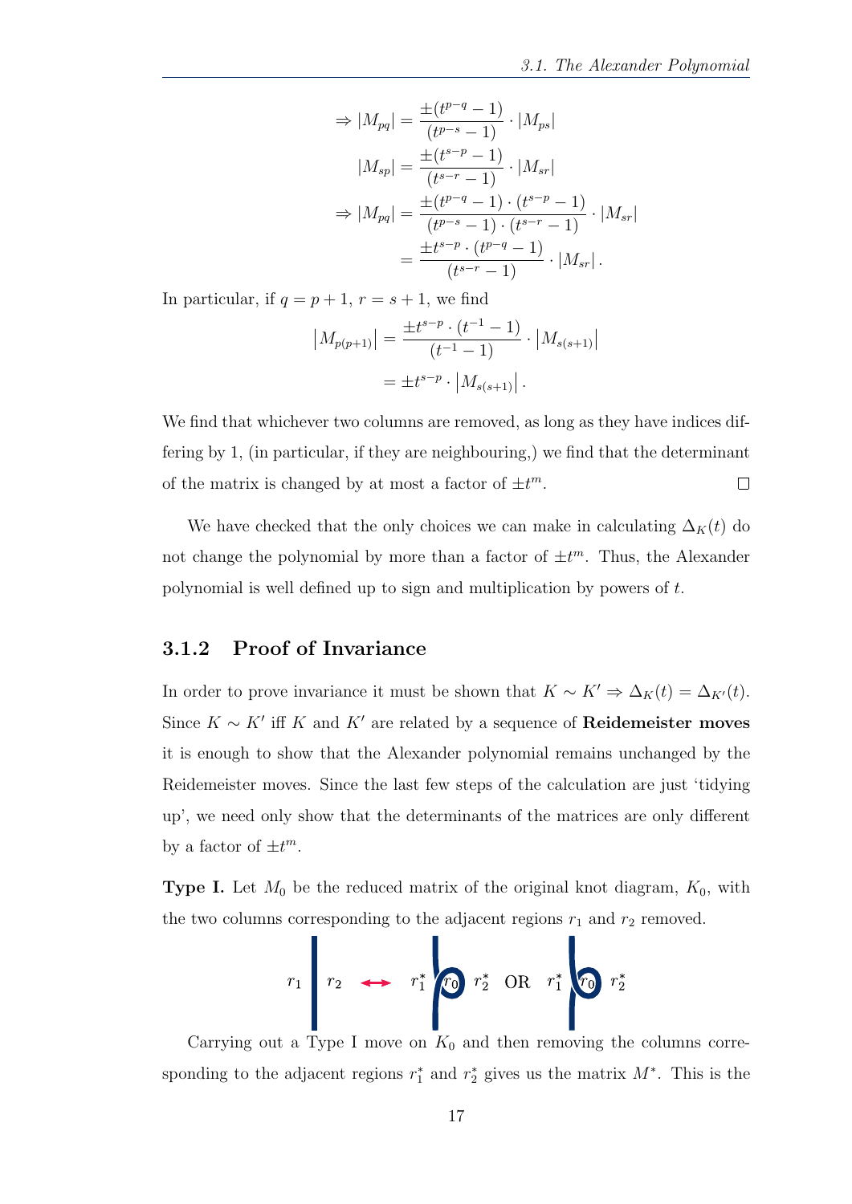$$\Rightarrow |M_{pq}| = \frac{\pm(t^{p-q}-1)}{(t^{p-s}-1)} \cdot |M_{ps}|$$

$$|M_{sp}| = \frac{\pm(t^{s-p}-1)}{(t^{s-r}-1)} \cdot |M_{sr}|$$

$$\Rightarrow |M_{pq}| = \frac{\pm(t^{p-q}-1)\cdot(t^{s-p}-1)}{(t^{p-s}-1)\cdot(t^{s-r}-1)} \cdot |M_{sr}|$$

$$= \frac{\pm t^{s-p}\cdot(t^{p-q}-1)}{(t^{s-r}-1)} \cdot |M_{sr}|.$$

In particular, if $q = p+1$, $r = s+1$, we find

$$\left|M_{p(p+1)}\right| = \frac{\pm t^{s-p}\cdot(t^{-1}-1)}{(t^{-1}-1)} \cdot \left|M_{s(s+1)}\right|$$

$$= \pm t^{s-p} \cdot \left|M_{s(s+1)}\right|.$$

We find that whichever two columns are removed, as long as they have indices differing by 1, (in particular, if they are neighbouring,) we find that the determinant of the matrix is changed by at most a factor of $\pm t^m$. □

We have checked that the only choices we can make in calculating $\Delta_K(t)$ do not change the polynomial by more than a factor of $\pm t^m$. Thus, the Alexander polynomial is well defined up to sign and multiplication by powers of $t$.

### 3.1.2 Proof of Invariance

In order to prove invariance it must be shown that $K \sim K' \Rightarrow \Delta_K(t) = \Delta_{K'}(t)$. Since $K \sim K'$ iff $K$ and $K'$ are related by a sequence of **Reidemeister moves** it is enough to show that the Alexander polynomial remains unchanged by the Reidemeister moves. Since the last few steps of the calculation are just 'tidying up', we need only show that the determinants of the matrices are only different by a factor of $\pm t^m$.

**Type I.** Let $M_0$ be the reduced matrix of the original knot diagram, $K_0$, with the two columns corresponding to the adjacent regions $r_1$ and $r_2$ removed.

$r_1$ | $r_2$ ↔ $r_1^*$ $r_0$ $r_2^*$ OR $r_1^*$ $r_0$ $r_2^*$

Carrying out a Type I move on $K_0$ and then removing the columns corresponding to the adjacent regions $r_1^*$ and $r_2^*$ gives us the matrix $M^*$. This is the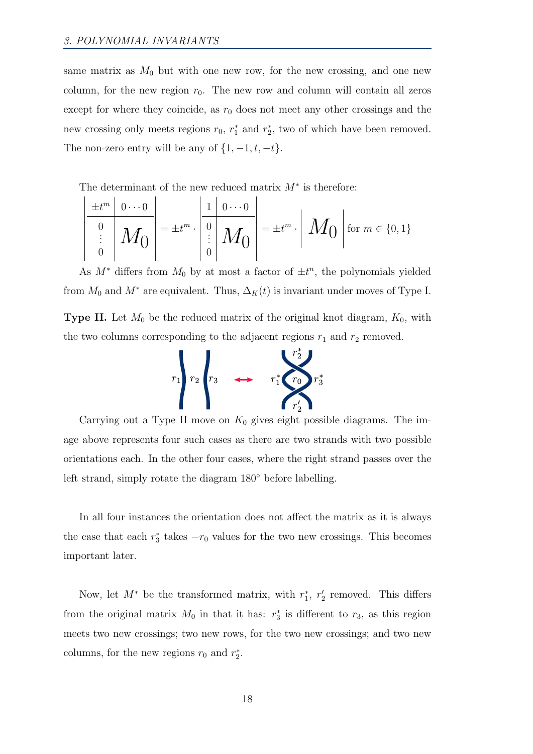same matrix as $M_0$ but with one new row, for the new crossing, and one new column, for the new region $r_0$. The new row and column will contain all zeros except for where they coincide, as $r_0$ does not meet any other crossings and the new crossing only meets regions $r_0$, $r_1^*$ and $r_2^*$, two of which have been removed. The non-zero entry will be any of $\{1, -1, t, -t\}$.

The determinant of the new reduced matrix $M^*$ is therefore:

$$\left|\begin{array}{c|c} \pm t^m & 0\cdots 0 \\ \hline 0 & \\ \vdots & M_0 \\ 0 & \end{array}\right| = \pm t^m \cdot \left|\begin{array}{c|c} 1 & 0\cdots 0 \\ \hline 0 & \\ \vdots & M_0 \\ 0 & \end{array}\right| = \pm t^m \cdot \left| \; M_0 \; \right| \text{ for } m \in \{0, 1\}$$

As $M^*$ differs from $M_0$ by at most a factor of $\pm t^n$, the polynomials yielded from $M_0$ and $M^*$ are equivalent. Thus, $\Delta_K(t)$ is invariant under moves of Type I.

**Type II.** Let $M_0$ be the reduced matrix of the original knot diagram, $K_0$, with the two columns corresponding to the adjacent regions $r_1$ and $r_2$ removed.

Carrying out a Type II move on $K_0$ gives eight possible diagrams. The image above represents four such cases as there are two strands with two possible orientations each. In the other four cases, where the right strand passes over the left strand, simply rotate the diagram 180° before labelling.

In all four instances the orientation does not affect the matrix as it is always the case that each $r_3^*$ takes $-r_0$ values for the two new crossings. This becomes important later.

Now, let $M^*$ be the transformed matrix, with $r_1^*$, $r_2'$ removed. This differs from the original matrix $M_0$ in that it has: $r_3^*$ is different to $r_3$, as this region meets two new crossings; two new rows, for the two new crossings; and two new columns, for the new regions $r_0$ and $r_2^*$.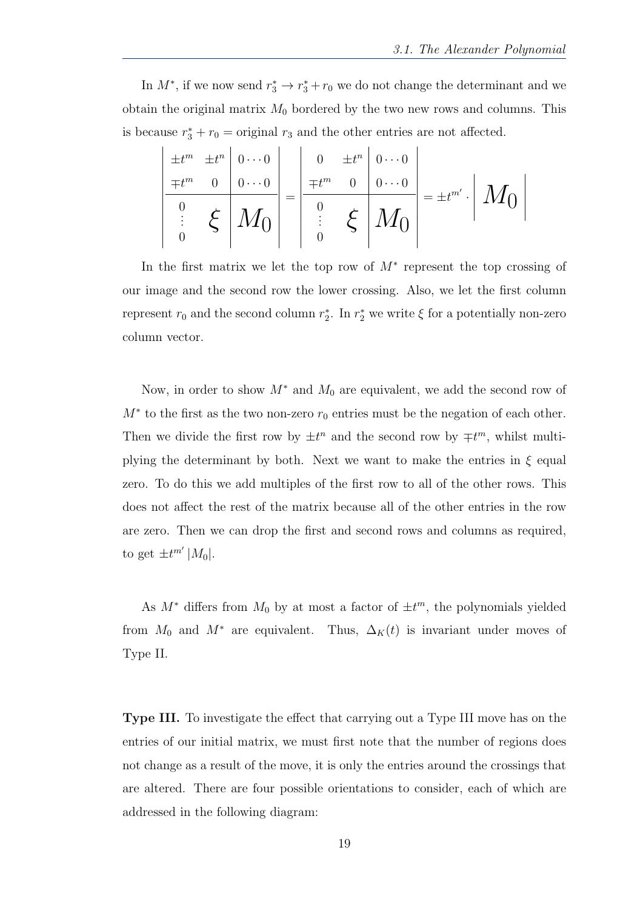In $M^*$, if we now send $r_3^* \to r_3^* + r_0$ we do not change the determinant and we obtain the original matrix $M_0$ bordered by the two new rows and columns. This is because $r_3^* + r_0 =$ original $r_3$ and the other entries are not affected.

$$
\left|\begin{array}{cc|c}
\pm t^m & \pm t^n & 0\cdots 0 \\
\mp t^m & 0 & 0\cdots 0 \\
\hline
\begin{matrix}0\\ \vdots \\ 0\end{matrix} & \xi & M_0
\end{array}\right|
=
\left|\begin{array}{cc|c}
0 & \pm t^n & 0\cdots 0 \\
\mp t^m & 0 & 0\cdots 0 \\
\hline
\begin{matrix}0\\ \vdots \\ 0\end{matrix} & \xi & M_0
\end{array}\right|
= \pm t^{m'} \cdot \left| \; M_0 \; \right|
$$

In the first matrix we let the top row of $M^*$ represent the top crossing of our image and the second row the lower crossing. Also, we let the first column represent $r_0$ and the second column $r_2^*$. In $r_2^*$ we write $\xi$ for a potentially non-zero column vector.

Now, in order to show $M^*$ and $M_0$ are equivalent, we add the second row of $M^*$ to the first as the two non-zero $r_0$ entries must be the negation of each other. Then we divide the first row by $\pm t^n$ and the second row by $\mp t^m$, whilst multiplying the determinant by both. Next we want to make the entries in $\xi$ equal zero. To do this we add multiples of the first row to all of the other rows. This does not affect the rest of the matrix because all of the other entries in the row are zero. Then we can drop the first and second rows and columns as required, to get $\pm t^{m'} |M_0|$.

As $M^*$ differs from $M_0$ by at most a factor of $\pm t^m$, the polynomials yielded from $M_0$ and $M^*$ are equivalent. Thus, $\Delta_K(t)$ is invariant under moves of Type II.

**Type III.** To investigate the effect that carrying out a Type III move has on the entries of our initial matrix, we must first note that the number of regions does not change as a result of the move, it is only the entries around the crossings that are altered. There are four possible orientations to consider, each of which are addressed in the following diagram: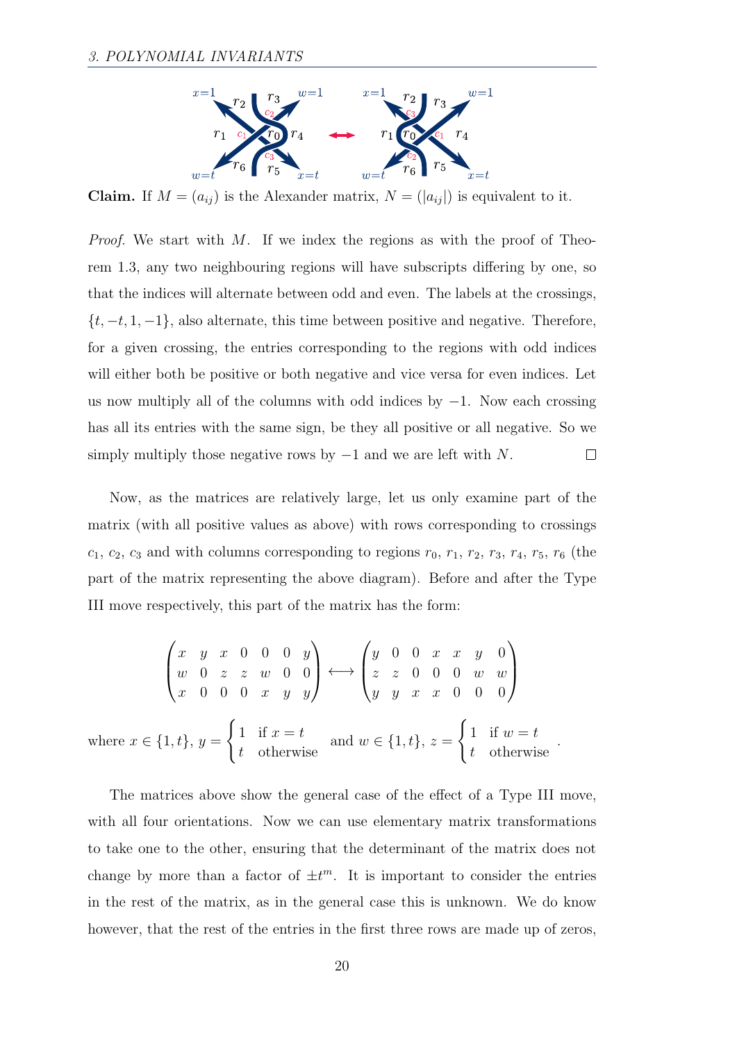**Claim.** If $M = (a_{ij})$ is the Alexander matrix, $N = (|a_{ij}|)$ is equivalent to it.

*Proof.* We start with $M$. If we index the regions as with the proof of Theorem 1.3, any two neighbouring regions will have subscripts differing by one, so that the indices will alternate between odd and even. The labels at the crossings, $\{t, -t, 1, -1\}$, also alternate, this time between positive and negative. Therefore, for a given crossing, the entries corresponding to the regions with odd indices will either both be positive or both negative and vice versa for even indices. Let us now multiply all of the columns with odd indices by $-1$. Now each crossing has all its entries with the same sign, be they all positive or all negative. So we simply multiply those negative rows by $-1$ and we are left with $N$. $\square$

Now, as the matrices are relatively large, let us only examine part of the matrix (with all positive values as above) with rows corresponding to crossings $c_1$, $c_2$, $c_3$ and with columns corresponding to regions $r_0$, $r_1$, $r_2$, $r_3$, $r_4$, $r_5$, $r_6$ (the part of the matrix representing the above diagram). Before and after the Type III move respectively, this part of the matrix has the form:

$$\begin{pmatrix} x & y & x & 0 & 0 & 0 & y \\ w & 0 & z & z & w & 0 & 0 \\ x & 0 & 0 & 0 & x & y & y \end{pmatrix} \longleftrightarrow \begin{pmatrix} y & 0 & 0 & x & x & y & 0 \\ z & z & 0 & 0 & 0 & w & w \\ y & y & x & x & 0 & 0 & 0 \end{pmatrix}$$

where $x \in \{1, t\}$, $y = \begin{cases} 1 & \text{if } x = t \\ t & \text{otherwise} \end{cases}$ and $w \in \{1, t\}$, $z = \begin{cases} 1 & \text{if } w = t \\ t & \text{otherwise} \end{cases}$.

The matrices above show the general case of the effect of a Type III move, with all four orientations. Now we can use elementary matrix transformations to take one to the other, ensuring that the determinant of the matrix does not change by more than a factor of $\pm t^m$. It is important to consider the entries in the rest of the matrix, as in the general case this is unknown. We do know however, that the rest of the entries in the first three rows are made up of zeros,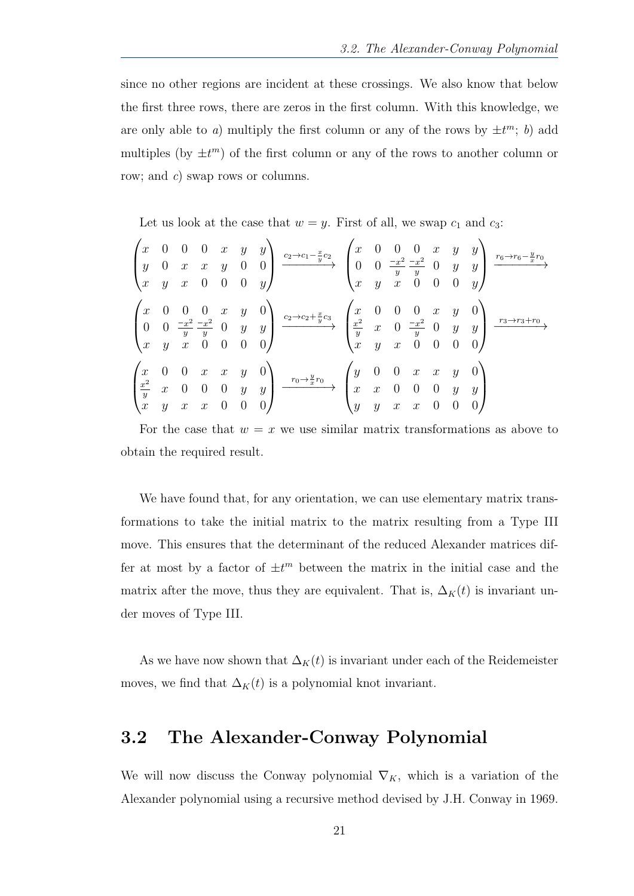since no other regions are incident at these crossings. We also know that below the first three rows, there are zeros in the first column. With this knowledge, we are only able to *a*) multiply the first column or any of the rows by $\pm t^m$; *b*) add multiples (by $\pm t^m$) of the first column or any of the rows to another column or row; and *c*) swap rows or columns.

Let us look at the case that $w = y$. First of all, we swap $c_1$ and $c_3$:

$$\begin{pmatrix} x & 0 & 0 & 0 & x & y & y \\ y & 0 & x & x & y & 0 & 0 \\ x & y & x & 0 & 0 & 0 & y \end{pmatrix} \xrightarrow{c_2 \to c_1 - \frac{x}{y}c_2} \begin{pmatrix} x & 0 & 0 & 0 & x & y & y \\ 0 & 0 & \frac{-x^2}{y} & \frac{-x^2}{y} & 0 & y & y \\ x & y & x & 0 & 0 & 0 & y \end{pmatrix} \xrightarrow{r_6 \to r_6 - \frac{y}{x}r_0}$$

$$\begin{pmatrix} x & 0 & 0 & 0 & x & y & 0 \\ 0 & 0 & \frac{-x^2}{y} & \frac{-x^2}{y} & 0 & y & y \\ x & y & x & 0 & 0 & 0 & 0 \end{pmatrix} \xrightarrow{c_2 \to c_2 + \frac{x}{y}c_3} \begin{pmatrix} x & 0 & 0 & 0 & x & y & 0 \\ \frac{x^2}{y} & x & 0 & \frac{-x^2}{y} & 0 & y & y \\ x & y & x & 0 & 0 & 0 & 0 \end{pmatrix} \xrightarrow{r_3 \to r_3 + r_0}$$

$$\begin{pmatrix} x & 0 & 0 & x & x & y & 0 \\ \frac{x^2}{y} & x & 0 & 0 & 0 & y & y \\ x & y & x & x & 0 & 0 & 0 \end{pmatrix} \xrightarrow{r_0 \to \frac{y}{x}r_0} \begin{pmatrix} y & 0 & 0 & x & x & y & 0 \\ x & x & 0 & 0 & 0 & y & y \\ y & y & x & x & 0 & 0 & 0 \end{pmatrix}$$

For the case that $w = x$ we use similar matrix transformations as above to obtain the required result.

We have found that, for any orientation, we can use elementary matrix transformations to take the initial matrix to the matrix resulting from a Type III move. This ensures that the determinant of the reduced Alexander matrices differ at most by a factor of $\pm t^m$ between the matrix in the initial case and the matrix after the move, thus they are equivalent. That is, $\Delta_K(t)$ is invariant under moves of Type III.

As we have now shown that $\Delta_K(t)$ is invariant under each of the Reidemeister moves, we find that $\Delta_K(t)$ is a polynomial knot invariant.

## 3.2 The Alexander-Conway Polynomial

We will now discuss the Conway polynomial $\nabla_K$, which is a variation of the Alexander polynomial using a recursive method devised by J.H. Conway in 1969.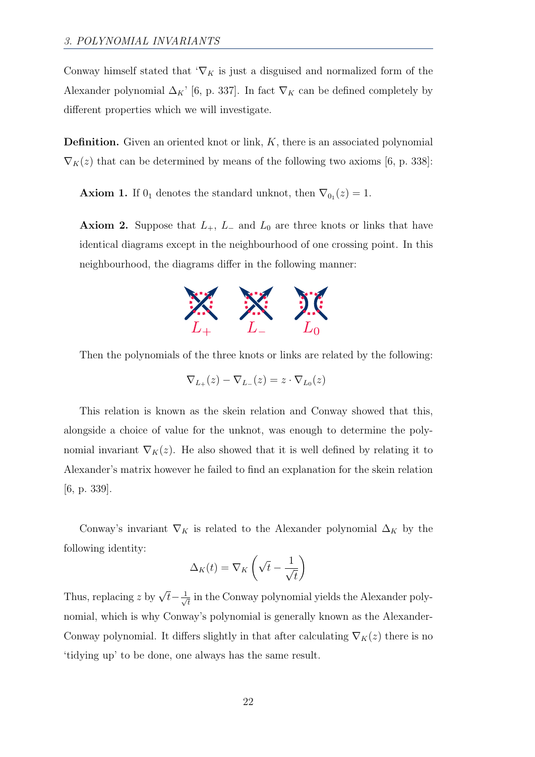Conway himself stated that '$\nabla_K$ is just a disguised and normalized form of the Alexander polynomial $\Delta_K$' [6, p. 337]. In fact $\nabla_K$ can be defined completely by different properties which we will investigate.

**Definition.** Given an oriented knot or link, $K$, there is an associated polynomial $\nabla_K(z)$ that can be determined by means of the following two axioms [6, p. 338]:

**Axiom 1.** If $0_1$ denotes the standard unknot, then $\nabla_{0_1}(z) = 1$.

**Axiom 2.** Suppose that $L_+$, $L_-$ and $L_0$ are three knots or links that have identical diagrams except in the neighbourhood of one crossing point. In this neighbourhood, the diagrams differ in the following manner:

$L_+$ $L_-$ $L_0$

Then the polynomials of the three knots or links are related by the following:

$$\nabla_{L_+}(z) - \nabla_{L_-}(z) = z \cdot \nabla_{L_0}(z)$$

This relation is known as the skein relation and Conway showed that this, alongside a choice of value for the unknot, was enough to determine the polynomial invariant $\nabla_K(z)$. He also showed that it is well defined by relating it to Alexander's matrix however he failed to find an explanation for the skein relation [6, p. 339].

Conway's invariant $\nabla_K$ is related to the Alexander polynomial $\Delta_K$ by the following identity:

$$\Delta_K(t) = \nabla_K\left(\sqrt{t} - \frac{1}{\sqrt{t}}\right)$$

Thus, replacing $z$ by $\sqrt{t} - \frac{1}{\sqrt{t}}$ in the Conway polynomial yields the Alexander polynomial, which is why Conway's polynomial is generally known as the Alexander-Conway polynomial. It differs slightly in that after calculating $\nabla_K(z)$ there is no 'tidying up' to be done, one always has the same result.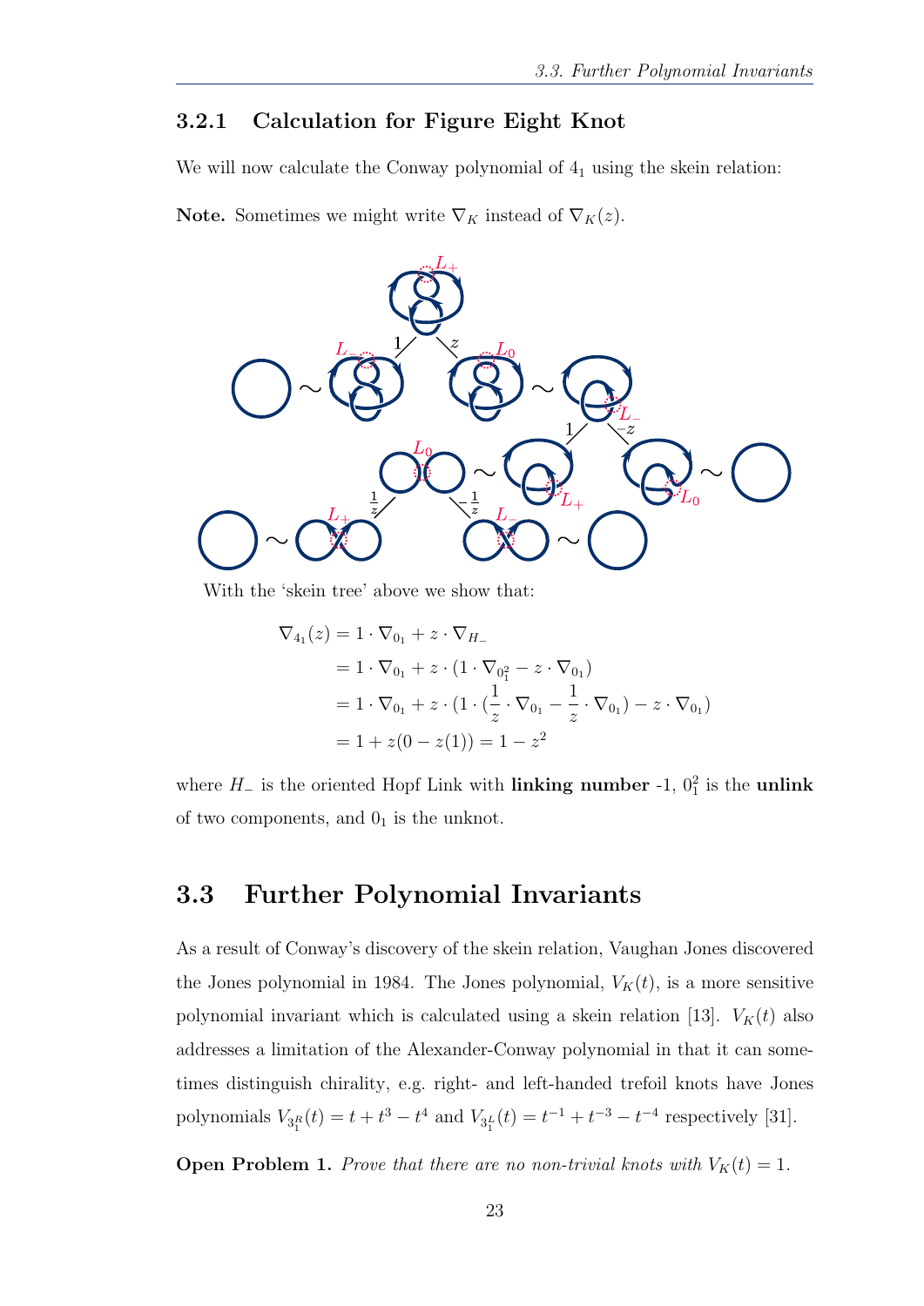### 3.2.1 Calculation for Figure Eight Knot

We will now calculate the Conway polynomial of $4_1$ using the skein relation:

**Note.** Sometimes we might write $\nabla_K$ instead of $\nabla_K(z)$.

With the 'skein tree' above we show that:

$$
\begin{aligned}
\nabla_{4_1}(z) &= 1 \cdot \nabla_{0_1} + z \cdot \nabla_{H_-} \\
&= 1 \cdot \nabla_{0_1} + z \cdot (1 \cdot \nabla_{0_1^2} - z \cdot \nabla_{0_1}) \\
&= 1 \cdot \nabla_{0_1} + z \cdot (1 \cdot (\frac{1}{z} \cdot \nabla_{0_1} - \frac{1}{z} \cdot \nabla_{0_1}) - z \cdot \nabla_{0_1}) \\
&= 1 + z(0 - z(1)) = 1 - z^2
\end{aligned}
$$

where $H_-$ is the oriented Hopf Link with **linking number** -1, $0_1^2$ is the **unlink** of two components, and $0_1$ is the unknot.

## 3.3 Further Polynomial Invariants

As a result of Conway's discovery of the skein relation, Vaughan Jones discovered the Jones polynomial in 1984. The Jones polynomial, $V_K(t)$, is a more sensitive polynomial invariant which is calculated using a skein relation [13]. $V_K(t)$ also addresses a limitation of the Alexander-Conway polynomial in that it can sometimes distinguish chirality, e.g. right- and left-handed trefoil knots have Jones polynomials $V_{3_1^R}(t) = t + t^3 - t^4$ and $V_{3_1^L}(t) = t^{-1} + t^{-3} - t^{-4}$ respectively [31].

**Open Problem 1.** *Prove that there are no non-trivial knots with $V_K(t) = 1$.*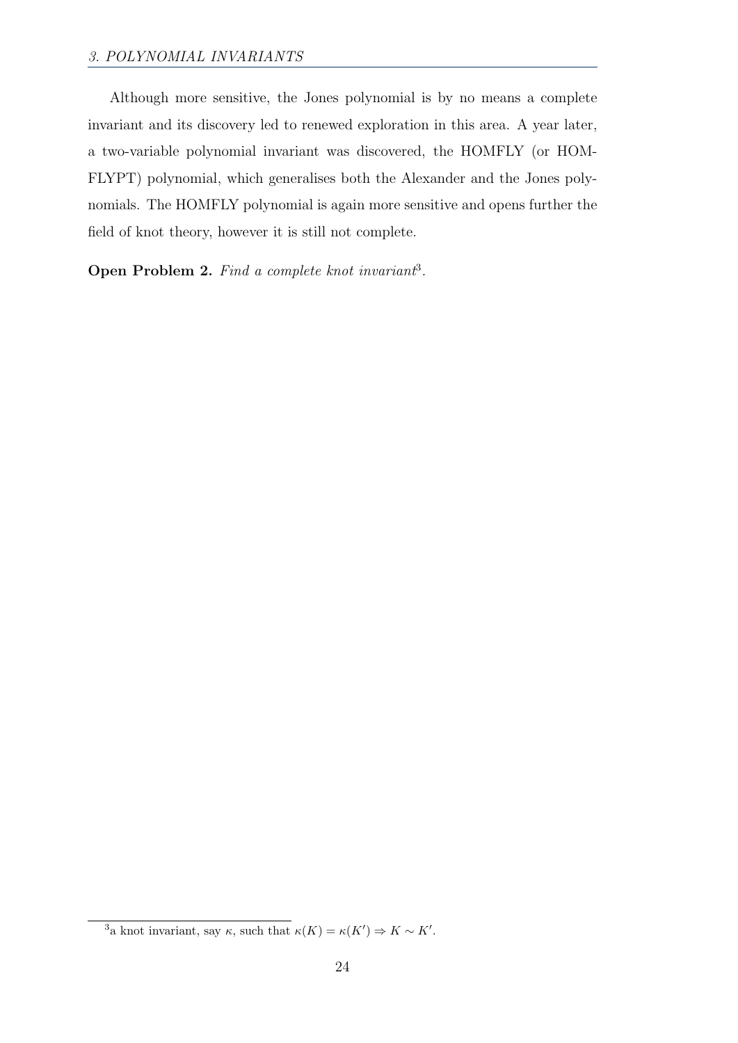Although more sensitive, the Jones polynomial is by no means a complete invariant and its discovery led to renewed exploration in this area. A year later, a two-variable polynomial invariant was discovered, the HOMFLY (or HOMFLYPT) polynomial, which generalises both the Alexander and the Jones polynomials. The HOMFLY polynomial is again more sensitive and opens further the field of knot theory, however it is still not complete.

**Open Problem 2.** *Find a complete knot invariant*[3].

---

[3] a knot invariant, say $\kappa$, such that $\kappa(K) = \kappa(K') \Rightarrow K \sim K'$.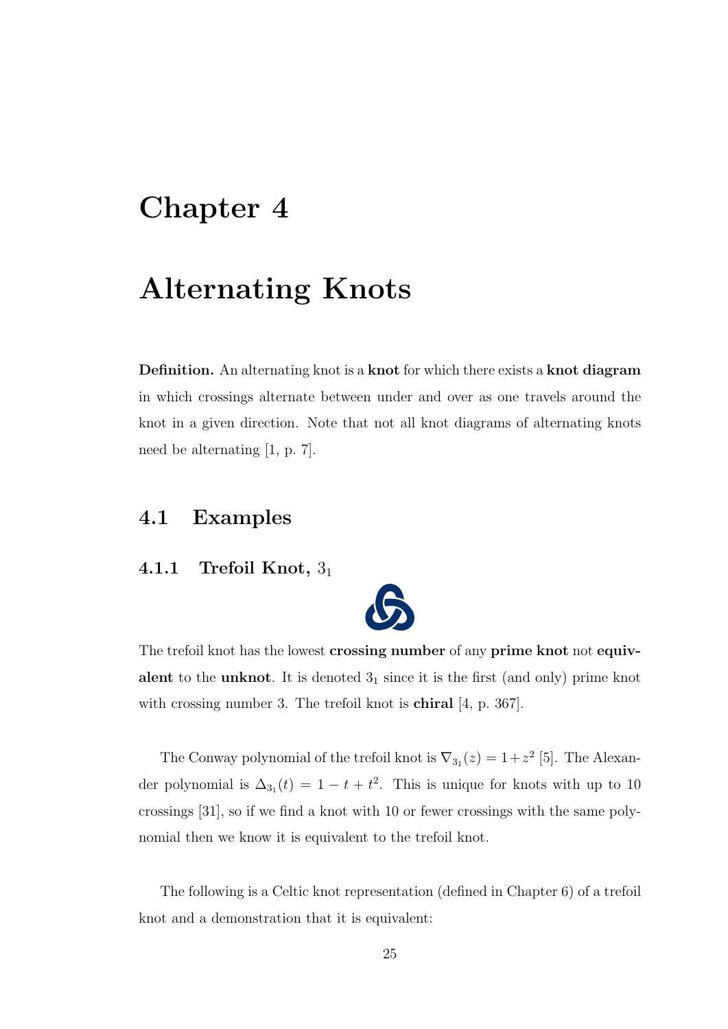# Chapter 4

# Alternating Knots

**Definition.** An alternating knot is a **knot** for which there exists a **knot diagram** in which crossings alternate between under and over as one travels around the knot in a given direction. Note that not all knot diagrams of alternating knots need be alternating [1, p. 7].

## 4.1 Examples

### 4.1.1 Trefoil Knot, $3_1$

The trefoil knot has the lowest **crossing number** of any **prime knot** not **equivalent** to the **unknot**. It is denoted $3_1$ since it is the first (and only) prime knot with crossing number 3. The trefoil knot is **chiral** [4, p. 367].

The Conway polynomial of the trefoil knot is $\nabla_{3_1}(z) = 1+z^2$ [5]. The Alexander polynomial is $\Delta_{3_1}(t) = 1 - t + t^2$. This is unique for knots with up to 10 crossings [31], so if we find a knot with 10 or fewer crossings with the same polynomial then we know it is equivalent to the trefoil knot.

The following is a Celtic knot representation (defined in Chapter 6) of a trefoil knot and a demonstration that it is equivalent: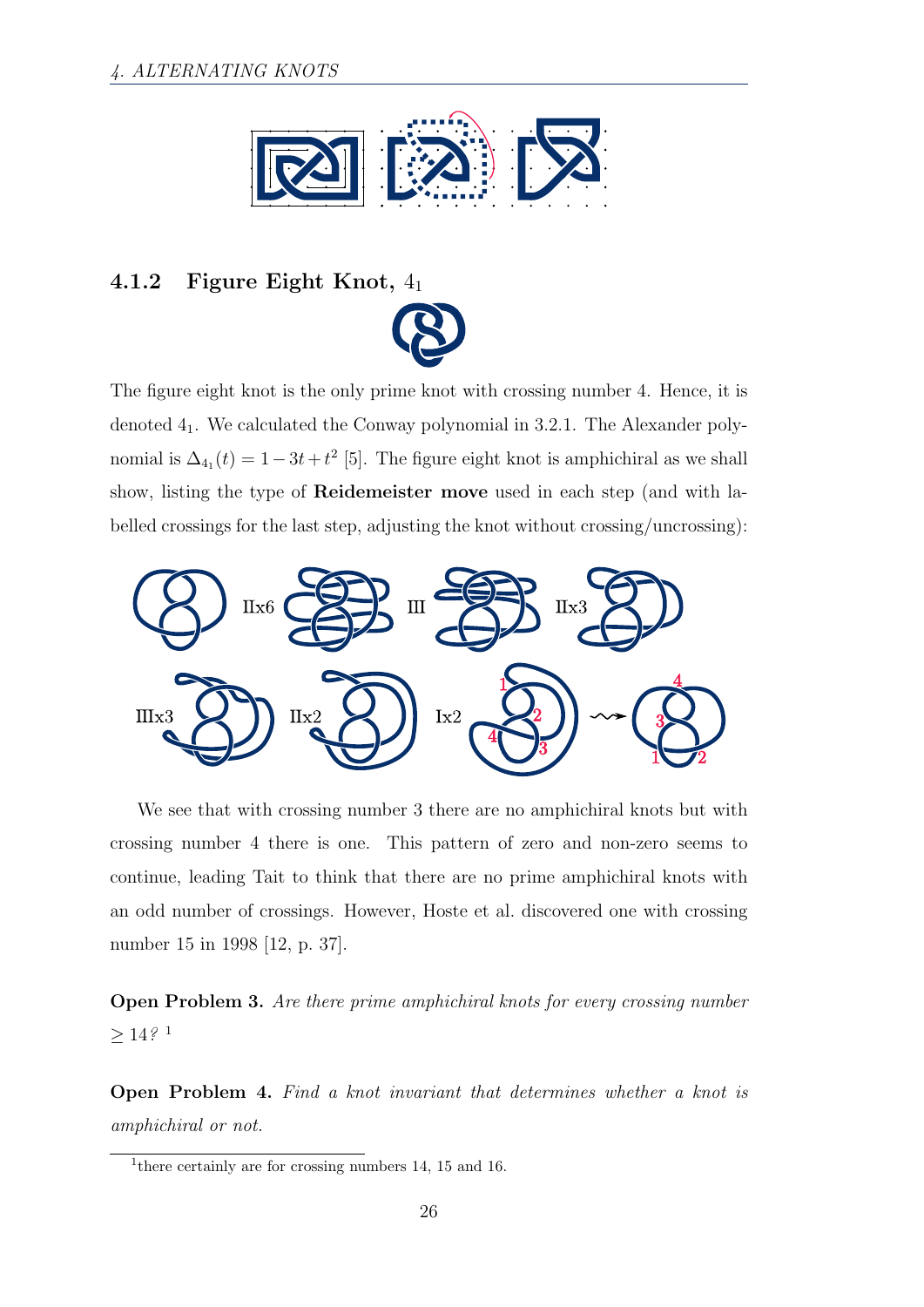### 4.1.2 Figure Eight Knot, $4_1$

The figure eight knot is the only prime knot with crossing number 4. Hence, it is denoted $4_1$. We calculated the Conway polynomial in 3.2.1. The Alexander polynomial is $\Delta_{4_1}(t) = 1 - 3t + t^2$ [5]. The figure eight knot is amphichiral as we shall show, listing the type of **Reidemeister move** used in each step (and with labelled crossings for the last step, adjusting the knot without crossing/uncrossing):

IIx6 III IIx3

IIIx3 IIx2 Ix2

We see that with crossing number 3 there are no amphichiral knots but with crossing number 4 there is one. This pattern of zero and non-zero seems to continue, leading Tait to think that there are no prime amphichiral knots with an odd number of crossings. However, Hoste et al. discovered one with crossing number 15 in 1998 [12, p. 37].

**Open Problem 3.** *Are there prime amphichiral knots for every crossing number $\geq 14$?* [1]

**Open Problem 4.** *Find a knot invariant that determines whether a knot is amphichiral or not.*

---

[1] there certainly are for crossing numbers 14, 15 and 16.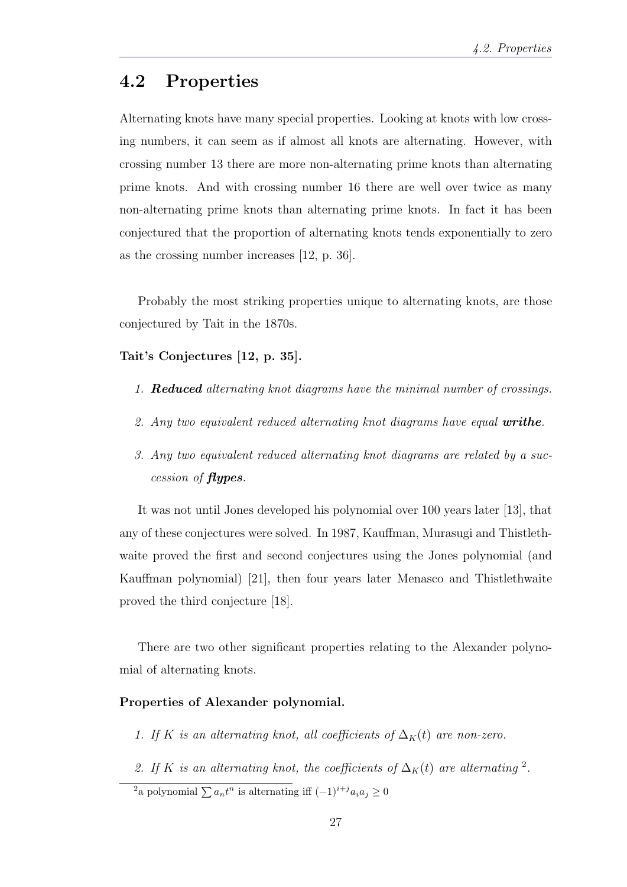## 4.2 Properties

Alternating knots have many special properties. Looking at knots with low crossing numbers, it can seem as if almost all knots are alternating. However, with crossing number 13 there are more non-alternating prime knots than alternating prime knots. And with crossing number 16 there are well over twice as many non-alternating prime knots than alternating prime knots. In fact it has been conjectured that the proportion of alternating knots tends exponentially to zero as the crossing number increases [12, p. 36].

Probably the most striking properties unique to alternating knots, are those conjectured by Tait in the 1870s.

**Tait's Conjectures [12, p. 35].**

1. ***Reduced*** *alternating knot diagrams have the minimal number of crossings.*
2. *Any two equivalent reduced alternating knot diagrams have equal* ***writhe****.*
3. *Any two equivalent reduced alternating knot diagrams are related by a succession of* ***flypes****.*

It was not until Jones developed his polynomial over 100 years later [13], that any of these conjectures were solved. In 1987, Kauffman, Murasugi and Thistlethwaite proved the first and second conjectures using the Jones polynomial (and Kauffman polynomial) [21], then four years later Menasco and Thistlethwaite proved the third conjecture [18].

There are two other significant properties relating to the Alexander polynomial of alternating knots.

**Properties of Alexander polynomial.**

1. *If $K$ is an alternating knot, all coefficients of $\Delta_K(t)$ are non-zero.*
2. *If $K$ is an alternating knot, the coefficients of $\Delta_K(t)$ are alternating* [2]*.*

[2] a polynomial $\sum a_n t^n$ is alternating iff $(-1)^{i+j} a_i a_j \geq 0$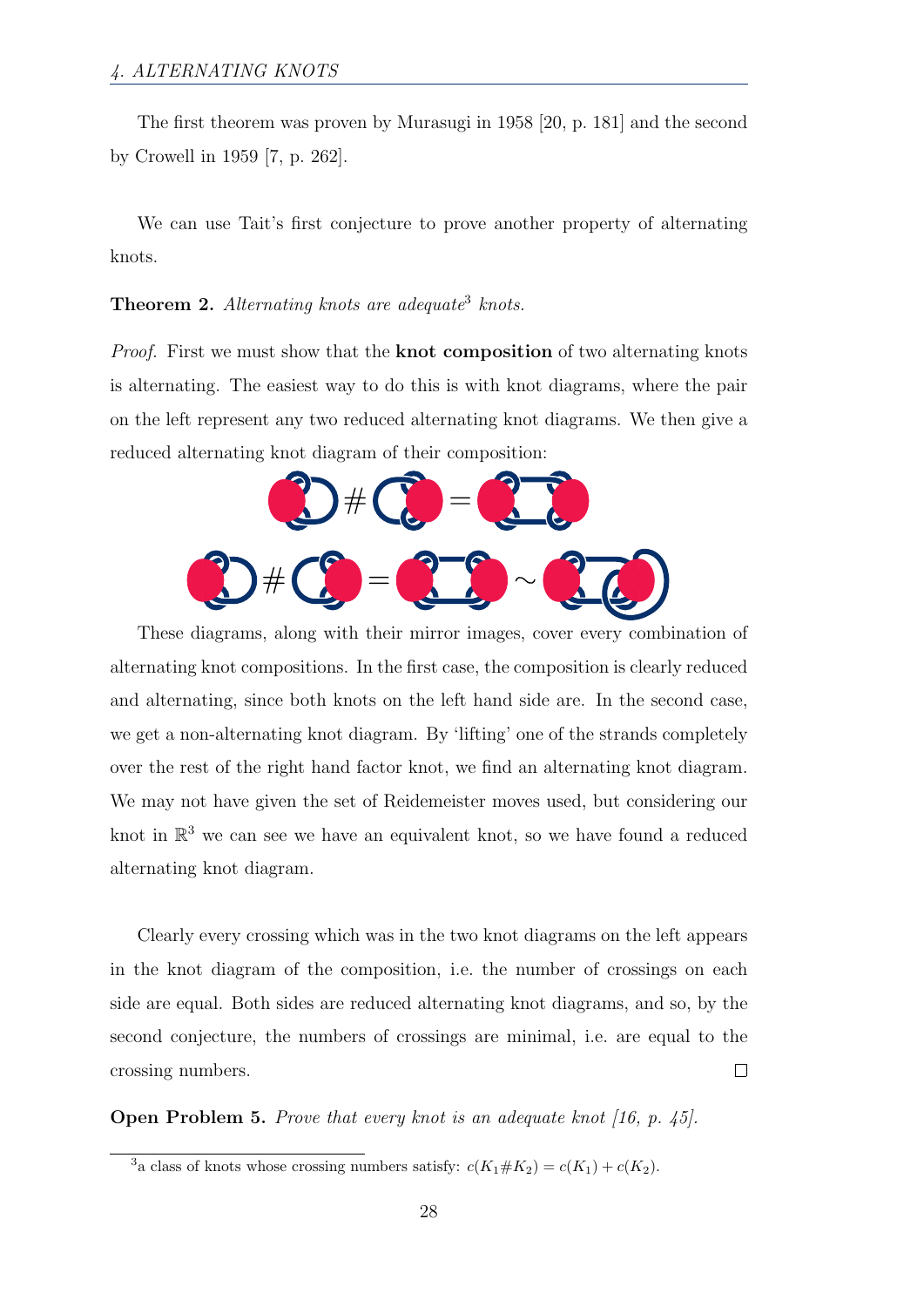The first theorem was proven by Murasugi in 1958 [20, p. 181] and the second by Crowell in 1959 [7, p. 262].

We can use Tait's first conjecture to prove another property of alternating knots.

**Theorem 2.** *Alternating knots are adequate*[3] *knots.*

*Proof.* First we must show that the **knot composition** of two alternating knots is alternating. The easiest way to do this is with knot diagrams, where the pair on the left represent any two reduced alternating knot diagrams. We then give a reduced alternating knot diagram of their composition:

These diagrams, along with their mirror images, cover every combination of alternating knot compositions. In the first case, the composition is clearly reduced and alternating, since both knots on the left hand side are. In the second case, we get a non-alternating knot diagram. By 'lifting' one of the strands completely over the rest of the right hand factor knot, we find an alternating knot diagram. We may not have given the set of Reidemeister moves used, but considering our knot in $\mathbb{R}^3$ we can see we have an equivalent knot, so we have found a reduced alternating knot diagram.

Clearly every crossing which was in the two knot diagrams on the left appears in the knot diagram of the composition, i.e. the number of crossings on each side are equal. Both sides are reduced alternating knot diagrams, and so, by the second conjecture, the numbers of crossings are minimal, i.e. are equal to the crossing numbers. □

**Open Problem 5.** *Prove that every knot is an adequate knot [16, p. 45].*

[3] a class of knots whose crossing numbers satisfy: $c(K_1 \# K_2) = c(K_1) + c(K_2)$.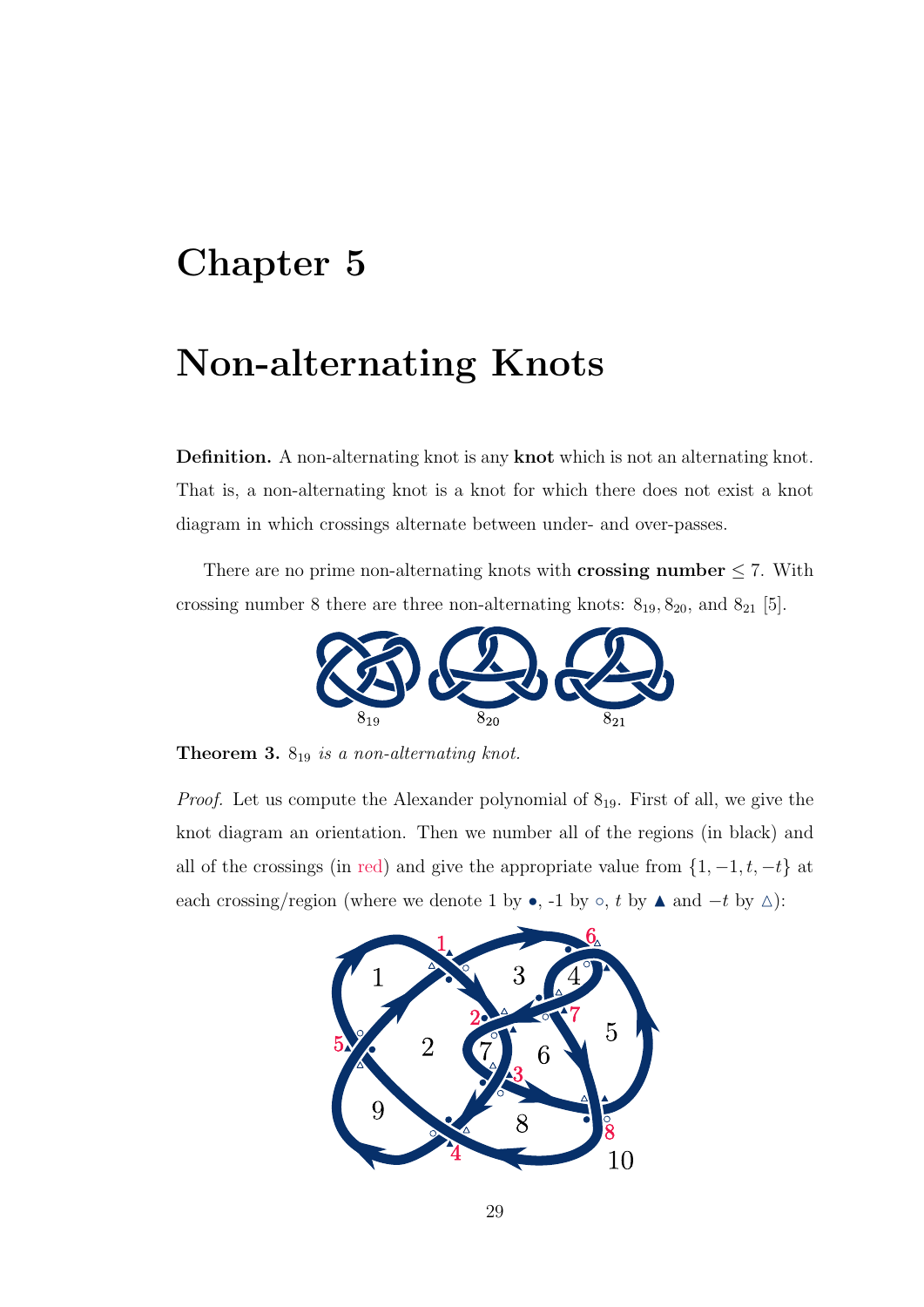# Chapter 5

# Non-alternating Knots

**Definition.** A non-alternating knot is any **knot** which is not an alternating knot. That is, a non-alternating knot is a knot for which there does not exist a knot diagram in which crossings alternate between under- and over-passes.

There are no prime non-alternating knots with **crossing number** $\leq 7$. With crossing number 8 there are three non-alternating knots: $8_{19}, 8_{20}$, and $8_{21}$ [5].

$8_{19}$ $8_{20}$ $8_{21}$

**Theorem 3.** *$8_{19}$ is a non-alternating knot.*

*Proof.* Let us compute the Alexander polynomial of $8_{19}$. First of all, we give the knot diagram an orientation. Then we number all of the regions (in black) and all of the crossings (in red) and give the appropriate value from $\{1, -1, t, -t\}$ at each crossing/region (where we denote 1 by •, -1 by ○, $t$ by ▲ and $-t$ by △):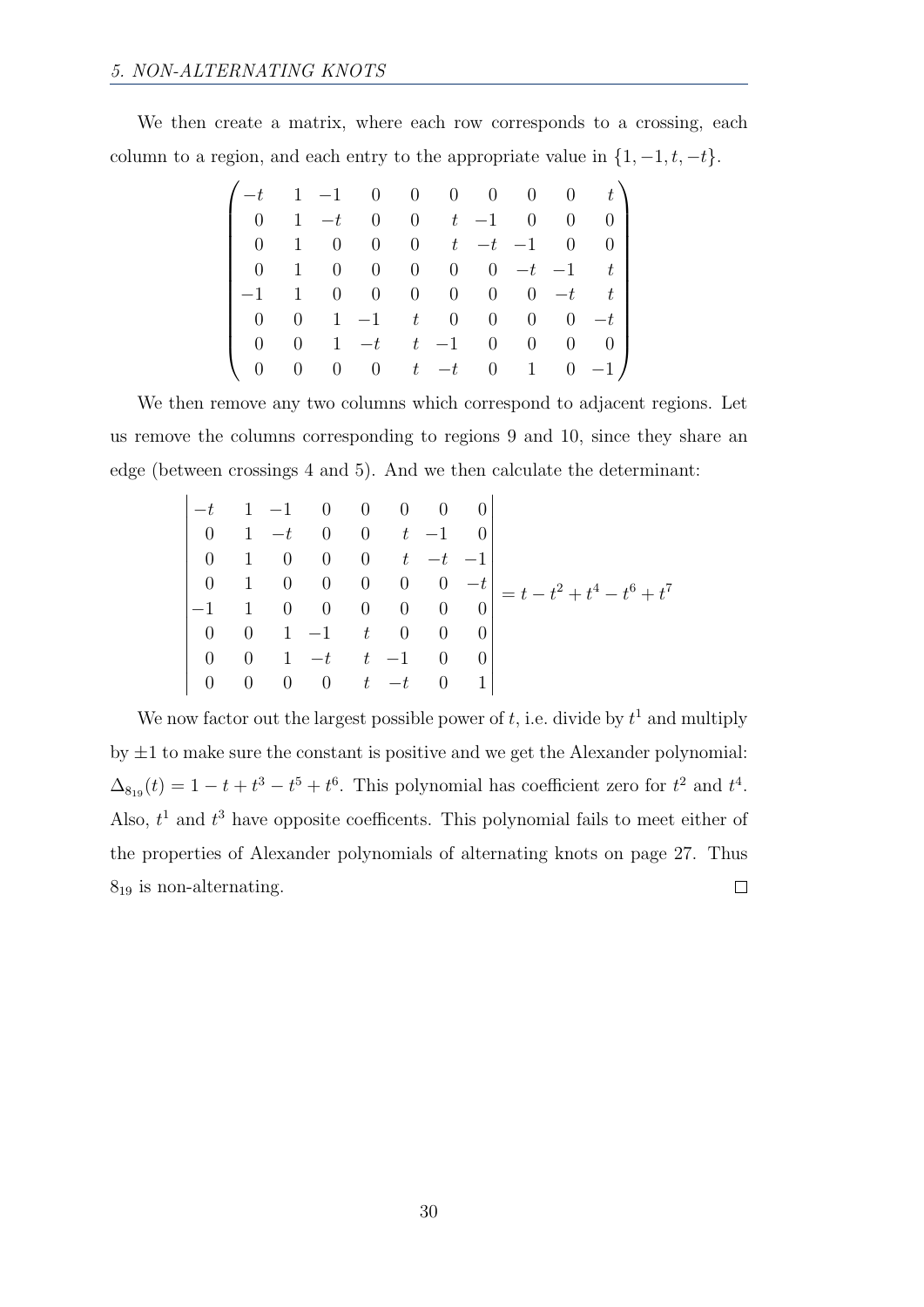We then create a matrix, where each row corresponds to a crossing, each column to a region, and each entry to the appropriate value in $\{1, -1, t, -t\}$.

$$\begin{pmatrix}
-t & 1 & -1 & 0 & 0 & 0 & 0 & 0 & 0 & t \\
0 & 1 & -t & 0 & 0 & t & -1 & 0 & 0 & 0 \\
0 & 1 & 0 & 0 & 0 & t & -t & -1 & 0 & 0 \\
0 & 1 & 0 & 0 & 0 & 0 & 0 & -t & -1 & t \\
-1 & 1 & 0 & 0 & 0 & 0 & 0 & 0 & -t & t \\
0 & 0 & 1 & -1 & t & 0 & 0 & 0 & 0 & -t \\
0 & 0 & 1 & -t & t & -1 & 0 & 0 & 0 & 0 \\
0 & 0 & 0 & 0 & t & -t & 0 & 1 & 0 & -1
\end{pmatrix}$$

We then remove any two columns which correspond to adjacent regions. Let us remove the columns corresponding to regions 9 and 10, since they share an edge (between crossings 4 and 5). And we then calculate the determinant:

$$\begin{vmatrix}
-t & 1 & -1 & 0 & 0 & 0 & 0 & 0 \\
0 & 1 & -t & 0 & 0 & t & -1 & 0 \\
0 & 1 & 0 & 0 & 0 & t & -t & -1 \\
0 & 1 & 0 & 0 & 0 & 0 & 0 & -t \\
-1 & 1 & 0 & 0 & 0 & 0 & 0 & 0 \\
0 & 0 & 1 & -1 & t & 0 & 0 & 0 \\
0 & 0 & 1 & -t & t & -1 & 0 & 0 \\
0 & 0 & 0 & 0 & t & -t & 0 & 1
\end{vmatrix} = t - t^2 + t^4 - t^6 + t^7$$

We now factor out the largest possible power of $t$, i.e. divide by $t^1$ and multiply by $\pm 1$ to make sure the constant is positive and we get the Alexander polynomial: $\Delta_{8_{19}}(t) = 1 - t + t^3 - t^5 + t^6$. This polynomial has coefficient zero for $t^2$ and $t^4$. Also, $t^1$ and $t^3$ have opposite coefficents. This polynomial fails to meet either of the properties of Alexander polynomials of alternating knots on page 27. Thus $8_{19}$ is non-alternating. $\square$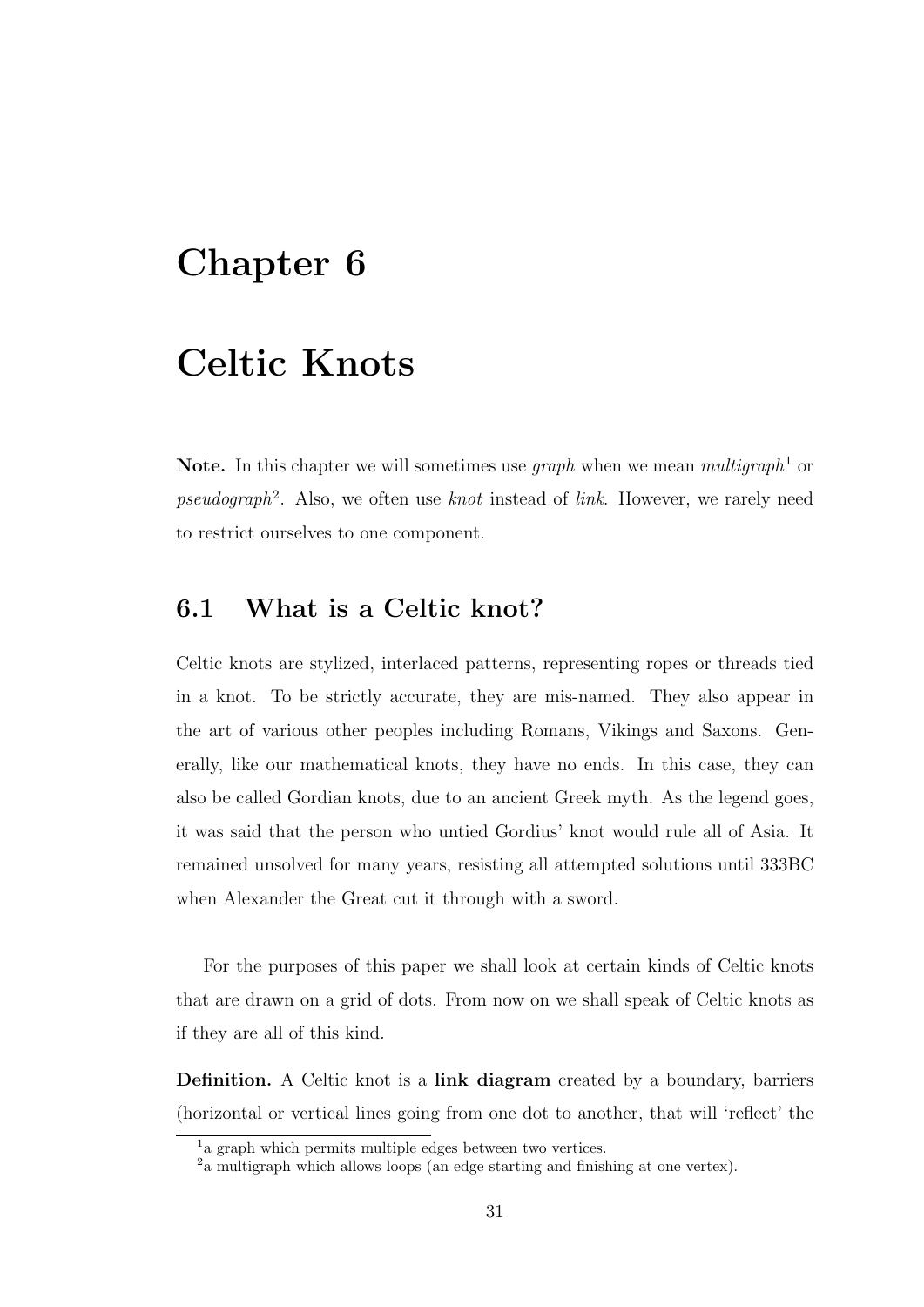# Chapter 6

# Celtic Knots

**Note.** In this chapter we will sometimes use *graph* when we mean *multigraph*[1] or *pseudograph*[2]. Also, we often use *knot* instead of *link*. However, we rarely need to restrict ourselves to one component.

## 6.1 What is a Celtic knot?

Celtic knots are stylized, interlaced patterns, representing ropes or threads tied in a knot. To be strictly accurate, they are mis-named. They also appear in the art of various other peoples including Romans, Vikings and Saxons. Generally, like our mathematical knots, they have no ends. In this case, they can also be called Gordian knots, due to an ancient Greek myth. As the legend goes, it was said that the person who untied Gordius' knot would rule all of Asia. It remained unsolved for many years, resisting all attempted solutions until 333BC when Alexander the Great cut it through with a sword.

For the purposes of this paper we shall look at certain kinds of Celtic knots that are drawn on a grid of dots. From now on we shall speak of Celtic knots as if they are all of this kind.

**Definition.** A Celtic knot is a **link diagram** created by a boundary, barriers (horizontal or vertical lines going from one dot to another, that will 'reflect' the

[1] a graph which permits multiple edges between two vertices.

[2] a multigraph which allows loops (an edge starting and finishing at one vertex).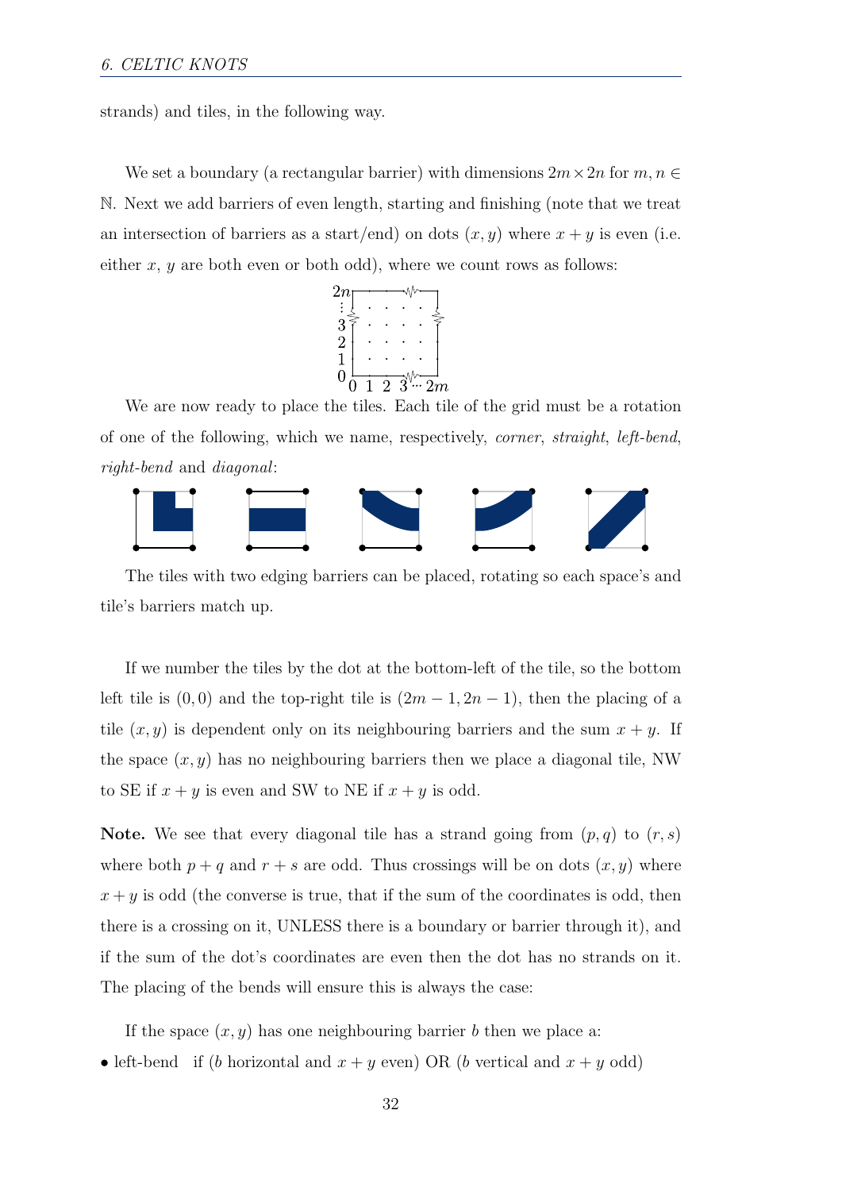strands) and tiles, in the following way.

We set a boundary (a rectangular barrier) with dimensions $2m \times 2n$ for $m, n \in \mathbb{N}$. Next we add barriers of even length, starting and finishing (note that we treat an intersection of barriers as a start/end) on dots $(x, y)$ where $x + y$ is even (i.e. either $x$, $y$ are both even or both odd), where we count rows as follows:

We are now ready to place the tiles. Each tile of the grid must be a rotation of one of the following, which we name, respectively, *corner*, *straight*, *left-bend*, *right-bend* and *diagonal*:

The tiles with two edging barriers can be placed, rotating so each space's and tile's barriers match up.

If we number the tiles by the dot at the bottom-left of the tile, so the bottom left tile is $(0, 0)$ and the top-right tile is $(2m - 1, 2n - 1)$, then the placing of a tile $(x, y)$ is dependent only on its neighbouring barriers and the sum $x + y$. If the space $(x, y)$ has no neighbouring barriers then we place a diagonal tile, NW to SE if $x + y$ is even and SW to NE if $x + y$ is odd.

**Note.** We see that every diagonal tile has a strand going from $(p, q)$ to $(r, s)$ where both $p + q$ and $r + s$ are odd. Thus crossings will be on dots $(x, y)$ where $x + y$ is odd (the converse is true, that if the sum of the coordinates is odd, then there is a crossing on it, UNLESS there is a boundary or barrier through it), and if the sum of the dot's coordinates are even then the dot has no strands on it. The placing of the bends will ensure this is always the case:

If the space $(x, y)$ has one neighbouring barrier $b$ then we place a:

- left-bend if ($b$ horizontal and $x + y$ even) OR ($b$ vertical and $x + y$ odd)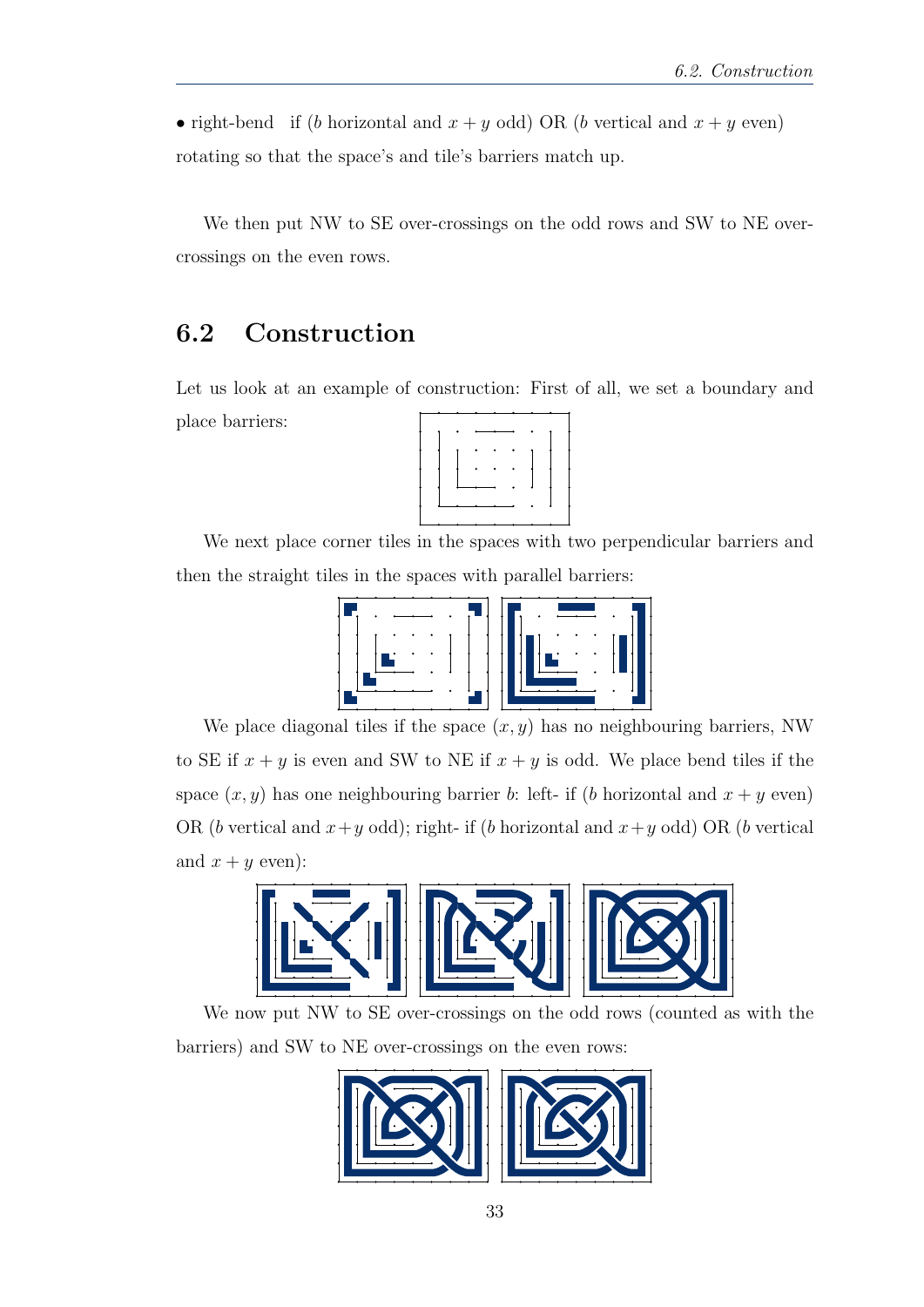• right-bend  if ($b$ horizontal and $x + y$ odd) OR ($b$ vertical and $x + y$ even) rotating so that the space's and tile's barriers match up.

We then put NW to SE over-crossings on the odd rows and SW to NE over-crossings on the even rows.

## 6.2 Construction

Let us look at an example of construction: First of all, we set a boundary and place barriers:

We next place corner tiles in the spaces with two perpendicular barriers and then the straight tiles in the spaces with parallel barriers:

We place diagonal tiles if the space $(x, y)$ has no neighbouring barriers, NW to SE if $x + y$ is even and SW to NE if $x + y$ is odd. We place bend tiles if the space $(x, y)$ has one neighbouring barrier $b$: left- if ($b$ horizontal and $x + y$ even) OR ($b$ vertical and $x + y$ odd); right- if ($b$ horizontal and $x + y$ odd) OR ($b$ vertical and $x + y$ even):

We now put NW to SE over-crossings on the odd rows (counted as with the barriers) and SW to NE over-crossings on the even rows: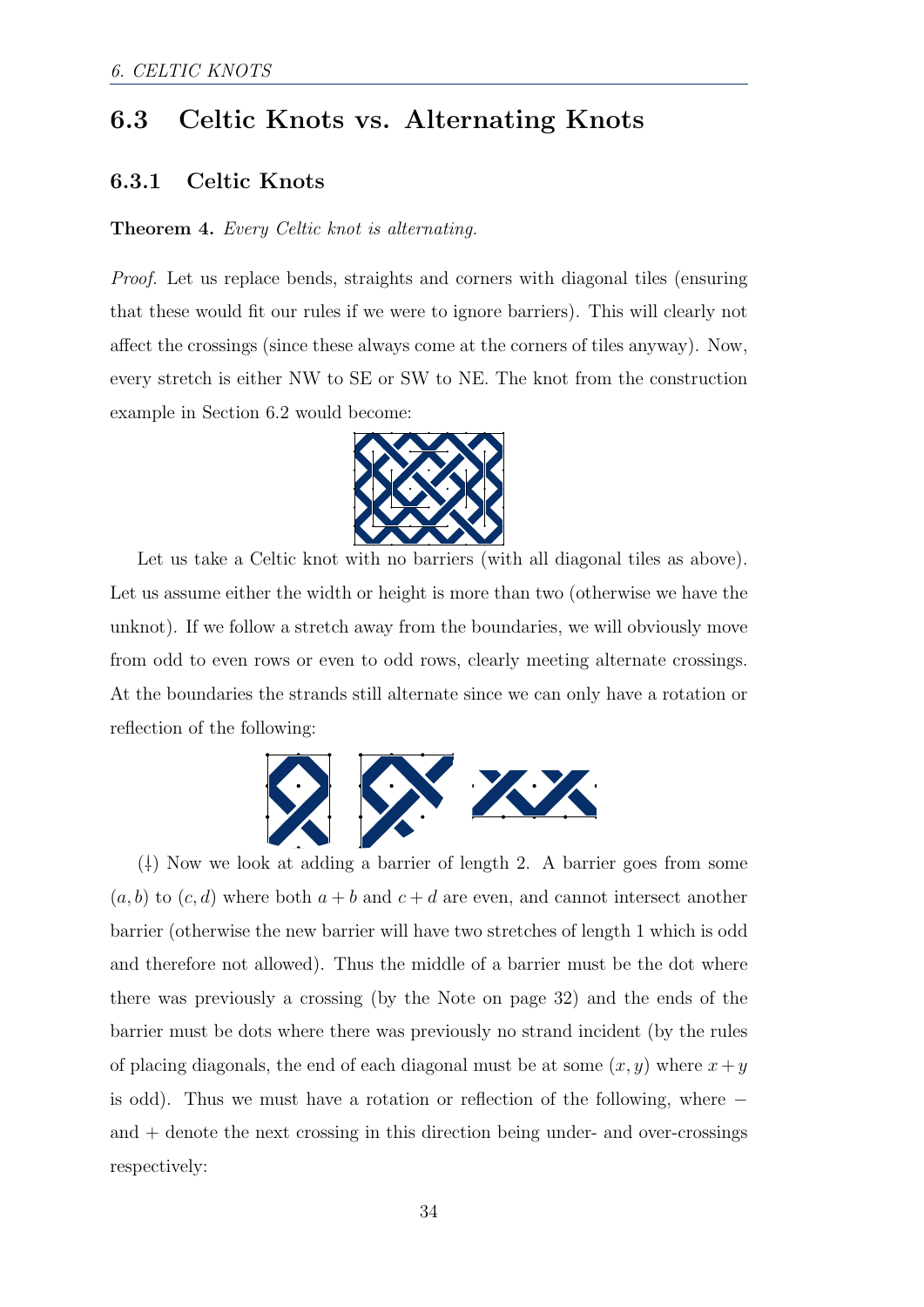## 6.3 Celtic Knots vs. Alternating Knots

### 6.3.1 Celtic Knots

**Theorem 4.** *Every Celtic knot is alternating.*

*Proof.* Let us replace bends, straights and corners with diagonal tiles (ensuring that these would fit our rules if we were to ignore barriers). This will clearly not affect the crossings (since these always come at the corners of tiles anyway). Now, every stretch is either NW to SE or SW to NE. The knot from the construction example in Section 6.2 would become:

Let us take a Celtic knot with no barriers (with all diagonal tiles as above). Let us assume either the width or height is more than two (otherwise we have the unknot). If we follow a stretch away from the boundaries, we will obviously move from odd to even rows or even to odd rows, clearly meeting alternate crossings. At the boundaries the strands still alternate since we can only have a rotation or reflection of the following:

(‡) Now we look at adding a barrier of length 2. A barrier goes from some $(a, b)$ to $(c, d)$ where both $a + b$ and $c + d$ are even, and cannot intersect another barrier (otherwise the new barrier will have two stretches of length 1 which is odd and therefore not allowed). Thus the middle of a barrier must be the dot where there was previously a crossing (by the Note on page 32) and the ends of the barrier must be dots where there was previously no strand incident (by the rules of placing diagonals, the end of each diagonal must be at some $(x, y)$ where $x + y$ is odd). Thus we must have a rotation or reflection of the following, where $-$ and $+$ denote the next crossing in this direction being under- and over-crossings respectively: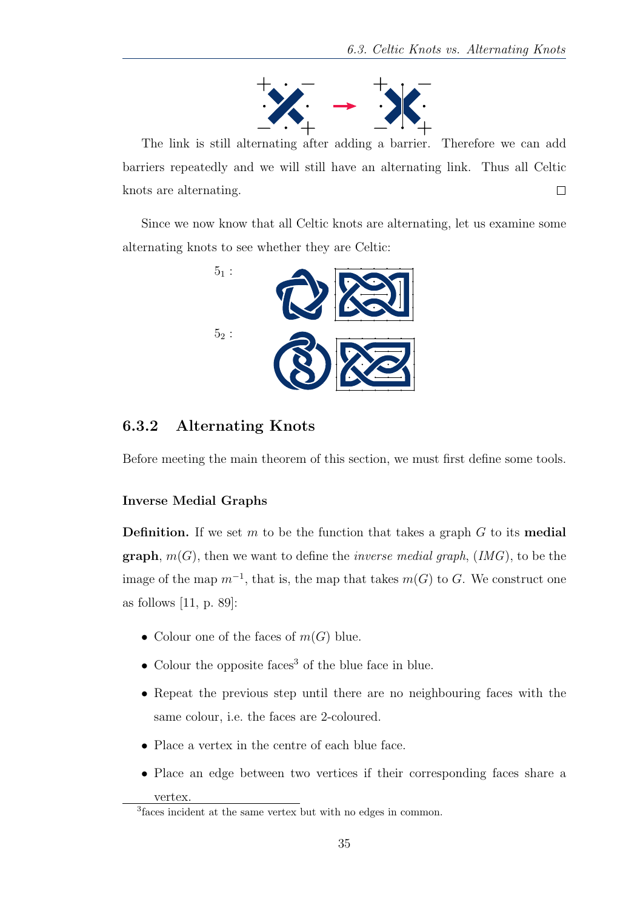The link is still alternating after adding a barrier. Therefore we can add barriers repeatedly and we will still have an alternating link. Thus all Celtic knots are alternating. □

Since we now know that all Celtic knots are alternating, let us examine some alternating knots to see whether they are Celtic:

$5_1$ :

$5_2$ :

### 6.3.2 Alternating Knots

Before meeting the main theorem of this section, we must first define some tools.

#### Inverse Medial Graphs

**Definition.** If we set $m$ to be the function that takes a graph $G$ to its **medial graph**, $m(G)$, then we want to define the *inverse medial graph*, (*IMG*), to be the image of the map $m^{-1}$, that is, the map that takes $m(G)$ to $G$. We construct one as follows [11, p. 89]:

- Colour one of the faces of $m(G)$ blue.
- Colour the opposite faces[3] of the blue face in blue.
- Repeat the previous step until there are no neighbouring faces with the same colour, i.e. the faces are 2-coloured.
- Place a vertex in the centre of each blue face.
- Place an edge between two vertices if their corresponding faces share a vertex.

[3] faces incident at the same vertex but with no edges in common.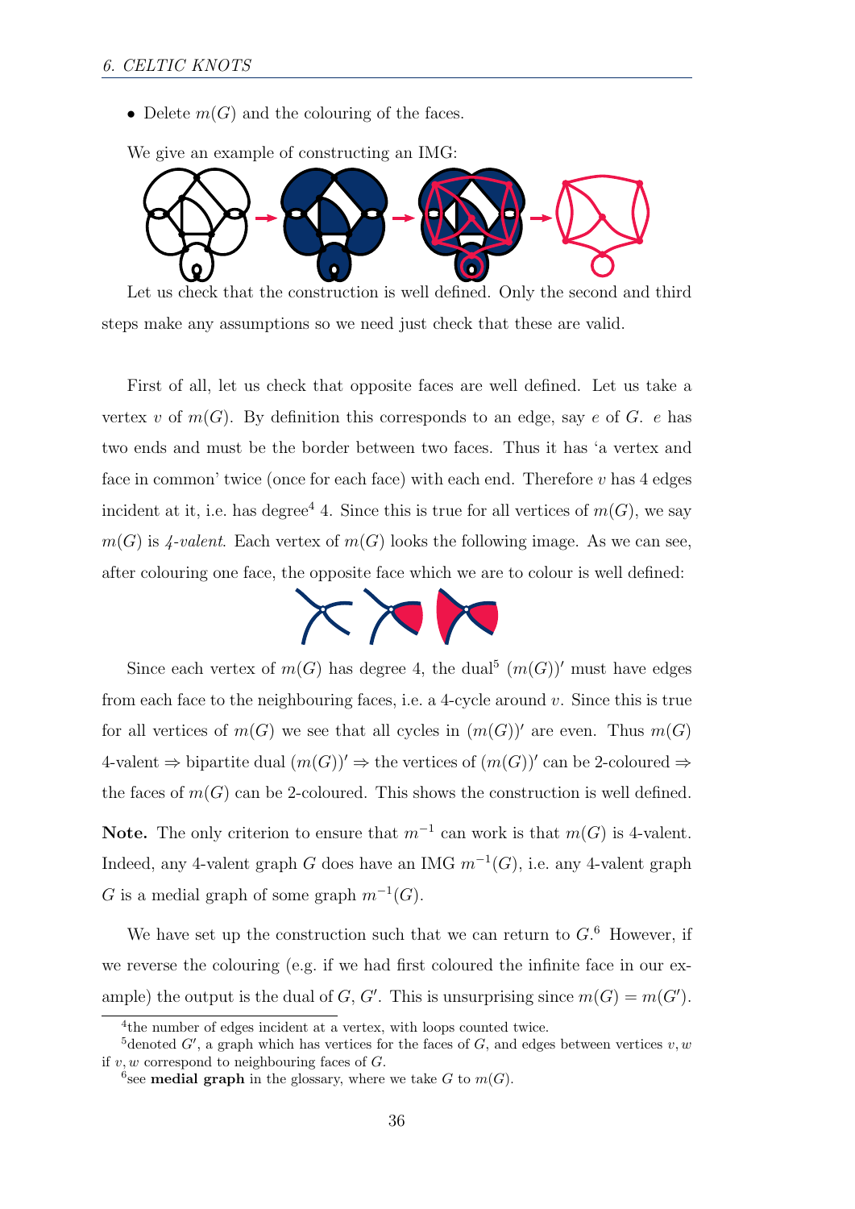- Delete $m(G)$ and the colouring of the faces.

We give an example of constructing an IMG:

Let us check that the construction is well defined. Only the second and third steps make any assumptions so we need just check that these are valid.

First of all, let us check that opposite faces are well defined. Let us take a vertex $v$ of $m(G)$. By definition this corresponds to an edge, say $e$ of $G$. $e$ has two ends and must be the border between two faces. Thus it has 'a vertex and face in common' twice (once for each face) with each end. Therefore $v$ has 4 edges incident at it, i.e. has degree[4] 4. Since this is true for all vertices of $m(G)$, we say $m(G)$ is *4-valent*. Each vertex of $m(G)$ looks the following image. As we can see, after colouring one face, the opposite face which we are to colour is well defined:

Since each vertex of $m(G)$ has degree 4, the dual[5] $(m(G))'$ must have edges from each face to the neighbouring faces, i.e. a 4-cycle around $v$. Since this is true for all vertices of $m(G)$ we see that all cycles in $(m(G))'$ are even. Thus $m(G)$ 4-valent $\Rightarrow$ bipartite dual $(m(G))' \Rightarrow$ the vertices of $(m(G))'$ can be 2-coloured $\Rightarrow$ the faces of $m(G)$ can be 2-coloured. This shows the construction is well defined.

**Note.** The only criterion to ensure that $m^{-1}$ can work is that $m(G)$ is 4-valent. Indeed, any 4-valent graph $G$ does have an IMG $m^{-1}(G)$, i.e. any 4-valent graph $G$ is a medial graph of some graph $m^{-1}(G)$.

We have set up the construction such that we can return to $G$.[6] However, if we reverse the colouring (e.g. if we had first coloured the infinite face in our example) the output is the dual of $G$, $G'$. This is unsurprising since $m(G) = m(G')$.

[4] the number of edges incident at a vertex, with loops counted twice.

[5] denoted $G'$, a graph which has vertices for the faces of $G$, and edges between vertices $v, w$ if $v, w$ correspond to neighbouring faces of $G$.

[6] see **medial graph** in the glossary, where we take $G$ to $m(G)$.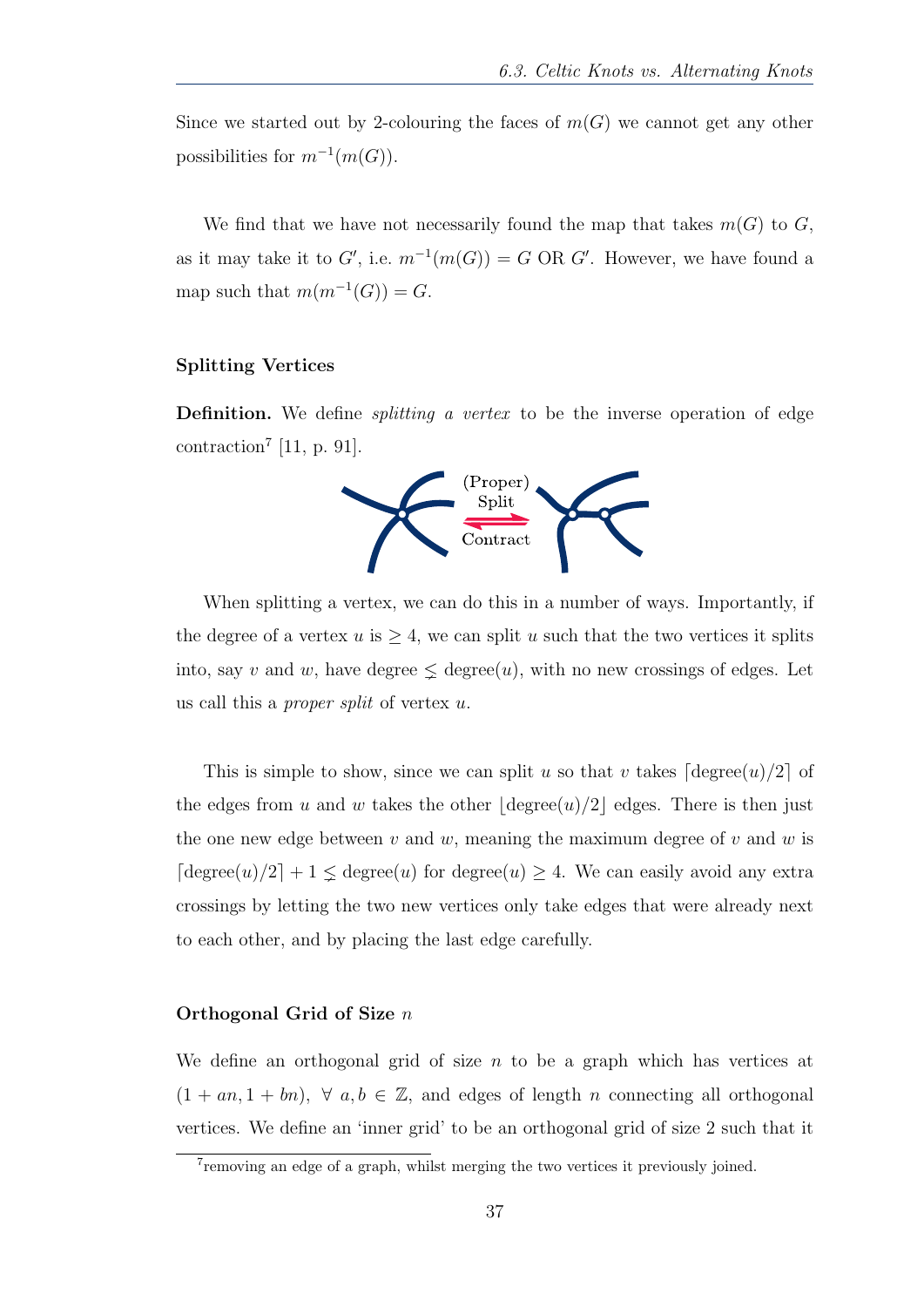Since we started out by 2-colouring the faces of $m(G)$ we cannot get any other possibilities for $m^{-1}(m(G))$.

We find that we have not necessarily found the map that takes $m(G)$ to $G$, as it may take it to $G'$, i.e. $m^{-1}(m(G)) = G$ OR $G'$. However, we have found a map such that $m(m^{-1}(G)) = G$.

### Splitting Vertices

**Definition.** We define *splitting a vertex* to be the inverse operation of edge contraction[7] [11, p. 91].

(Proper) Split

Contract

When splitting a vertex, we can do this in a number of ways. Importantly, if the degree of a vertex $u$ is $\geq 4$, we can split $u$ such that the two vertices it splits into, say $v$ and $w$, have degree $\lneq \text{degree}(u)$, with no new crossings of edges. Let us call this a *proper split* of vertex $u$.

This is simple to show, since we can split $u$ so that $v$ takes $\lceil \text{degree}(u)/2 \rceil$ of the edges from $u$ and $w$ takes the other $\lfloor \text{degree}(u)/2 \rfloor$ edges. There is then just the one new edge between $v$ and $w$, meaning the maximum degree of $v$ and $w$ is $\lceil \text{degree}(u)/2 \rceil + 1 \lneq \text{degree}(u)$ for $\text{degree}(u) \geq 4$. We can easily avoid any extra crossings by letting the two new vertices only take edges that were already next to each other, and by placing the last edge carefully.

### Orthogonal Grid of Size $n$

We define an orthogonal grid of size $n$ to be a graph which has vertices at $(1 + an, 1 + bn),\ \forall\ a, b \in \mathbb{Z}$, and edges of length $n$ connecting all orthogonal vertices. We define an 'inner grid' to be an orthogonal grid of size 2 such that it

[7] removing an edge of a graph, whilst merging the two vertices it previously joined.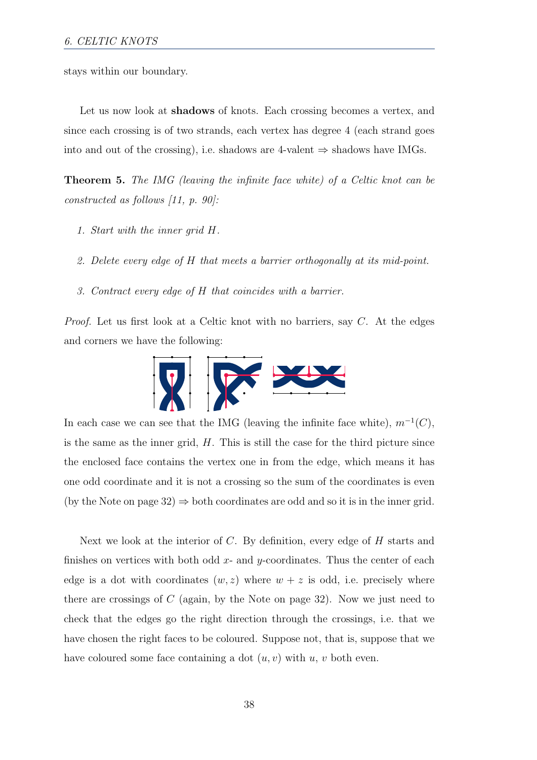stays within our boundary.

Let us now look at **shadows** of knots. Each crossing becomes a vertex, and since each crossing is of two strands, each vertex has degree 4 (each strand goes into and out of the crossing), i.e. shadows are 4-valent $\Rightarrow$ shadows have IMGs.

**Theorem 5.** *The IMG (leaving the infinite face white) of a Celtic knot can be constructed as follows [11, p. 90]:*

1. *Start with the inner grid $H$.*
2. *Delete every edge of $H$ that meets a barrier orthogonally at its mid-point.*
3. *Contract every edge of $H$ that coincides with a barrier.*

*Proof.* Let us first look at a Celtic knot with no barriers, say $C$. At the edges and corners we have the following:

In each case we can see that the IMG (leaving the infinite face white), $m^{-1}(C)$, is the same as the inner grid, $H$. This is still the case for the third picture since the enclosed face contains the vertex one in from the edge, which means it has one odd coordinate and it is not a crossing so the sum of the coordinates is even (by the Note on page 32) $\Rightarrow$ both coordinates are odd and so it is in the inner grid.

Next we look at the interior of $C$. By definition, every edge of $H$ starts and finishes on vertices with both odd $x$- and $y$-coordinates. Thus the center of each edge is a dot with coordinates $(w, z)$ where $w + z$ is odd, i.e. precisely where there are crossings of $C$ (again, by the Note on page 32). Now we just need to check that the edges go the right direction through the crossings, i.e. that we have chosen the right faces to be coloured. Suppose not, that is, suppose that we have coloured some face containing a dot $(u, v)$ with $u$, $v$ both even.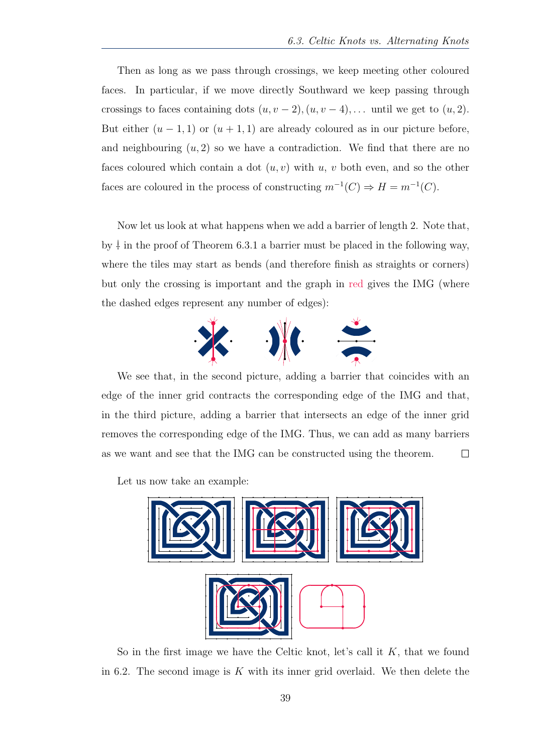Then as long as we pass through crossings, we keep meeting other coloured faces. In particular, if we move directly Southward we keep passing through crossings to faces containing dots $(u, v-2), (u, v-4), \ldots$ until we get to $(u, 2)$. But either $(u-1, 1)$ or $(u+1, 1)$ are already coloured as in our picture before, and neighbouring $(u, 2)$ so we have a contradiction. We find that there are no faces coloured which contain a dot $(u, v)$ with $u$, $v$ both even, and so the other faces are coloured in the process of constructing $m^{-1}(C) \Rightarrow H = m^{-1}(C)$.

Now let us look at what happens when we add a barrier of length 2. Note that, by ⸸ in the proof of Theorem 6.3.1 a barrier must be placed in the following way, where the tiles may start as bends (and therefore finish as straights or corners) but only the crossing is important and the graph in red gives the IMG (where the dashed edges represent any number of edges):

We see that, in the second picture, adding a barrier that coincides with an edge of the inner grid contracts the corresponding edge of the IMG and that, in the third picture, adding a barrier that intersects an edge of the inner grid removes the corresponding edge of the IMG. Thus, we can add as many barriers as we want and see that the IMG can be constructed using the theorem. $\square$

Let us now take an example:

So in the first image we have the Celtic knot, let's call it $K$, that we found in 6.2. The second image is $K$ with its inner grid overlaid. We then delete the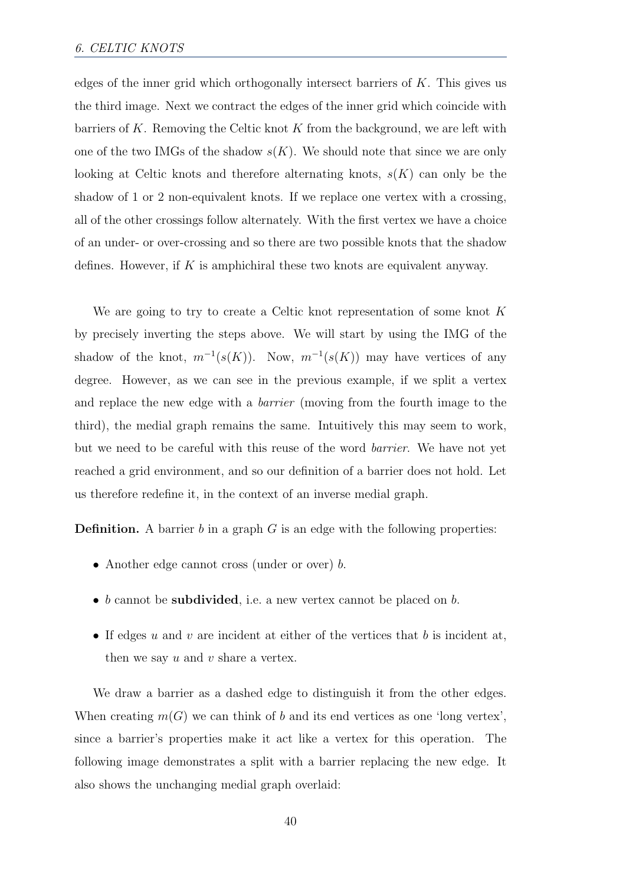edges of the inner grid which orthogonally intersect barriers of $K$. This gives us the third image. Next we contract the edges of the inner grid which coincide with barriers of $K$. Removing the Celtic knot $K$ from the background, we are left with one of the two IMGs of the shadow $s(K)$. We should note that since we are only looking at Celtic knots and therefore alternating knots, $s(K)$ can only be the shadow of 1 or 2 non-equivalent knots. If we replace one vertex with a crossing, all of the other crossings follow alternately. With the first vertex we have a choice of an under- or over-crossing and so there are two possible knots that the shadow defines. However, if $K$ is amphichiral these two knots are equivalent anyway.

We are going to try to create a Celtic knot representation of some knot $K$ by precisely inverting the steps above. We will start by using the IMG of the shadow of the knot, $m^{-1}(s(K))$. Now, $m^{-1}(s(K))$ may have vertices of any degree. However, as we can see in the previous example, if we split a vertex and replace the new edge with a *barrier* (moving from the fourth image to the third), the medial graph remains the same. Intuitively this may seem to work, but we need to be careful with this reuse of the word *barrier*. We have not yet reached a grid environment, and so our definition of a barrier does not hold. Let us therefore redefine it, in the context of an inverse medial graph.

**Definition.** A barrier $b$ in a graph $G$ is an edge with the following properties:

- Another edge cannot cross (under or over) $b$.
- $b$ cannot be **subdivided**, i.e. a new vertex cannot be placed on $b$.
- If edges $u$ and $v$ are incident at either of the vertices that $b$ is incident at, then we say $u$ and $v$ share a vertex.

We draw a barrier as a dashed edge to distinguish it from the other edges. When creating $m(G)$ we can think of $b$ and its end vertices as one 'long vertex', since a barrier's properties make it act like a vertex for this operation. The following image demonstrates a split with a barrier replacing the new edge. It also shows the unchanging medial graph overlaid: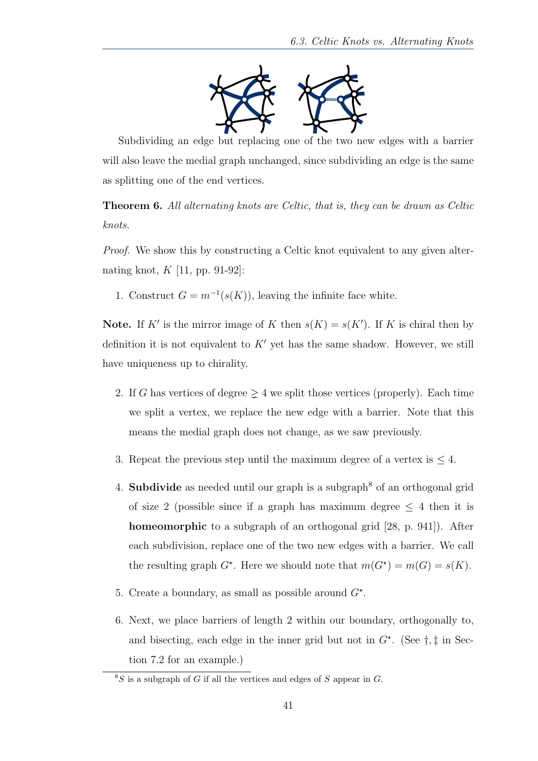Subdividing an edge but replacing one of the two new edges with a barrier will also leave the medial graph unchanged, since subdividing an edge is the same as splitting one of the end vertices.

**Theorem 6.** *All alternating knots are Celtic, that is, they can be drawn as Celtic knots.*

*Proof.* We show this by constructing a Celtic knot equivalent to any given alternating knot, $K$ [11, pp. 91-92]:

1. Construct $G = m^{-1}(s(K))$, leaving the infinite face white.

**Note.** If $K'$ is the mirror image of $K$ then $s(K) = s(K')$. If $K$ is chiral then by definition it is not equivalent to $K'$ yet has the same shadow. However, we still have uniqueness up to chirality.

2. If $G$ has vertices of degree $\gneq 4$ we split those vertices (properly). Each time we split a vertex, we replace the new edge with a barrier. Note that this means the medial graph does not change, as we saw previously.

3. Repeat the previous step until the maximum degree of a vertex is $\leq 4$.

4. **Subdivide** as needed until our graph is a subgraph[8] of an orthogonal grid of size 2 (possible since if a graph has maximum degree $\leq 4$ then it is **homeomorphic** to a subgraph of an orthogonal grid [28, p. 941]). After each subdivision, replace one of the two new edges with a barrier. We call the resulting graph $G^\star$. Here we should note that $m(G^\star) = m(G) = s(K)$.

5. Create a boundary, as small as possible around $G^\star$.

6. Next, we place barriers of length 2 within our boundary, orthogonally to, and bisecting, each edge in the inner grid but not in $G^\star$. (See †, ‡ in Section 7.2 for an example.)

[8] $S$ is a subgraph of $G$ if all the vertices and edges of $S$ appear in $G$.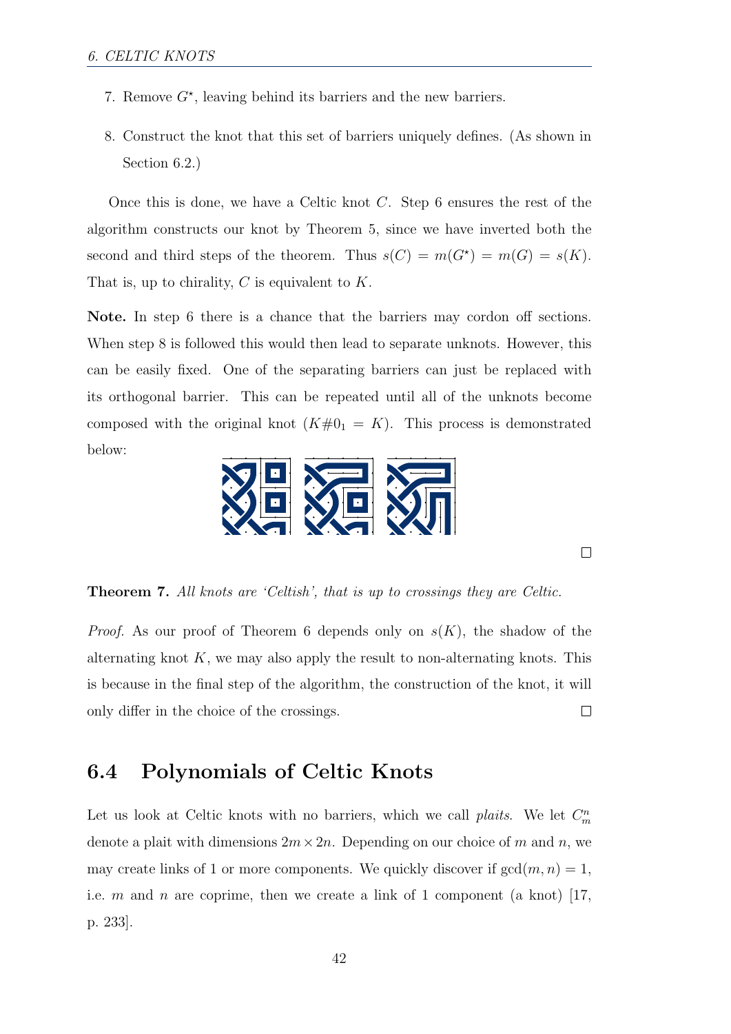7. Remove $G^\star$, leaving behind its barriers and the new barriers.

8. Construct the knot that this set of barriers uniquely defines. (As shown in Section 6.2.)

Once this is done, we have a Celtic knot $C$. Step 6 ensures the rest of the algorithm constructs our knot by Theorem 5, since we have inverted both the second and third steps of the theorem. Thus $s(C) = m(G^\star) = m(G) = s(K)$. That is, up to chirality, $C$ is equivalent to $K$.

**Note.** In step 6 there is a chance that the barriers may cordon off sections. When step 8 is followed this would then lead to separate unknots. However, this can be easily fixed. One of the separating barriers can just be replaced with its orthogonal barrier. This can be repeated until all of the unknots become composed with the original knot ($K\#0_1 = K$). This process is demonstrated below:

□

**Theorem 7.** *All knots are 'Celtish', that is up to crossings they are Celtic.*

*Proof.* As our proof of Theorem 6 depends only on $s(K)$, the shadow of the alternating knot $K$, we may also apply the result to non-alternating knots. This is because in the final step of the algorithm, the construction of the knot, it will only differ in the choice of the crossings. □

## 6.4 Polynomials of Celtic Knots

Let us look at Celtic knots with no barriers, which we call *plaits*. We let $C_m^n$ denote a plait with dimensions $2m \times 2n$. Depending on our choice of $m$ and $n$, we may create links of 1 or more components. We quickly discover if $\gcd(m, n) = 1$, i.e. $m$ and $n$ are coprime, then we create a link of 1 component (a knot) [17, p. 233].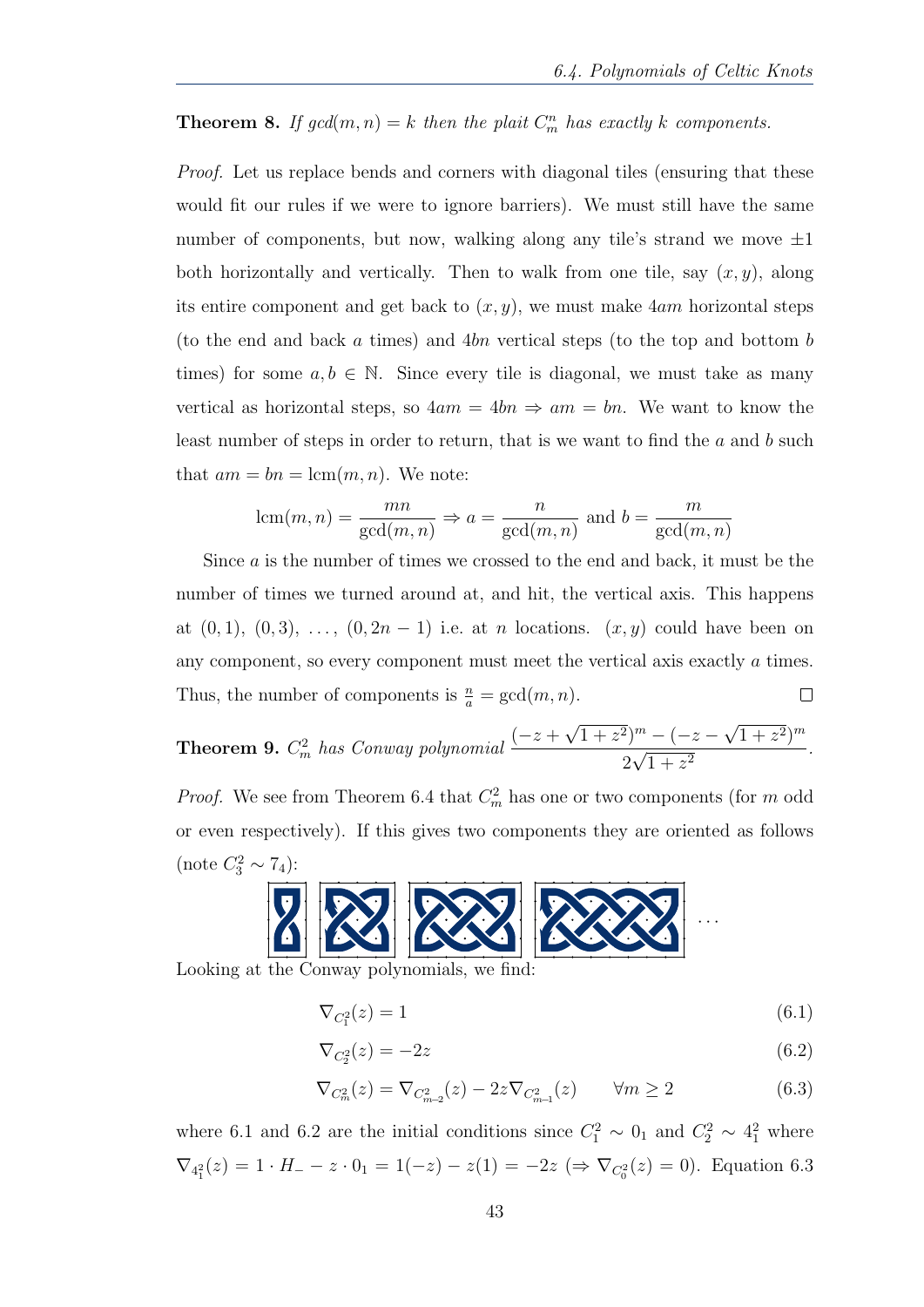**Theorem 8.** *If $gcd(m, n) = k$ then the plait $C_m^n$ has exactly $k$ components.*

*Proof.* Let us replace bends and corners with diagonal tiles (ensuring that these would fit our rules if we were to ignore barriers). We must still have the same number of components, but now, walking along any tile's strand we move $\pm 1$ both horizontally and vertically. Then to walk from one tile, say $(x, y)$, along its entire component and get back to $(x, y)$, we must make $4am$ horizontal steps (to the end and back $a$ times) and $4bn$ vertical steps (to the top and bottom $b$ times) for some $a, b \in \mathbb{N}$. Since every tile is diagonal, we must take as many vertical as horizontal steps, so $4am = 4bn \Rightarrow am = bn$. We want to know the least number of steps in order to return, that is we want to find the $a$ and $b$ such that $am = bn = \text{lcm}(m, n)$. We note:

$$\text{lcm}(m, n) = \frac{mn}{\gcd(m, n)} \Rightarrow a = \frac{n}{\gcd(m, n)} \text{ and } b = \frac{m}{\gcd(m, n)}$$

Since $a$ is the number of times we crossed to the end and back, it must be the number of times we turned around at, and hit, the vertical axis. This happens at $(0, 1)$, $(0, 3)$, $\ldots$, $(0, 2n - 1)$ i.e. at $n$ locations. $(x, y)$ could have been on any component, so every component must meet the vertical axis exactly $a$ times. Thus, the number of components is $\frac{n}{a} = \gcd(m, n)$. ∎

**Theorem 9.** *$C_m^2$ has Conway polynomial* $\dfrac{(-z + \sqrt{1 + z^2})^m - (-z - \sqrt{1 + z^2})^m}{2\sqrt{1 + z^2}}$.

*Proof.* We see from Theorem 6.4 that $C_m^2$ has one or two components (for $m$ odd or even respectively). If this gives two components they are oriented as follows (note $C_3^2 \sim 7_4$):

...

Looking at the Conway polynomials, we find:

$$\nabla_{C_1^2}(z) = 1 \tag{6.1}$$

$$\nabla_{C_2^2}(z) = -2z \tag{6.2}$$

$$\nabla_{C_m^2}(z) = \nabla_{C_{m-2}^2}(z) - 2z\nabla_{C_{m-1}^2}(z) \qquad \forall m \geq 2 \tag{6.3}$$

where 6.1 and 6.2 are the initial conditions since $C_1^2 \sim 0_1$ and $C_2^2 \sim 4_1^2$ where $\nabla_{4_1^2}(z) = 1 \cdot H_- - z \cdot 0_1 = 1(-z) - z(1) = -2z$ ($\Rightarrow \nabla_{C_0^2}(z) = 0$). Equation 6.3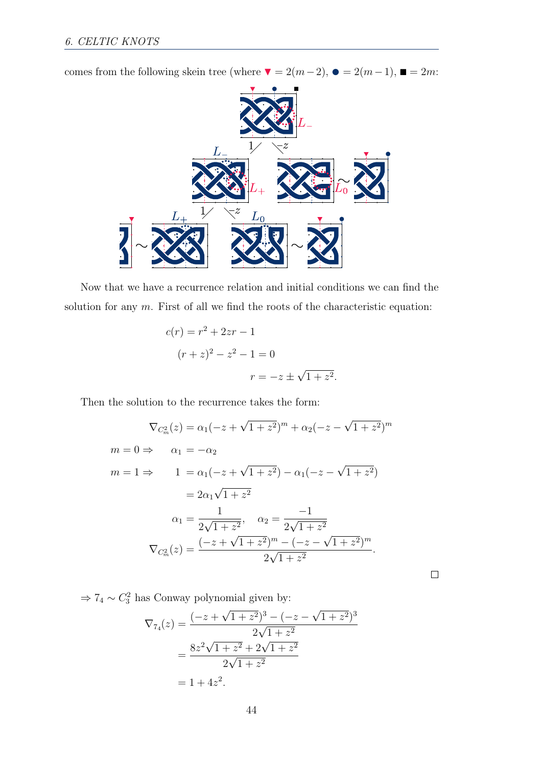comes from the following skein tree (where ▼ $= 2(m-2)$, ● $= 2(m-1)$, ■ $= 2m$:

Now that we have a recurrence relation and initial conditions we can find the solution for any $m$. First of all we find the roots of the characteristic equation:

$$
\begin{aligned}
c(r) &= r^2 + 2zr - 1 \\
(r+z)^2 - z^2 - 1 &= 0 \\
r &= -z \pm \sqrt{1+z^2}.
\end{aligned}
$$

Then the solution to the recurrence takes the form:

$$
\begin{aligned}
\nabla_{C_m^2}(z) &= \alpha_1(-z+\sqrt{1+z^2})^m + \alpha_2(-z-\sqrt{1+z^2})^m \\
m = 0 \Rightarrow \quad \alpha_1 &= -\alpha_2 \\
m = 1 \Rightarrow \quad 1 &= \alpha_1(-z+\sqrt{1+z^2}) - \alpha_1(-z-\sqrt{1+z^2}) \\
&= 2\alpha_1\sqrt{1+z^2} \\
\alpha_1 &= \frac{1}{2\sqrt{1+z^2}}, \quad \alpha_2 = \frac{-1}{2\sqrt{1+z^2}} \\
\nabla_{C_m^2}(z) &= \frac{(-z+\sqrt{1+z^2})^m - (-z-\sqrt{1+z^2})^m}{2\sqrt{1+z^2}}.
\end{aligned}
$$

□

$\Rightarrow 7_4 \sim C_3^2$ has Conway polynomial given by:

$$
\begin{aligned}
\nabla_{7_4}(z) &= \frac{(-z+\sqrt{1+z^2})^3 - (-z-\sqrt{1+z^2})^3}{2\sqrt{1+z^2}} \\
&= \frac{8z^2\sqrt{1+z^2} + 2\sqrt{1+z^2}}{2\sqrt{1+z^2}} \\
&= 1 + 4z^2.
\end{aligned}
$$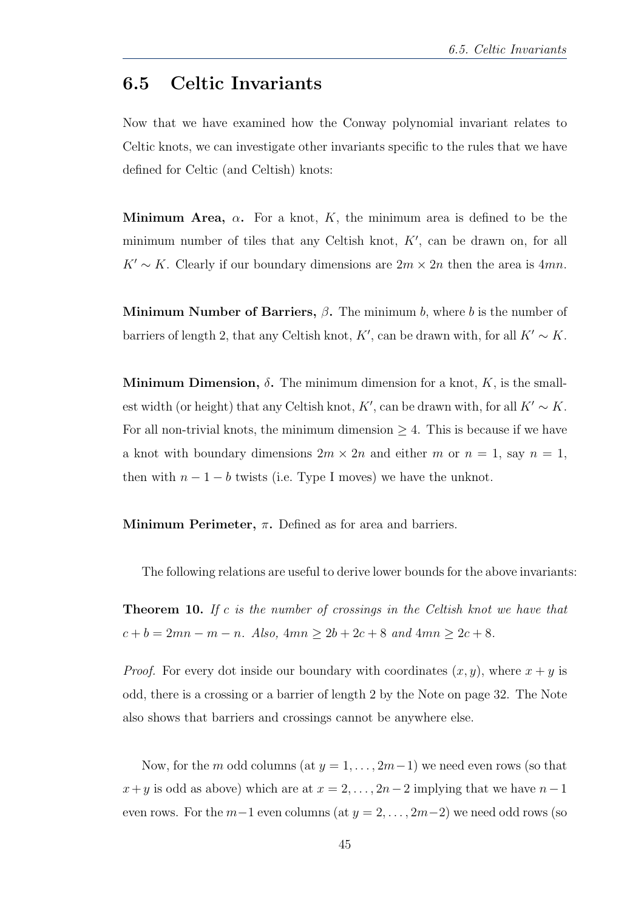## 6.5 Celtic Invariants

Now that we have examined how the Conway polynomial invariant relates to Celtic knots, we can investigate other invariants specific to the rules that we have defined for Celtic (and Celtish) knots:

**Minimum Area, $\alpha$.** For a knot, $K$, the minimum area is defined to be the minimum number of tiles that any Celtish knot, $K'$, can be drawn on, for all $K' \sim K$. Clearly if our boundary dimensions are $2m \times 2n$ then the area is $4mn$.

**Minimum Number of Barriers, $\beta$.** The minimum $b$, where $b$ is the number of barriers of length 2, that any Celtish knot, $K'$, can be drawn with, for all $K' \sim K$.

**Minimum Dimension, $\delta$.** The minimum dimension for a knot, $K$, is the smallest width (or height) that any Celtish knot, $K'$, can be drawn with, for all $K' \sim K$. For all non-trivial knots, the minimum dimension $\geq 4$. This is because if we have a knot with boundary dimensions $2m \times 2n$ and either $m$ or $n = 1$, say $n = 1$, then with $n - 1 - b$ twists (i.e. Type I moves) we have the unknot.

**Minimum Perimeter, $\pi$.** Defined as for area and barriers.

The following relations are useful to derive lower bounds for the above invariants:

**Theorem 10.** *If $c$ is the number of crossings in the Celtish knot we have that $c + b = 2mn - m - n$. Also, $4mn \geq 2b + 2c + 8$ and $4mn \geq 2c + 8$.*

*Proof.* For every dot inside our boundary with coordinates $(x, y)$, where $x + y$ is odd, there is a crossing or a barrier of length 2 by the Note on page 32. The Note also shows that barriers and crossings cannot be anywhere else.

Now, for the $m$ odd columns (at $y = 1, \ldots, 2m-1$) we need even rows (so that $x + y$ is odd as above) which are at $x = 2, \ldots, 2n-2$ implying that we have $n-1$ even rows. For the $m-1$ even columns (at $y = 2, \ldots, 2m-2$) we need odd rows (so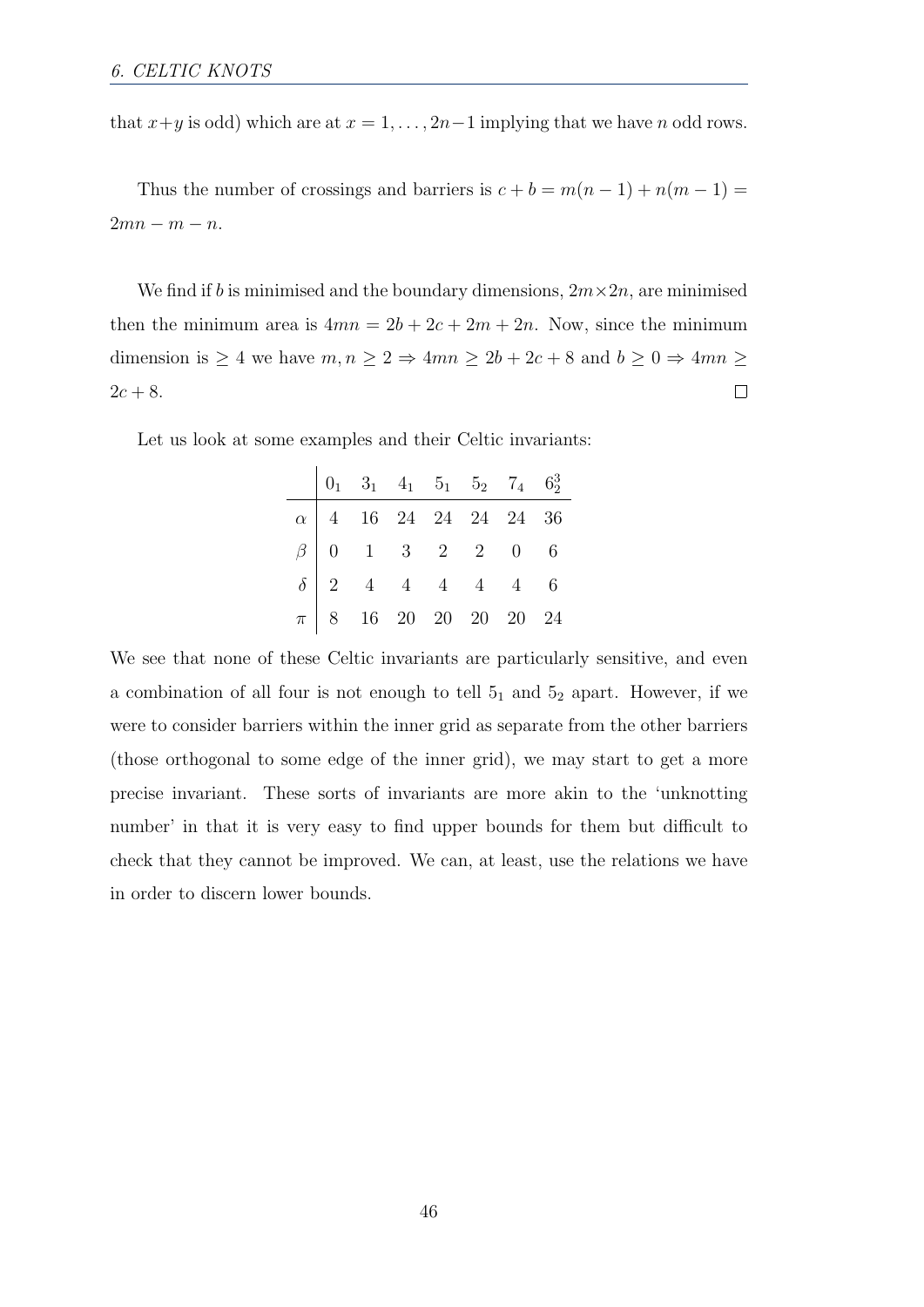that $x+y$ is odd) which are at $x = 1, \ldots, 2n-1$ implying that we have $n$ odd rows.

Thus the number of crossings and barriers is $c + b = m(n-1) + n(m-1) = 2mn - m - n$.

We find if $b$ is minimised and the boundary dimensions, $2m \times 2n$, are minimised then the minimum area is $4mn = 2b + 2c + 2m + 2n$. Now, since the minimum dimension is $\geq 4$ we have $m, n \geq 2 \Rightarrow 4mn \geq 2b + 2c + 8$ and $b \geq 0 \Rightarrow 4mn \geq 2c + 8$. $\square$

Let us look at some examples and their Celtic invariants:

| | $0_1$ | $3_1$ | $4_1$ | $5_1$ | $5_2$ | $7_4$ | $6_2^3$ |
|---|---|---|---|---|---|---|---|
| $\alpha$ | 4 | 16 | 24 | 24 | 24 | 24 | 36 |
| $\beta$ | 0 | 1 | 3 | 2 | 2 | 0 | 6 |
| $\delta$ | 2 | 4 | 4 | 4 | 4 | 4 | 6 |
| $\pi$ | 8 | 16 | 20 | 20 | 20 | 20 | 24 |

We see that none of these Celtic invariants are particularly sensitive, and even a combination of all four is not enough to tell $5_1$ and $5_2$ apart. However, if we were to consider barriers within the inner grid as separate from the other barriers (those orthogonal to some edge of the inner grid), we may start to get a more precise invariant. These sorts of invariants are more akin to the 'unknotting number' in that it is very easy to find upper bounds for them but difficult to check that they cannot be improved. We can, at least, use the relations we have in order to discern lower bounds.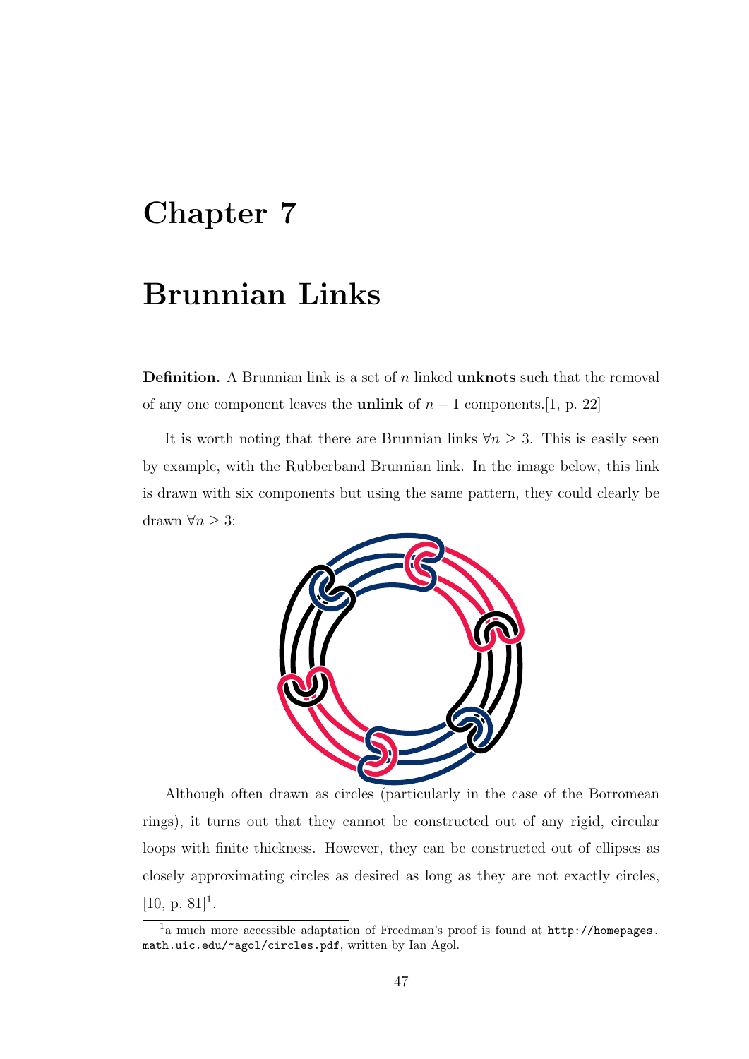# Chapter 7

# Brunnian Links

**Definition.** A Brunnian link is a set of $n$ linked **unknots** such that the removal of any one component leaves the **unlink** of $n-1$ components.[1, p. 22]

It is worth noting that there are Brunnian links $\forall n \geq 3$. This is easily seen by example, with the Rubberband Brunnian link. In the image below, this link is drawn with six components but using the same pattern, they could clearly be drawn $\forall n \geq 3$:

Although often drawn as circles (particularly in the case of the Borromean rings), it turns out that they cannot be constructed out of any rigid, circular loops with finite thickness. However, they can be constructed out of ellipses as closely approximating circles as desired as long as they are not exactly circles, [10, p. 81][1].

[1] a much more accessible adaptation of Freedman's proof is found at `http://homepages.math.uic.edu/~agol/circles.pdf`, written by Ian Agol.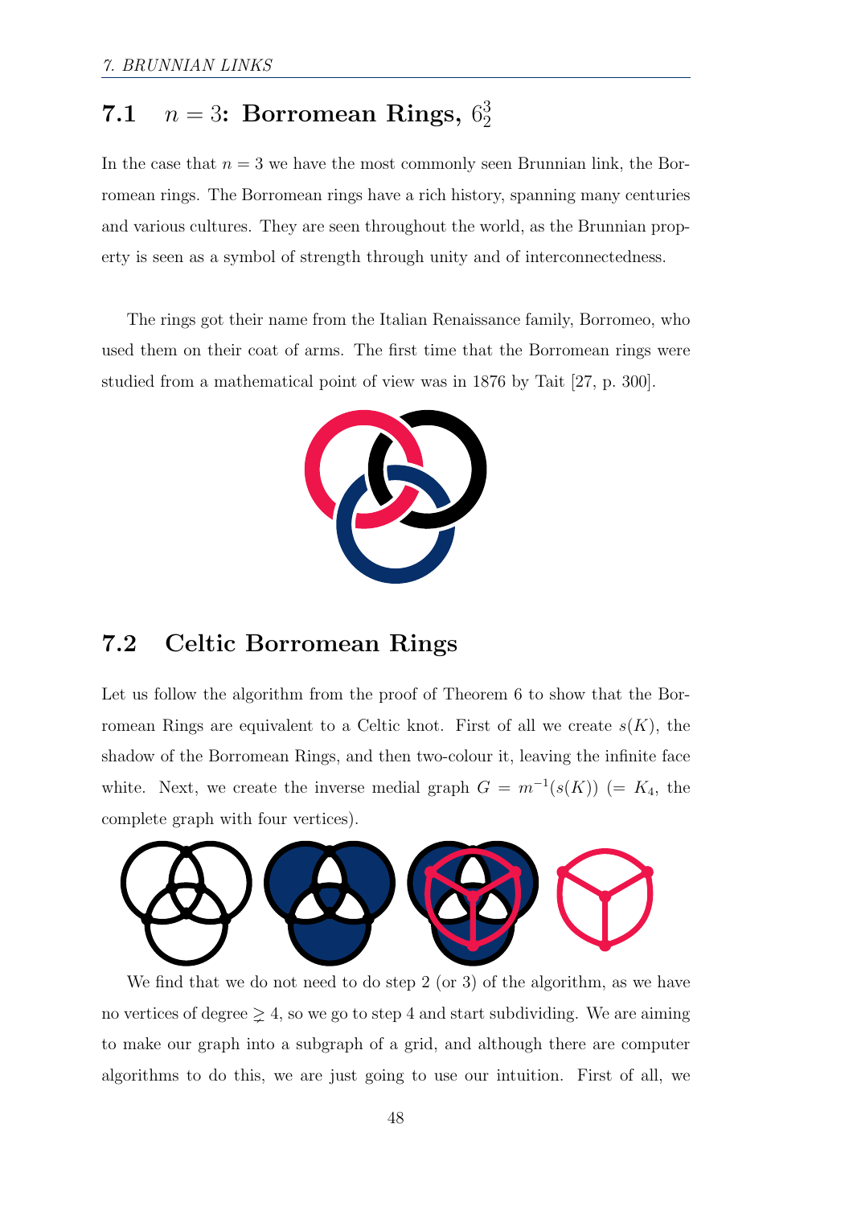## 7.1 $n = 3$: Borromean Rings, $6^3_2$

In the case that $n = 3$ we have the most commonly seen Brunnian link, the Borromean rings. The Borromean rings have a rich history, spanning many centuries and various cultures. They are seen throughout the world, as the Brunnian property is seen as a symbol of strength through unity and of interconnectedness.

The rings got their name from the Italian Renaissance family, Borromeo, who used them on their coat of arms. The first time that the Borromean rings were studied from a mathematical point of view was in 1876 by Tait [27, p. 300].

## 7.2 Celtic Borromean Rings

Let us follow the algorithm from the proof of Theorem 6 to show that the Borromean Rings are equivalent to a Celtic knot. First of all we create $s(K)$, the shadow of the Borromean Rings, and then two-colour it, leaving the infinite face white. Next, we create the inverse medial graph $G = m^{-1}(s(K))$ ($= K_4$, the complete graph with four vertices).

We find that we do not need to do step 2 (or 3) of the algorithm, as we have no vertices of degree $\gneq 4$, so we go to step 4 and start subdividing. We are aiming to make our graph into a subgraph of a grid, and although there are computer algorithms to do this, we are just going to use our intuition. First of all, we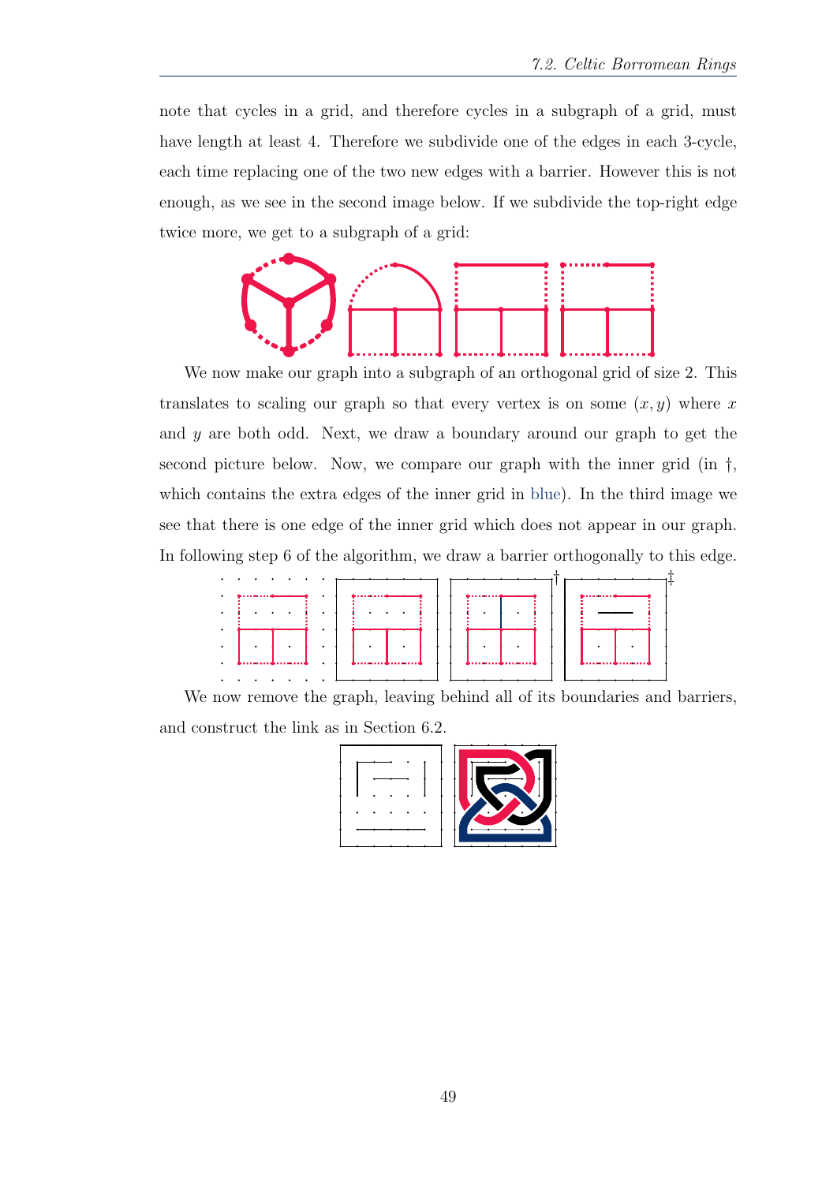note that cycles in a grid, and therefore cycles in a subgraph of a grid, must have length at least 4. Therefore we subdivide one of the edges in each 3-cycle, each time replacing one of the two new edges with a barrier. However this is not enough, as we see in the second image below. If we subdivide the top-right edge twice more, we get to a subgraph of a grid:

We now make our graph into a subgraph of an orthogonal grid of size 2. This translates to scaling our graph so that every vertex is on some $(x, y)$ where $x$ and $y$ are both odd. Next, we draw a boundary around our graph to get the second picture below. Now, we compare our graph with the inner grid (in †, which contains the extra edges of the inner grid in blue). In the third image we see that there is one edge of the inner grid which does not appear in our graph. In following step 6 of the algorithm, we draw a barrier orthogonally to this edge.

†

‡

We now remove the graph, leaving behind all of its boundaries and barriers, and construct the link as in Section 6.2.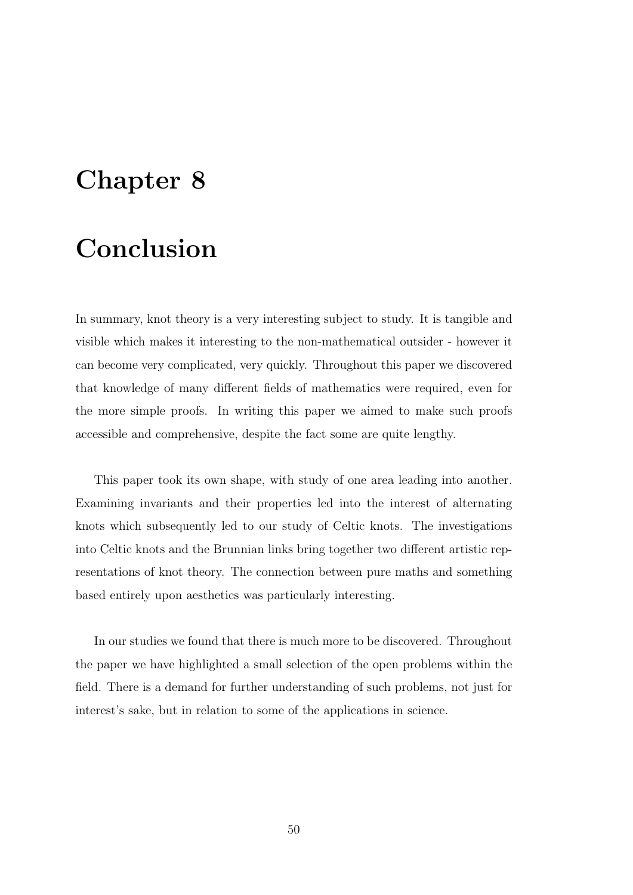# Chapter 8

# Conclusion

In summary, knot theory is a very interesting subject to study. It is tangible and visible which makes it interesting to the non-mathematical outsider - however it can become very complicated, very quickly. Throughout this paper we discovered that knowledge of many different fields of mathematics were required, even for the more simple proofs. In writing this paper we aimed to make such proofs accessible and comprehensive, despite the fact some are quite lengthy.

This paper took its own shape, with study of one area leading into another. Examining invariants and their properties led into the interest of alternating knots which subsequently led to our study of Celtic knots. The investigations into Celtic knots and the Brunnian links bring together two different artistic representations of knot theory. The connection between pure maths and something based entirely upon aesthetics was particularly interesting.

In our studies we found that there is much more to be discovered. Throughout the paper we have highlighted a small selection of the open problems within the field. There is a demand for further understanding of such problems, not just for interest's sake, but in relation to some of the applications in science.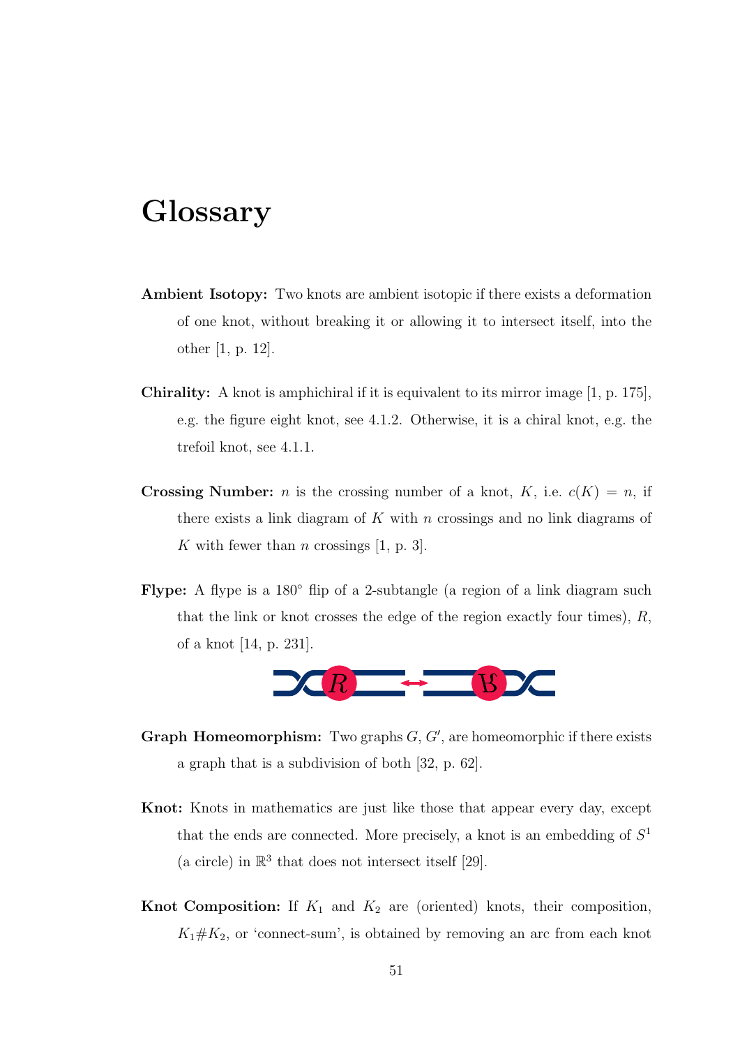# Glossary

**Ambient Isotopy:** Two knots are ambient isotopic if there exists a deformation of one knot, without breaking it or allowing it to intersect itself, into the other [1, p. 12].

**Chirality:** A knot is amphichiral if it is equivalent to its mirror image [1, p. 175], e.g. the figure eight knot, see 4.1.2. Otherwise, it is a chiral knot, e.g. the trefoil knot, see 4.1.1.

**Crossing Number:** $n$ is the crossing number of a knot, $K$, i.e. $c(K) = n$, if there exists a link diagram of $K$ with $n$ crossings and no link diagrams of $K$ with fewer than $n$ crossings [1, p. 3].

**Flype:** A flype is a 180° flip of a 2-subtangle (a region of a link diagram such that the link or knot crosses the edge of the region exactly four times), $R$, of a knot [14, p. 231].

**Graph Homeomorphism:** Two graphs $G$, $G'$, are homeomorphic if there exists a graph that is a subdivision of both [32, p. 62].

**Knot:** Knots in mathematics are just like those that appear every day, except that the ends are connected. More precisely, a knot is an embedding of $S^1$ (a circle) in $\mathbb{R}^3$ that does not intersect itself [29].

**Knot Composition:** If $K_1$ and $K_2$ are (oriented) knots, their composition, $K_1 \# K_2$, or 'connect-sum', is obtained by removing an arc from each knot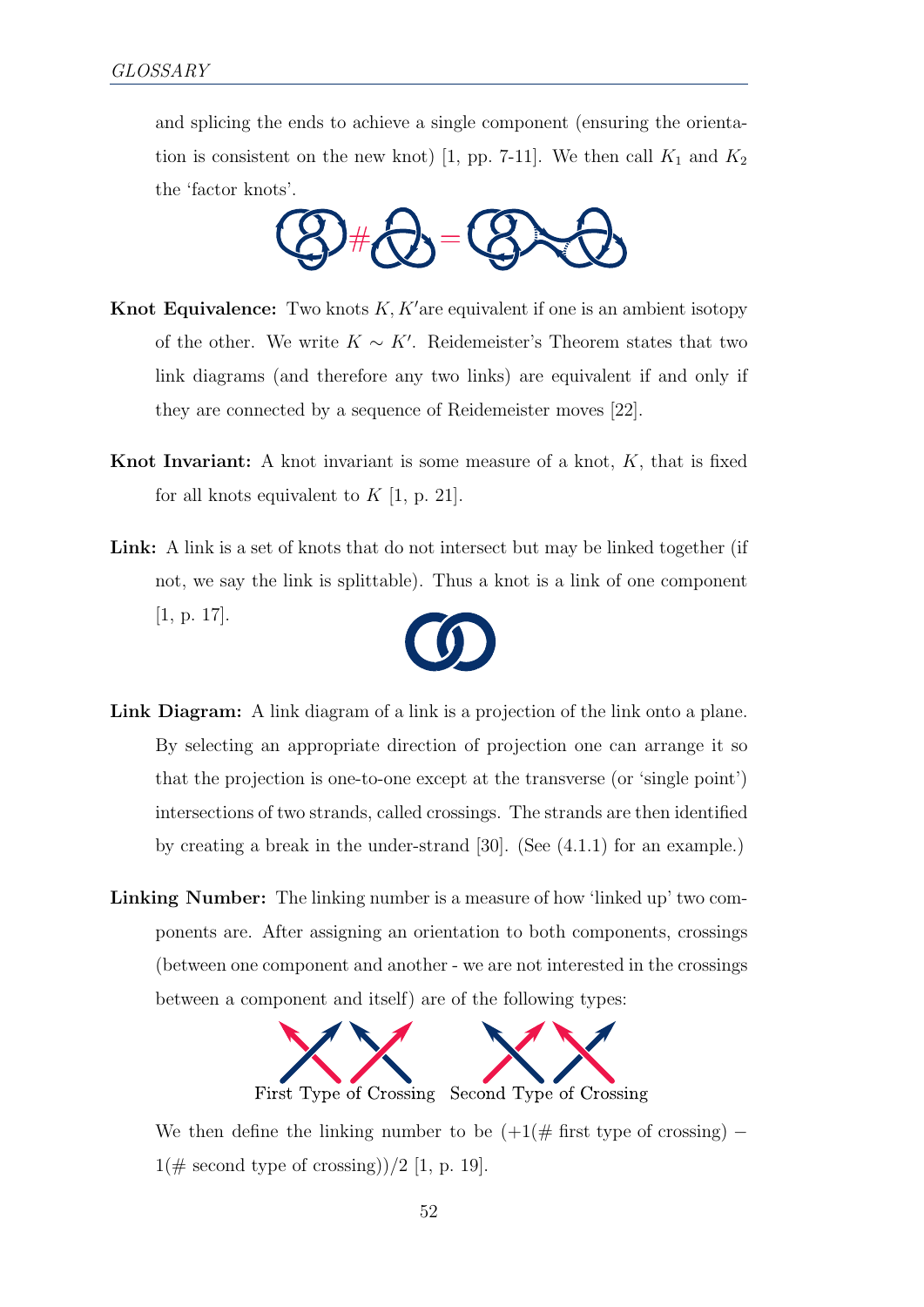and splicing the ends to achieve a single component (ensuring the orientation is consistent on the new knot) [1, pp. 7-11]. We then call $K_1$ and $K_2$ the 'factor knots'.

**Knot Equivalence:** Two knots $K, K'$are equivalent if one is an ambient isotopy of the other. We write $K \sim K'$. Reidemeister's Theorem states that two link diagrams (and therefore any two links) are equivalent if and only if they are connected by a sequence of Reidemeister moves [22].

**Knot Invariant:** A knot invariant is some measure of a knot, $K$, that is fixed for all knots equivalent to $K$ [1, p. 21].

**Link:** A link is a set of knots that do not intersect but may be linked together (if not, we say the link is splittable). Thus a knot is a link of one component [1, p. 17].

**Link Diagram:** A link diagram of a link is a projection of the link onto a plane. By selecting an appropriate direction of projection one can arrange it so that the projection is one-to-one except at the transverse (or 'single point') intersections of two strands, called crossings. The strands are then identified by creating a break in the under-strand [30]. (See (4.1.1) for an example.)

**Linking Number:** The linking number is a measure of how 'linked up' two components are. After assigning an orientation to both components, crossings (between one component and another - we are not interested in the crossings between a component and itself) are of the following types:

First Type of Crossing Second Type of Crossing

We then define the linking number to be $(+1(\#\text{ first type of crossing}) - 1(\#\text{ second type of crossing}))/2$ [1, p. 19].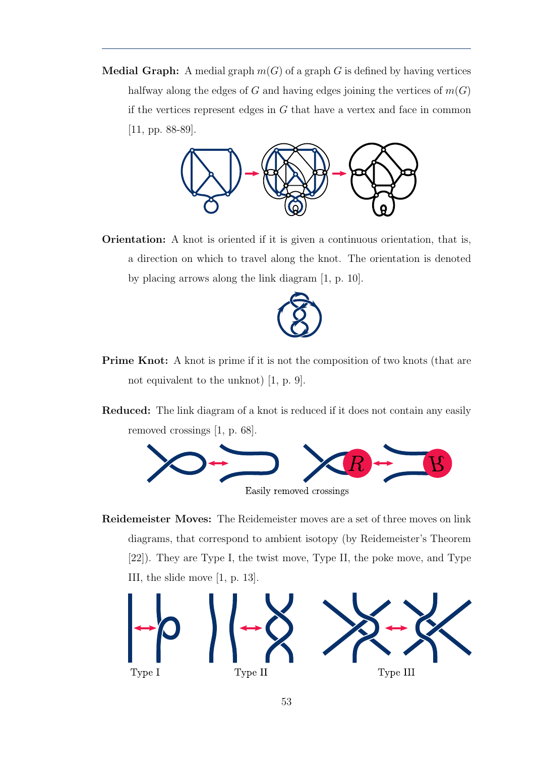**Medial Graph:** A medial graph $m(G)$ of a graph $G$ is defined by having vertices halfway along the edges of $G$ and having edges joining the vertices of $m(G)$ if the vertices represent edges in $G$ that have a vertex and face in common [11, pp. 88-89].

**Orientation:** A knot is oriented if it is given a continuous orientation, that is, a direction on which to travel along the knot. The orientation is denoted by placing arrows along the link diagram [1, p. 10].

**Prime Knot:** A knot is prime if it is not the composition of two knots (that are not equivalent to the unknot) [1, p. 9].

**Reduced:** The link diagram of a knot is reduced if it does not contain any easily removed crossings [1, p. 68].

Easily removed crossings

**Reidemeister Moves:** The Reidemeister moves are a set of three moves on link diagrams, that correspond to ambient isotopy (by Reidemeister's Theorem [22]). They are Type I, the twist move, Type II, the poke move, and Type III, the slide move [1, p. 13].

Type I Type II Type III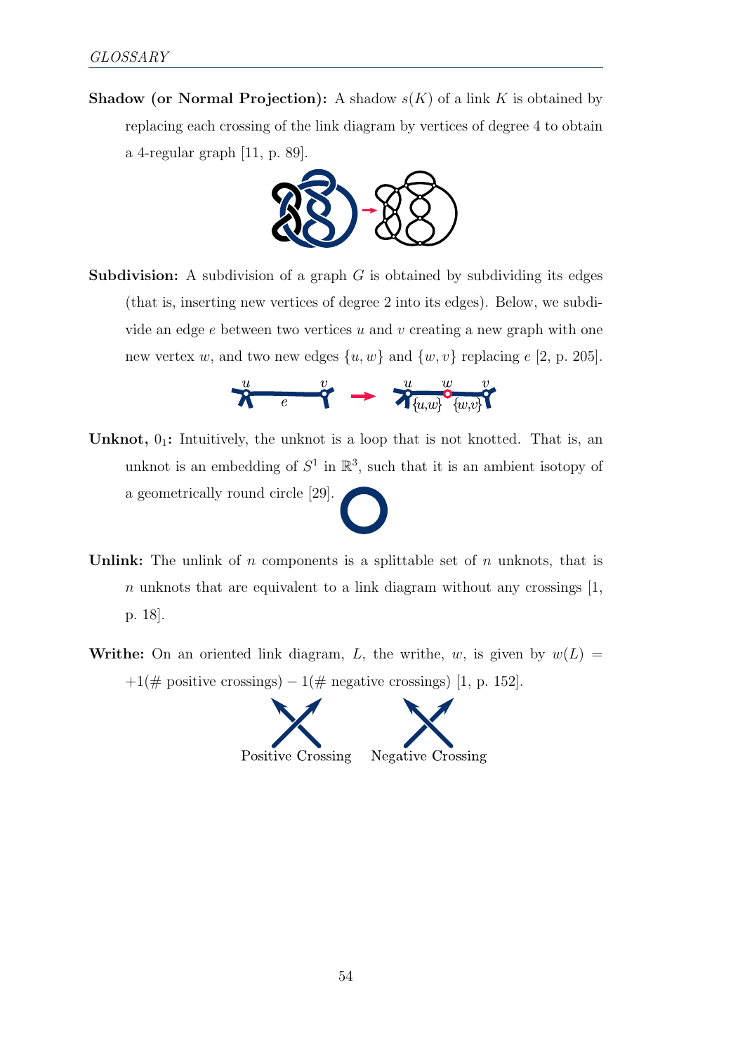**Shadow (or Normal Projection):** A shadow $s(K)$ of a link $K$ is obtained by replacing each crossing of the link diagram by vertices of degree 4 to obtain a 4-regular graph [11, p. 89].

**Subdivision:** A subdivision of a graph $G$ is obtained by subdividing its edges (that is, inserting new vertices of degree 2 into its edges). Below, we subdivide an edge $e$ between two vertices $u$ and $v$ creating a new graph with one new vertex $w$, and two new edges $\{u, w\}$ and $\{w, v\}$ replacing $e$ [2, p. 205].

**Unknot, $0_1$:** Intuitively, the unknot is a loop that is not knotted. That is, an unknot is an embedding of $S^1$ in $\mathbb{R}^3$, such that it is an ambient isotopy of a geometrically round circle [29].

**Unlink:** The unlink of $n$ components is a splittable set of $n$ unknots, that is $n$ unknots that are equivalent to a link diagram without any crossings [1, p. 18].

**Writhe:** On an oriented link diagram, $L$, the writhe, $w$, is given by $w(L) = +1(\#\text{ positive crossings}) - 1(\#\text{ negative crossings})$ [1, p. 152].

Positive Crossing Negative Crossing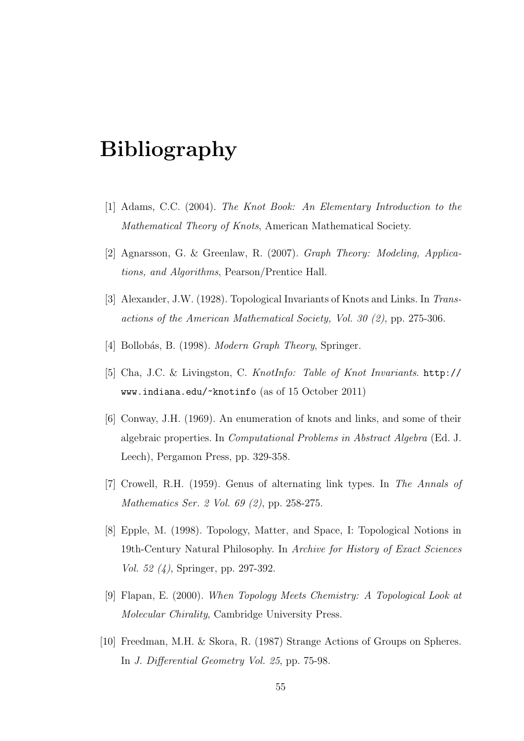# Bibliography

[1] Adams, C.C. (2004). *The Knot Book: An Elementary Introduction to the Mathematical Theory of Knots*, American Mathematical Society.

[2] Agnarsson, G. & Greenlaw, R. (2007). *Graph Theory: Modeling, Applications, and Algorithms*, Pearson/Prentice Hall.

[3] Alexander, J.W. (1928). Topological Invariants of Knots and Links. In *Transactions of the American Mathematical Society, Vol. 30 (2)*, pp. 275-306.

[4] Bollobás, B. (1998). *Modern Graph Theory*, Springer.

[5] Cha, J.C. & Livingston, C. *KnotInfo: Table of Knot Invariants*. `http://www.indiana.edu/~knotinfo` (as of 15 October 2011)

[6] Conway, J.H. (1969). An enumeration of knots and links, and some of their algebraic properties. In *Computational Problems in Abstract Algebra* (Ed. J. Leech), Pergamon Press, pp. 329-358.

[7] Crowell, R.H. (1959). Genus of alternating link types. In *The Annals of Mathematics Ser. 2 Vol. 69 (2)*, pp. 258-275.

[8] Epple, M. (1998). Topology, Matter, and Space, I: Topological Notions in 19th-Century Natural Philosophy. In *Archive for History of Exact Sciences Vol. 52 (4)*, Springer, pp. 297-392.

[9] Flapan, E. (2000). *When Topology Meets Chemistry: A Topological Look at Molecular Chirality*, Cambridge University Press.

[10] Freedman, M.H. & Skora, R. (1987) Strange Actions of Groups on Spheres. In *J. Differential Geometry Vol. 25*, pp. 75-98.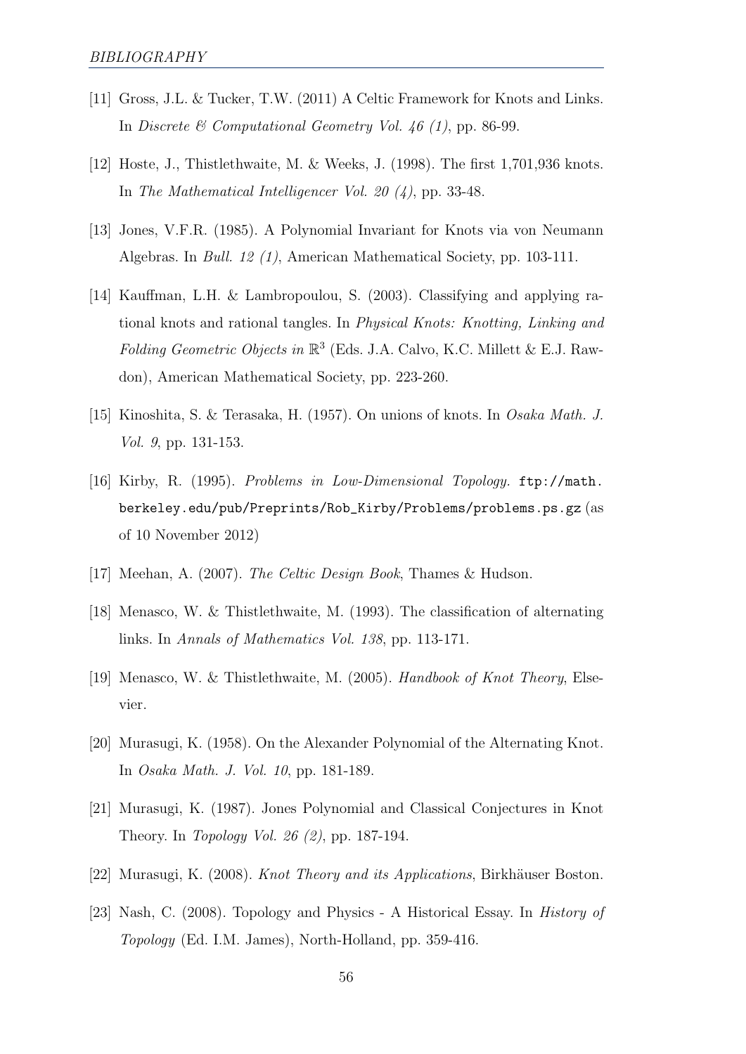[11] Gross, J.L. & Tucker, T.W. (2011) A Celtic Framework for Knots and Links. In *Discrete & Computational Geometry Vol. 46 (1)*, pp. 86-99.

[12] Hoste, J., Thistlethwaite, M. & Weeks, J. (1998). The first 1,701,936 knots. In *The Mathematical Intelligencer Vol. 20 (4)*, pp. 33-48.

[13] Jones, V.F.R. (1985). A Polynomial Invariant for Knots via von Neumann Algebras. In *Bull. 12 (1)*, American Mathematical Society, pp. 103-111.

[14] Kauffman, L.H. & Lambropoulou, S. (2003). Classifying and applying rational knots and rational tangles. In *Physical Knots: Knotting, Linking and Folding Geometric Objects in* $\mathbb{R}^3$ (Eds. J.A. Calvo, K.C. Millett & E.J. Rawdon), American Mathematical Society, pp. 223-260.

[15] Kinoshita, S. & Terasaka, H. (1957). On unions of knots. In *Osaka Math. J. Vol. 9*, pp. 131-153.

[16] Kirby, R. (1995). *Problems in Low-Dimensional Topology.* `ftp://math.berkeley.edu/pub/Preprints/Rob_Kirby/Problems/problems.ps.gz` (as of 10 November 2012)

[17] Meehan, A. (2007). *The Celtic Design Book*, Thames & Hudson.

[18] Menasco, W. & Thistlethwaite, M. (1993). The classification of alternating links. In *Annals of Mathematics Vol. 138*, pp. 113-171.

[19] Menasco, W. & Thistlethwaite, M. (2005). *Handbook of Knot Theory*, Elsevier.

[20] Murasugi, K. (1958). On the Alexander Polynomial of the Alternating Knot. In *Osaka Math. J. Vol. 10*, pp. 181-189.

[21] Murasugi, K. (1987). Jones Polynomial and Classical Conjectures in Knot Theory. In *Topology Vol. 26 (2)*, pp. 187-194.

[22] Murasugi, K. (2008). *Knot Theory and its Applications*, Birkhäuser Boston.

[23] Nash, C. (2008). Topology and Physics - A Historical Essay. In *History of Topology* (Ed. I.M. James), North-Holland, pp. 359-416.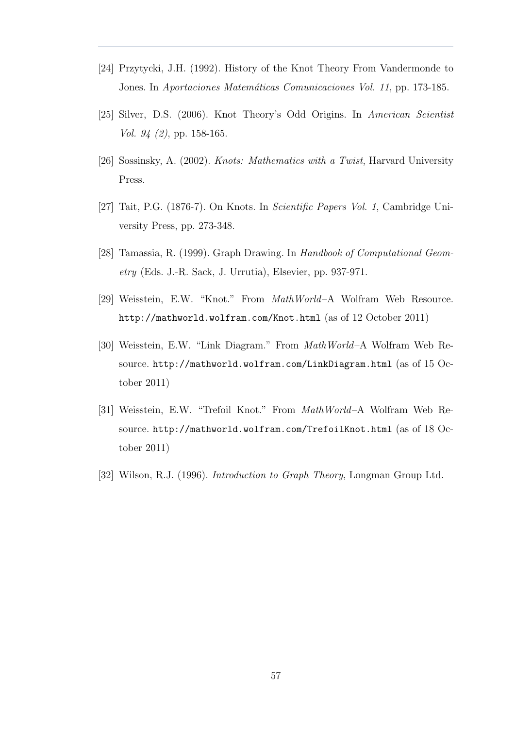[24] Przytycki, J.H. (1992). History of the Knot Theory From Vandermonde to Jones. In *Aportaciones Matemáticas Comunicaciones Vol. 11*, pp. 173-185.

[25] Silver, D.S. (2006). Knot Theory's Odd Origins. In *American Scientist Vol. 94 (2)*, pp. 158-165.

[26] Sossinsky, A. (2002). *Knots: Mathematics with a Twist*, Harvard University Press.

[27] Tait, P.G. (1876-7). On Knots. In *Scientific Papers Vol. 1*, Cambridge University Press, pp. 273-348.

[28] Tamassia, R. (1999). Graph Drawing. In *Handbook of Computational Geometry* (Eds. J.-R. Sack, J. Urrutia), Elsevier, pp. 937-971.

[29] Weisstein, E.W. "Knot." From *MathWorld*–A Wolfram Web Resource. `http://mathworld.wolfram.com/Knot.html` (as of 12 October 2011)

[30] Weisstein, E.W. "Link Diagram." From *MathWorld*–A Wolfram Web Resource. `http://mathworld.wolfram.com/LinkDiagram.html` (as of 15 October 2011)

[31] Weisstein, E.W. "Trefoil Knot." From *MathWorld*–A Wolfram Web Resource. `http://mathworld.wolfram.com/TrefoilKnot.html` (as of 18 October 2011)

[32] Wilson, R.J. (1996). *Introduction to Graph Theory*, Longman Group Ltd.